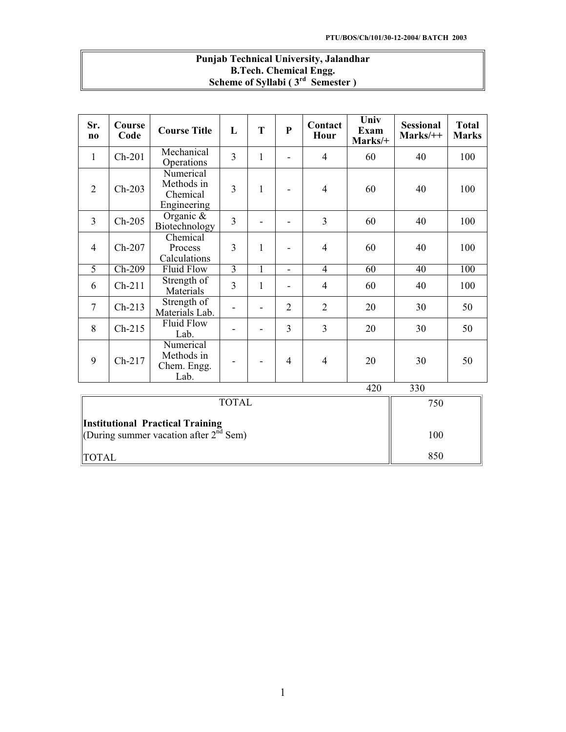PTU/BOS/Ch/101/30-12-2004/ BATCH 2003

# Punjab Technical University, Jalandhar
## B.Tech. Chemical Engg.
## Scheme of Syllabi ( 3rd Semester )

| Sr. no | Course Code | Course Title | L | T | P | Contact Hour | Univ Exam Marks/+ | Sessional Marks/++ | Total Marks |
|---|---|---|---|---|---|---|---|---|---|
| 1 | Ch-201 | Mechanical Operations | 3 | 1 | - | 4 | 60 | 40 | 100 |
| 2 | Ch-203 | Numerical Methods in Chemical Engineering | 3 | 1 | - | 4 | 60 | 40 | 100 |
| 3 | Ch-205 | Organic & Biotechnology | 3 | - | - | 3 | 60 | 40 | 100 |
| 4 | Ch-207 | Chemical Process Calculations | 3 | 1 | - | 4 | 60 | 40 | 100 |
| 5 | Ch-209 | Fluid Flow | 3 | 1 | - | 4 | 60 | 40 | 100 |
| 6 | Ch-211 | Strength of Materials | 3 | 1 | - | 4 | 60 | 40 | 100 |
| 7 | Ch-213 | Strength of Materials Lab. | - | - | 2 | 2 | 20 | 30 | 50 |
| 8 | Ch-215 | Fluid Flow Lab. | - | - | 3 | 3 | 20 | 30 | 50 |
| 9 | Ch-217 | Numerical Methods in Chem. Engg. Lab. | - | - | 4 | 4 | 20 | 30 | 50 |
| | | | | | | | 420 | 330 | |

| | |
|---|---|
| TOTAL | 750 |
| **Institutional Practical Training** (During summer vacation after 2nd Sem) | 100 |
| TOTAL | 850 |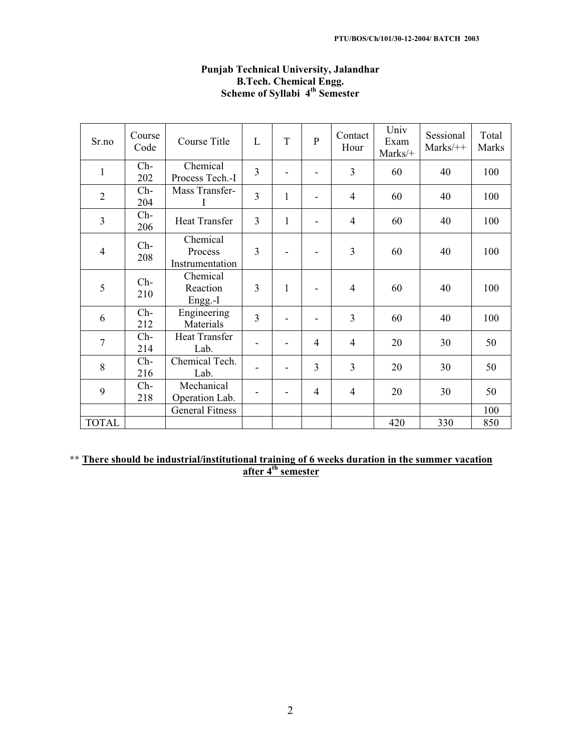PTU/BOS/Ch/101/30-12-2004/ BATCH 2003

**Punjab Technical University, Jalandhar**
**B.Tech. Chemical Engg.**
**Scheme of Syllabi 4th Semester**

| Sr.no | Course Code | Course Title | L | T | P | Contact Hour | Univ Exam Marks/+ | Sessional Marks/++ | Total Marks |
|---|---|---|---|---|---|---|---|---|---|
| 1 | Ch-202 | Chemical Process Tech.-I | 3 | - | - | 3 | 60 | 40 | 100 |
| 2 | Ch-204 | Mass Transfer-I | 3 | 1 | - | 4 | 60 | 40 | 100 |
| 3 | Ch-206 | Heat Transfer | 3 | 1 | - | 4 | 60 | 40 | 100 |
| 4 | Ch-208 | Chemical Process Instrumentation | 3 | - | - | 3 | 60 | 40 | 100 |
| 5 | Ch-210 | Chemical Reaction Engg.-I | 3 | 1 | - | 4 | 60 | 40 | 100 |
| 6 | Ch-212 | Engineering Materials | 3 | - | - | 3 | 60 | 40 | 100 |
| 7 | Ch-214 | Heat Transfer Lab. | - | - | 4 | 4 | 20 | 30 | 50 |
| 8 | Ch-216 | Chemical Tech. Lab. | - | - | 3 | 3 | 20 | 30 | 50 |
| 9 | Ch-218 | Mechanical Operation Lab. | - | - | 4 | 4 | 20 | 30 | 50 |
| | | General Fitness | | | | | | | 100 |
| TOTAL | | | | | | | 420 | 330 | 850 |

** **There should be industrial/institutional training of 6 weeks duration in the summer vacation after 4th semester**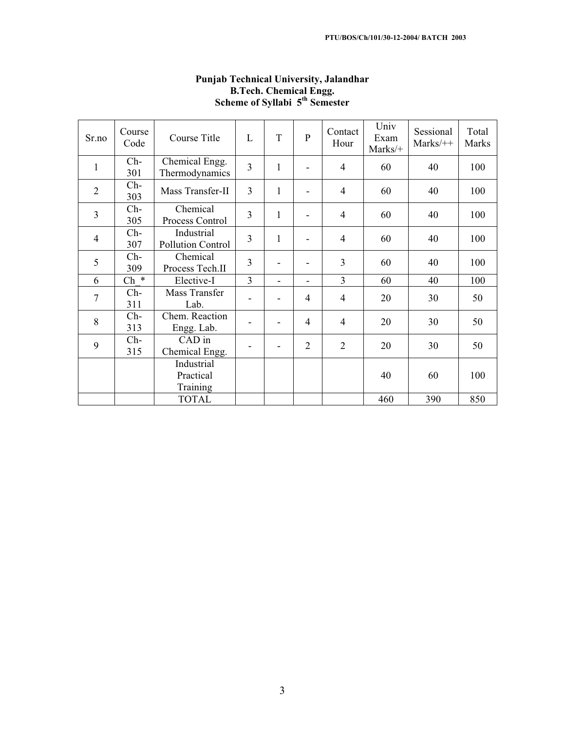**Punjab Technical University, Jalandhar**
**B.Tech. Chemical Engg.**
**Scheme of Syllabi 5th Semester**

| Sr.no | Course Code | Course Title | L | T | P | Contact Hour | Univ Exam Marks/+ | Sessional Marks/++ | Total Marks |
|---|---|---|---|---|---|---|---|---|---|
| 1 | Ch-301 | Chemical Engg. Thermodynamics | 3 | 1 | - | 4 | 60 | 40 | 100 |
| 2 | Ch-303 | Mass Transfer-II | 3 | 1 | - | 4 | 60 | 40 | 100 |
| 3 | Ch-305 | Chemical Process Control | 3 | 1 | - | 4 | 60 | 40 | 100 |
| 4 | Ch-307 | Industrial Pollution Control | 3 | 1 | - | 4 | 60 | 40 | 100 |
| 5 | Ch-309 | Chemical Process Tech.II | 3 | - | - | 3 | 60 | 40 | 100 |
| 6 | Ch_* | Elective-I | 3 | - | - | 3 | 60 | 40 | 100 |
| 7 | Ch-311 | Mass Transfer Lab. | - | - | 4 | 4 | 20 | 30 | 50 |
| 8 | Ch-313 | Chem. Reaction Engg. Lab. | - | - | 4 | 4 | 20 | 30 | 50 |
| 9 | Ch-315 | CAD in Chemical Engg. | - | - | 2 | 2 | 20 | 30 | 50 |
| | | Industrial Practical Training | | | | | 40 | 60 | 100 |
| | | TOTAL | | | | | 460 | 390 | 850 |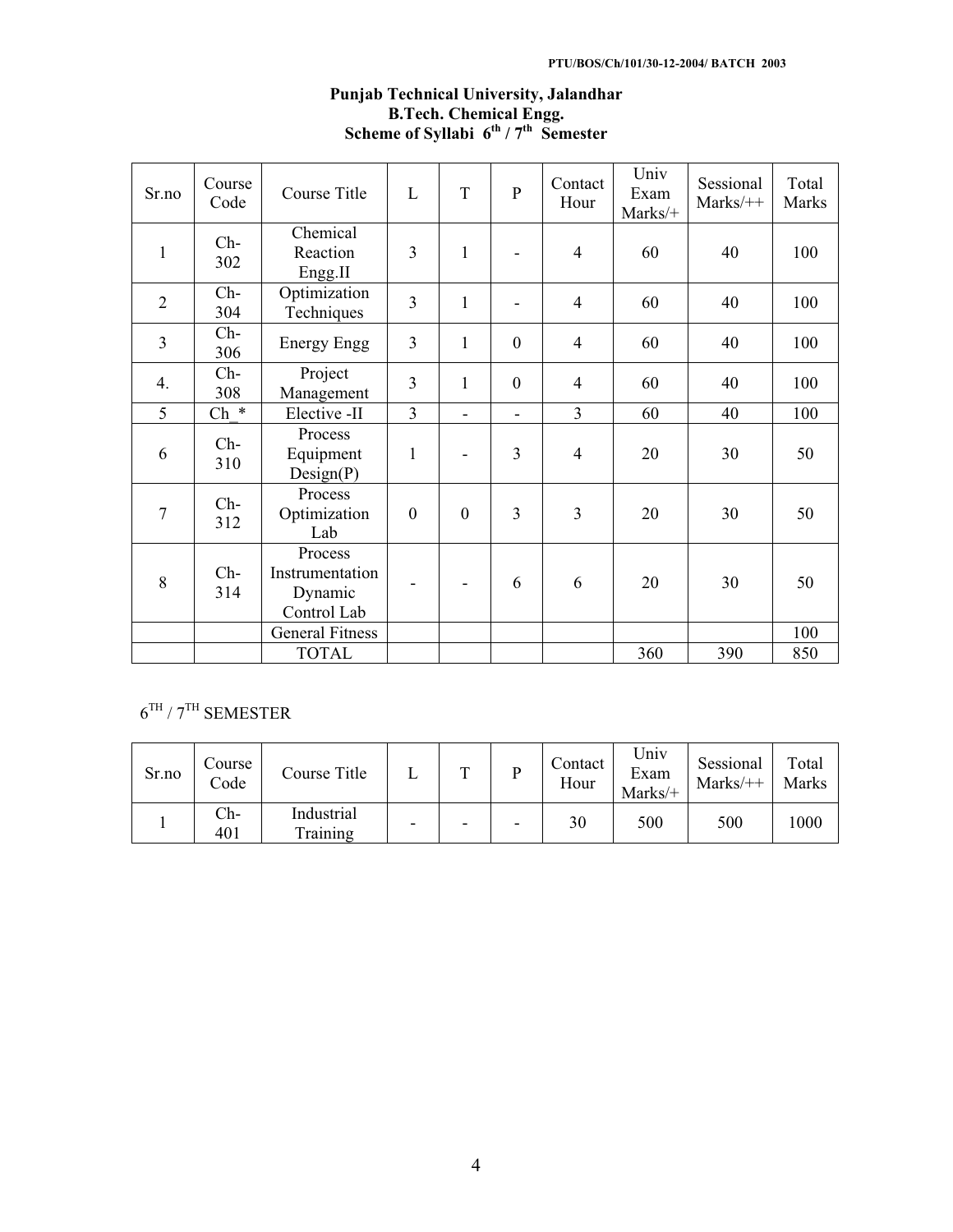PTU/BOS/Ch/101/30-12-2004/ BATCH 2003

# Punjab Technical University, Jalandhar
## B.Tech. Chemical Engg.
## Scheme of Syllabi 6th / 7th Semester

| Sr.no | Course Code | Course Title | L | T | P | Contact Hour | Univ Exam Marks/+ | Sessional Marks/++ | Total Marks |
|---|---|---|---|---|---|---|---|---|---|
| 1 | Ch-302 | Chemical Reaction Engg.II | 3 | 1 | - | 4 | 60 | 40 | 100 |
| 2 | Ch-304 | Optimization Techniques | 3 | 1 | - | 4 | 60 | 40 | 100 |
| 3 | Ch-306 | Energy Engg | 3 | 1 | 0 | 4 | 60 | 40 | 100 |
| 4. | Ch-308 | Project Management | 3 | 1 | 0 | 4 | 60 | 40 | 100 |
| 5 | Ch_* | Elective -II | 3 | - | - | 3 | 60 | 40 | 100 |
| 6 | Ch-310 | Process Equipment Design(P) | 1 | - | 3 | 4 | 20 | 30 | 50 |
| 7 | Ch-312 | Process Optimization Lab | 0 | 0 | 3 | 3 | 20 | 30 | 50 |
| 8 | Ch-314 | Process Instrumentation Dynamic Control Lab | - | - | 6 | 6 | 20 | 30 | 50 |
| | | General Fitness | | | | | | | 100 |
| | | TOTAL | | | | | 360 | 390 | 850 |

6TH / 7TH SEMESTER

| Sr.no | Course Code | Course Title | L | T | P | Contact Hour | Univ Exam Marks/+ | Sessional Marks/++ | Total Marks |
|---|---|---|---|---|---|---|---|---|---|
| 1 | Ch-401 | Industrial Training | - | - | - | 30 | 500 | 500 | 1000 |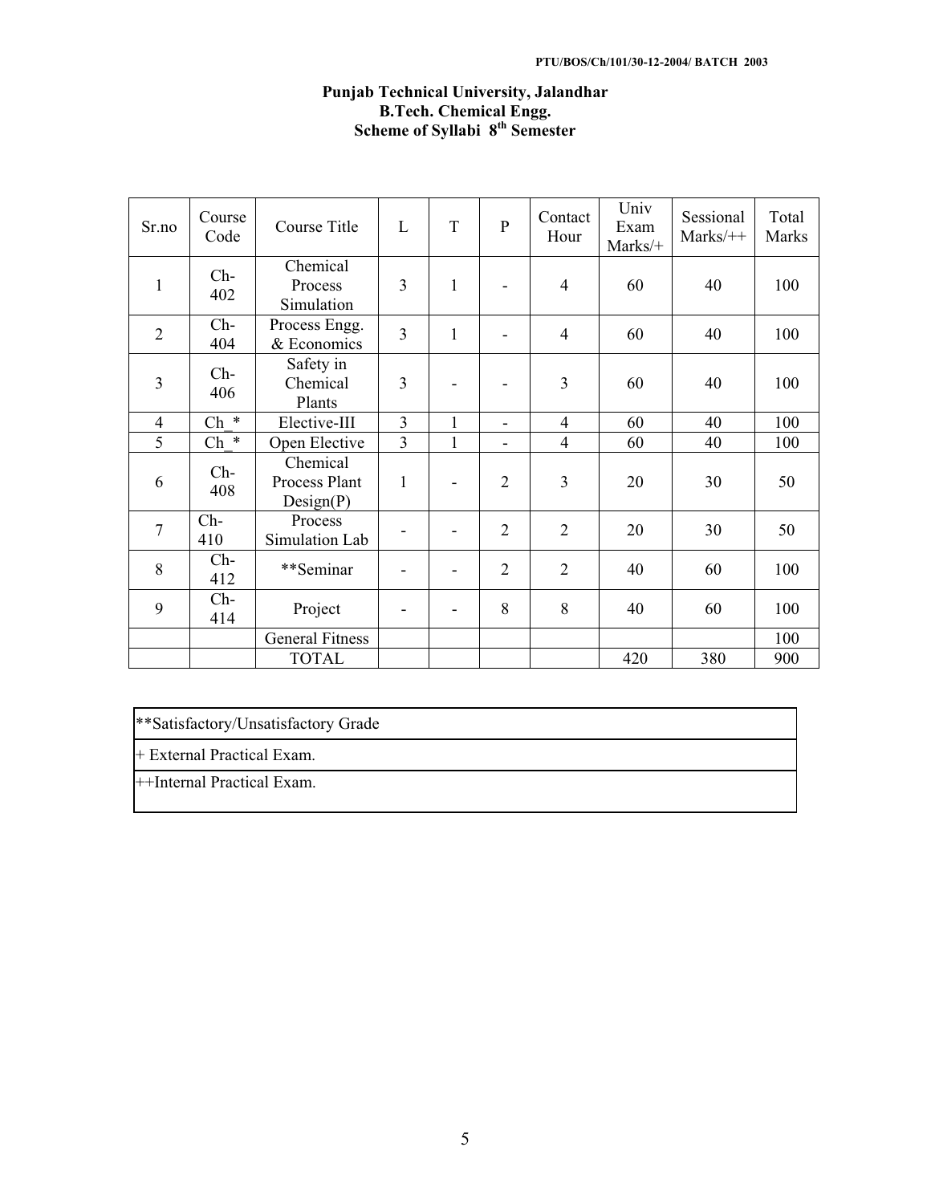PTU/BOS/Ch/101/30-12-2004/ BATCH 2003

**Punjab Technical University, Jalandhar**
**B.Tech. Chemical Engg.**
**Scheme of Syllabi 8th Semester**

| Sr.no | Course Code | Course Title | L | T | P | Contact Hour | Univ Exam Marks/+ | Sessional Marks/++ | Total Marks |
|---|---|---|---|---|---|---|---|---|---|
| 1 | Ch-402 | Chemical Process Simulation | 3 | 1 | - | 4 | 60 | 40 | 100 |
| 2 | Ch-404 | Process Engg. & Economics | 3 | 1 | - | 4 | 60 | 40 | 100 |
| 3 | Ch-406 | Safety in Chemical Plants | 3 | - | - | 3 | 60 | 40 | 100 |
| 4 | Ch_* | Elective-III | 3 | 1 | - | 4 | 60 | 40 | 100 |
| 5 | Ch_* | Open Elective | 3 | 1 | - | 4 | 60 | 40 | 100 |
| 6 | Ch-408 | Chemical Process Plant Design(P) | 1 | - | 2 | 3 | 20 | 30 | 50 |
| 7 | Ch-410 | Process Simulation Lab | - | - | 2 | 2 | 20 | 30 | 50 |
| 8 | Ch-412 | **Seminar | - | - | 2 | 2 | 40 | 60 | 100 |
| 9 | Ch-414 | Project | - | - | 8 | 8 | 40 | 60 | 100 |
| | | General Fitness | | | | | | | 100 |
| | | TOTAL | | | | | 420 | 380 | 900 |

| **Satisfactory/Unsatisfactory Grade |
|---|
| + External Practical Exam. |
| ++Internal Practical Exam. |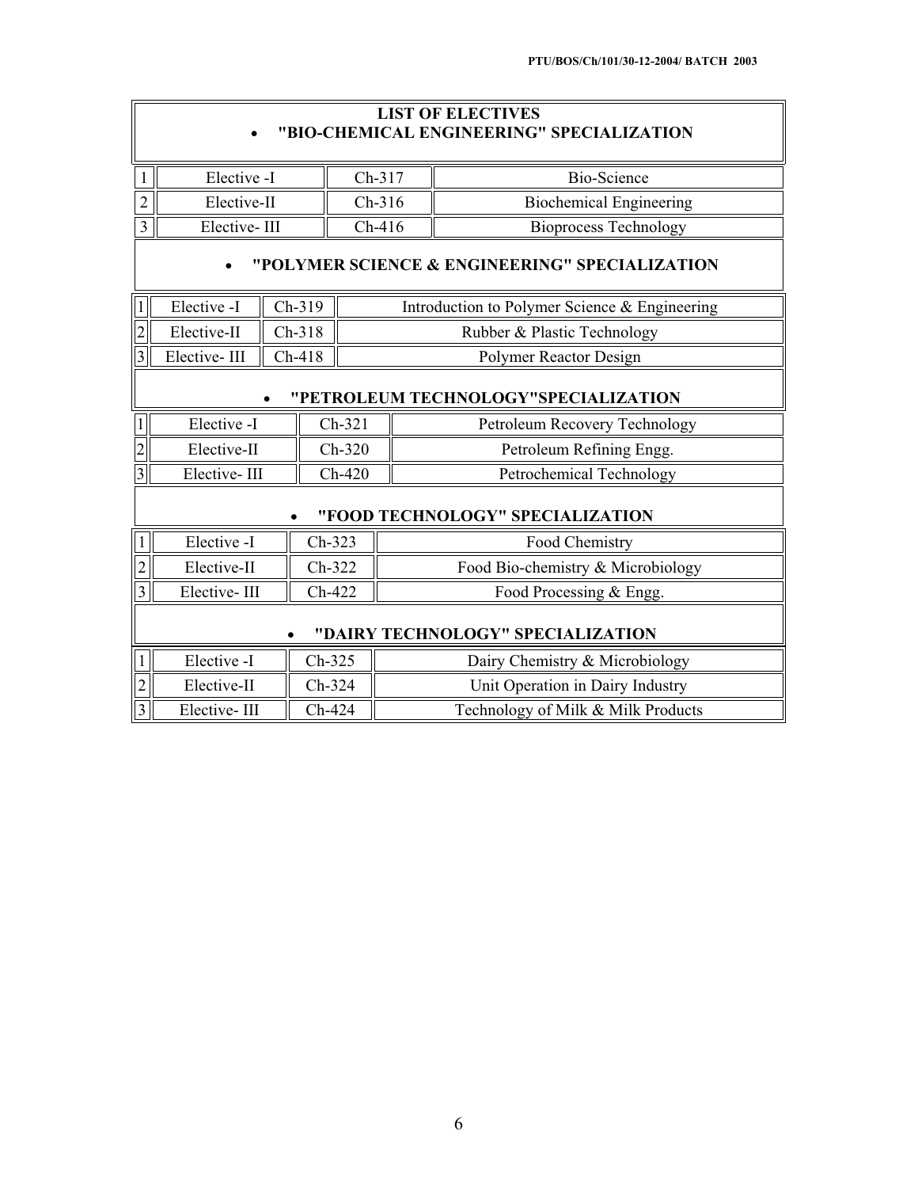## LIST OF ELECTIVES

- **"BIO-CHEMICAL ENGINEERING" SPECIALIZATION**

| | | | |
|---|---|---|---|
| 1 | Elective -I | Ch-317 | Bio-Science |
| 2 | Elective-II | Ch-316 | Biochemical Engineering |
| 3 | Elective- III | Ch-416 | Bioprocess Technology |

- **"POLYMER SCIENCE & ENGINEERING" SPECIALIZATION**

| | | | |
|---|---|---|---|
| 1 | Elective -I | Ch-319 | Introduction to Polymer Science & Engineering |
| 2 | Elective-II | Ch-318 | Rubber & Plastic Technology |
| 3 | Elective- III | Ch-418 | Polymer Reactor Design |

- **"PETROLEUM TECHNOLOGY"SPECIALIZATION**

| | | | |
|---|---|---|---|
| 1 | Elective -I | Ch-321 | Petroleum Recovery Technology |
| 2 | Elective-II | Ch-320 | Petroleum Refining Engg. |
| 3 | Elective- III | Ch-420 | Petrochemical Technology |

- **"FOOD TECHNOLOGY" SPECIALIZATION**

| | | | |
|---|---|---|---|
| 1 | Elective -I | Ch-323 | Food Chemistry |
| 2 | Elective-II | Ch-322 | Food Bio-chemistry & Microbiology |
| 3 | Elective- III | Ch-422 | Food Processing & Engg. |

- **"DAIRY TECHNOLOGY" SPECIALIZATION**

| | | | |
|---|---|---|---|
| 1 | Elective -I | Ch-325 | Dairy Chemistry & Microbiology |
| 2 | Elective-II | Ch-324 | Unit Operation in Dairy Industry |
| 3 | Elective- III | Ch-424 | Technology of Milk & Milk Products |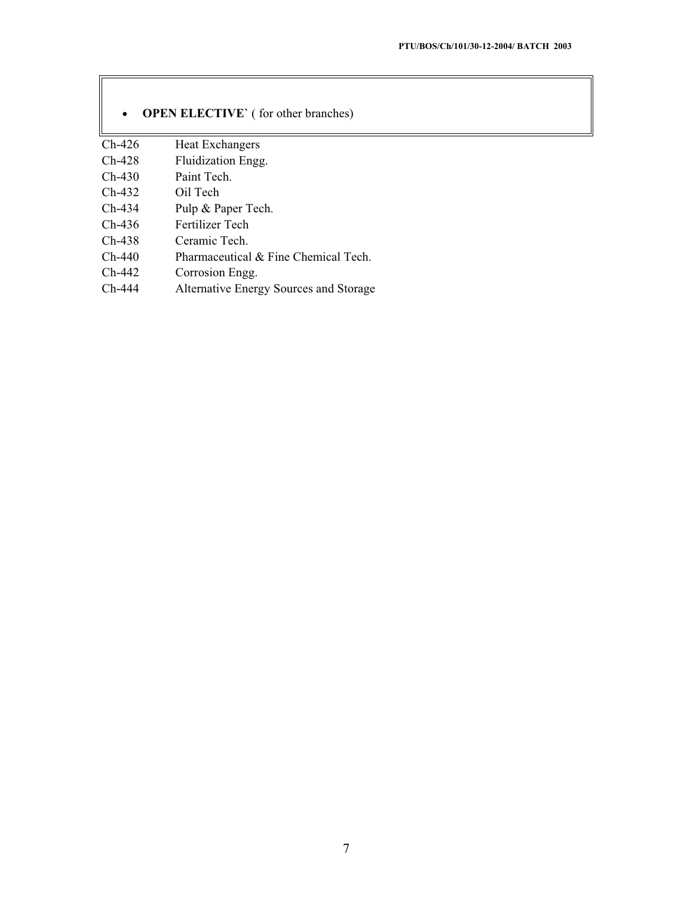- **OPEN ELECTIVE`** ( for other branches)

| | |
|---|---|
| Ch-426 | Heat Exchangers |
| Ch-428 | Fluidization Engg. |
| Ch-430 | Paint Tech. |
| Ch-432 | Oil Tech |
| Ch-434 | Pulp & Paper Tech. |
| Ch-436 | Fertilizer Tech |
| Ch-438 | Ceramic Tech. |
| Ch-440 | Pharmaceutical & Fine Chemical Tech. |
| Ch-442 | Corrosion Engg. |
| Ch-444 | Alternative Energy Sources and Storage |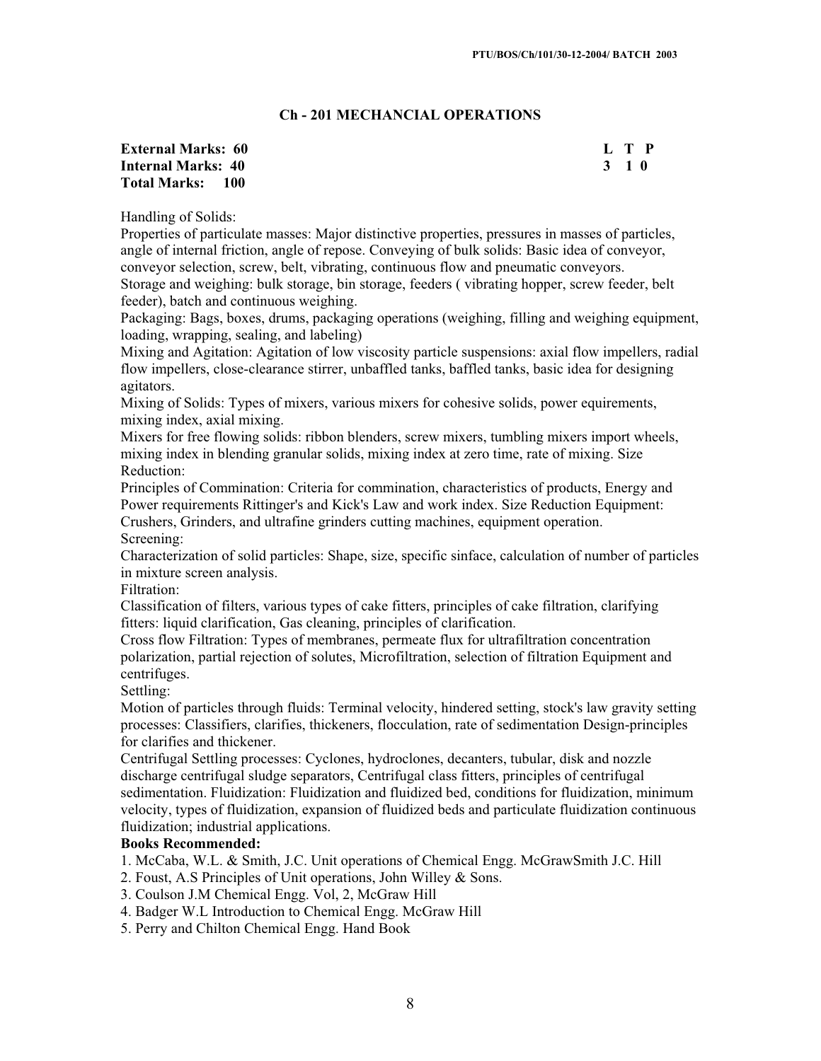PTU/BOS/Ch/101/30-12-2004/ BATCH 2003

## Ch - 201 MECHANCIAL OPERATIONS

**External Marks: 60** **L T P**
**Internal Marks: 40** **3 1 0**
**Total Marks: 100**

Handling of Solids:
Properties of particulate masses: Major distinctive properties, pressures in masses of particles, angle of internal friction, angle of repose. Conveying of bulk solids: Basic idea of conveyor, conveyor selection, screw, belt, vibrating, continuous flow and pneumatic conveyors.
Storage and weighing: bulk storage, bin storage, feeders ( vibrating hopper, screw feeder, belt feeder), batch and continuous weighing.
Packaging: Bags, boxes, drums, packaging operations (weighing, filling and weighing equipment, loading, wrapping, sealing, and labeling)
Mixing and Agitation: Agitation of low viscosity particle suspensions: axial flow impellers, radial flow impellers, close-clearance stirrer, unbaffled tanks, baffled tanks, basic idea for designing agitators.
Mixing of Solids: Types of mixers, various mixers for cohesive solids, power equirements, mixing index, axial mixing.
Mixers for free flowing solids: ribbon blenders, screw mixers, tumbling mixers import wheels, mixing index in blending granular solids, mixing index at zero time, rate of mixing. Size Reduction:
Principles of Commination: Criteria for commination, characteristics of products, Energy and Power requirements Rittinger's and Kick's Law and work index. Size Reduction Equipment: Crushers, Grinders, and ultrafine grinders cutting machines, equipment operation.
Screening:
Characterization of solid particles: Shape, size, specific sinface, calculation of number of particles in mixture screen analysis.
Filtration:
Classification of filters, various types of cake fitters, principles of cake filtration, clarifying fitters: liquid clarification, Gas cleaning, principles of clarification.
Cross flow Filtration: Types of membranes, permeate flux for ultrafiltration concentration polarization, partial rejection of solutes, Microfiltration, selection of filtration Equipment and centrifuges.
Settling:
Motion of particles through fluids: Terminal velocity, hindered setting, stock's law gravity setting processes: Classifiers, clarifies, thickeners, flocculation, rate of sedimentation Design-principles for clarifies and thickener.
Centrifugal Settling processes: Cyclones, hydroclones, decanters, tubular, disk and nozzle discharge centrifugal sludge separators, Centrifugal class fitters, principles of centrifugal sedimentation. Fluidization: Fluidization and fluidized bed, conditions for fluidization, minimum velocity, types of fluidization, expansion of fluidized beds and particulate fluidization continuous fluidization; industrial applications.

**Books Recommended:**

1. McCaba, W.L. & Smith, J.C. Unit operations of Chemical Engg. McGrawSmith J.C. Hill
2. Foust, A.S Principles of Unit operations, John Willey & Sons.
3. Coulson J.M Chemical Engg. Vol, 2, McGraw Hill
4. Badger W.L Introduction to Chemical Engg. McGraw Hill
5. Perry and Chilton Chemical Engg. Hand Book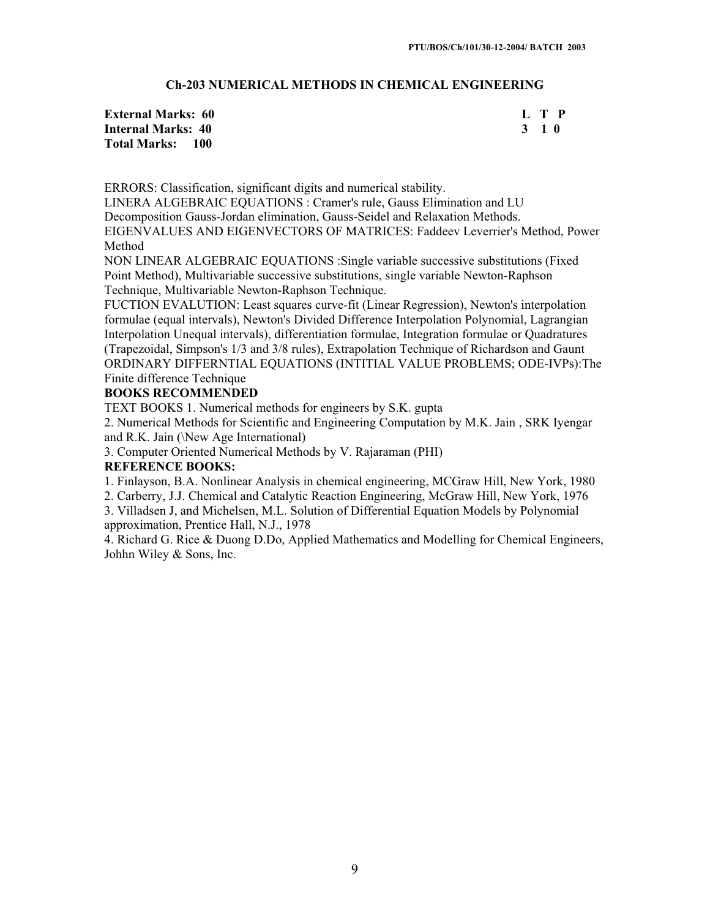## Ch-203 NUMERICAL METHODS IN CHEMICAL ENGINEERING

| | |
|---|---|
| **External Marks: 60** | **L T P** |
| **Internal Marks: 40** | **3 1 0** |
| **Total Marks: 100** | |

ERRORS: Classification, significant digits and numerical stability.

LINERA ALGEBRAIC EQUATIONS : Cramer's rule, Gauss Elimination and LU Decomposition Gauss-Jordan elimination, Gauss-Seidel and Relaxation Methods.

EIGENVALUES AND EIGENVECTORS OF MATRICES: Faddeev Leverrier's Method, Power Method

NON LINEAR ALGEBRAIC EQUATIONS :Single variable successive substitutions (Fixed Point Method), Multivariable successive substitutions, single variable Newton-Raphson Technique, Multivariable Newton-Raphson Technique.

FUCTION EVALUTION: Least squares curve-fit (Linear Regression), Newton's interpolation formulae (equal intervals), Newton's Divided Difference Interpolation Polynomial, Lagrangian Interpolation Unequal intervals), differentiation formulae, Integration formulae or Quadratures (Trapezoidal, Simpson's 1/3 and 3/8 rules), Extrapolation Technique of Richardson and Gaunt

ORDINARY DIFFERNTIAL EQUATIONS (INTITIAL VALUE PROBLEMS; ODE-IVPs):The Finite difference Technique

### BOOKS RECOMMENDED

TEXT BOOKS 1. Numerical methods for engineers by S.K. gupta

2. Numerical Methods for Scientific and Engineering Computation by M.K. Jain , SRK Iyengar and R.K. Jain (\New Age International)

3. Computer Oriented Numerical Methods by V. Rajaraman (PHI)

### REFERENCE BOOKS:

1. Finlayson, B.A. Nonlinear Analysis in chemical engineering, MCGraw Hill, New York, 1980
2. Carberry, J.J. Chemical and Catalytic Reaction Engineering, McGraw Hill, New York, 1976
3. Villadsen J, and Michelsen, M.L. Solution of Differential Equation Models by Polynomial approximation, Prentice Hall, N.J., 1978
4. Richard G. Rice & Duong D.Do, Applied Mathematics and Modelling for Chemical Engineers, Johhn Wiley & Sons, Inc.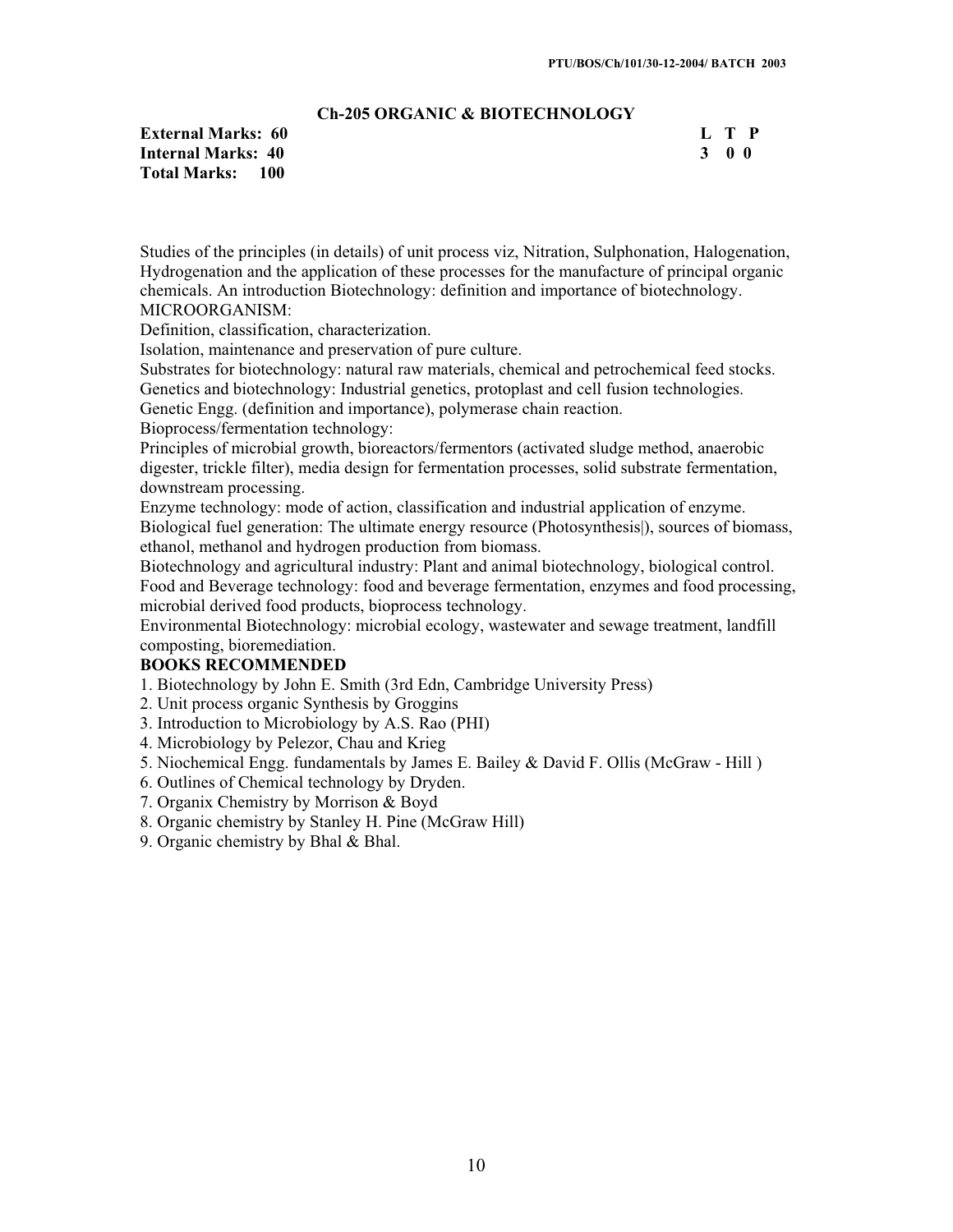## Ch-205 ORGANIC & BIOTECHNOLOGY

| | L | T | P |
|---|---|---|---|
| **External Marks: 60** | 3 | 0 | 0 |
| **Internal Marks: 40** | | | |
| **Total Marks: 100** | | | |

Studies of the principles (in details) of unit process viz, Nitration, Sulphonation, Halogenation, Hydrogenation and the application of these processes for the manufacture of principal organic chemicals. An introduction Biotechnology: definition and importance of biotechnology.

MICROORGANISM:

Definition, classification, characterization.

Isolation, maintenance and preservation of pure culture.

Substrates for biotechnology: natural raw materials, chemical and petrochemical feed stocks.

Genetics and biotechnology: Industrial genetics, protoplast and cell fusion technologies.

Genetic Engg. (definition and importance), polymerase chain reaction.

Bioprocess/fermentation technology:

Principles of microbial growth, bioreactors/fermentors (activated sludge method, anaerobic digester, trickle filter), media design for fermentation processes, solid substrate fermentation, downstream processing.

Enzyme technology: mode of action, classification and industrial application of enzyme.

Biological fuel generation: The ultimate energy resource (Photosynthesis|), sources of biomass, ethanol, methanol and hydrogen production from biomass.

Biotechnology and agricultural industry: Plant and animal biotechnology, biological control.

Food and Beverage technology: food and beverage fermentation, enzymes and food processing, microbial derived food products, bioprocess technology.

Environmental Biotechnology: microbial ecology, wastewater and sewage treatment, landfill composting, bioremediation.

**BOOKS RECOMMENDED**

1. Biotechnology by John E. Smith (3rd Edn, Cambridge University Press)
2. Unit process organic Synthesis by Groggins
3. Introduction to Microbiology by A.S. Rao (PHI)
4. Microbiology by Pelezor, Chau and Krieg
5. Niochemical Engg. fundamentals by James E. Bailey & David F. Ollis (McGraw - Hill )
6. Outlines of Chemical technology by Dryden.
7. Organix Chemistry by Morrison & Boyd
8. Organic chemistry by Stanley H. Pine (McGraw Hill)
9. Organic chemistry by Bhal & Bhal.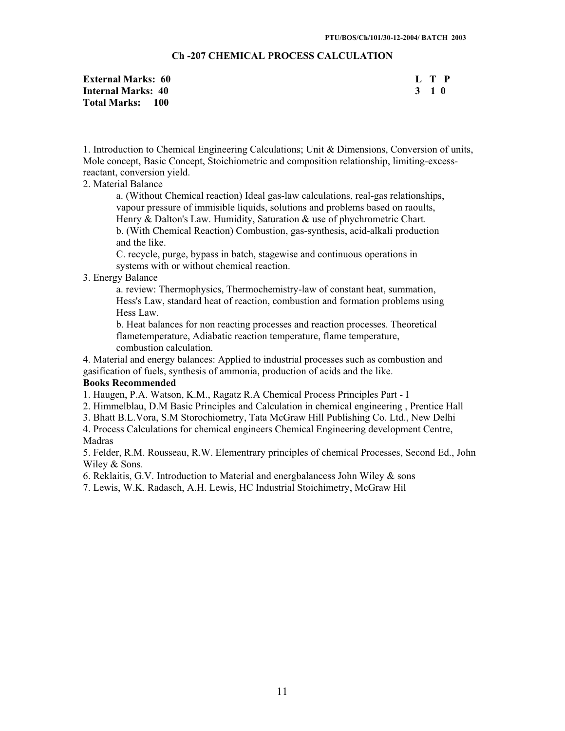## Ch -207 CHEMICAL PROCESS CALCULATION

**External Marks: 60**
**Internal Marks: 40**
**Total Marks: 100**

**L T P**
**3 1 0**

1. Introduction to Chemical Engineering Calculations; Unit & Dimensions, Conversion of units, Mole concept, Basic Concept, Stoichiometric and composition relationship, limiting-excess-reactant, conversion yield.
2. Material Balance
   a. (Without Chemical reaction) Ideal gas-law calculations, real-gas relationships, vapour pressure of immisible liquids, solutions and problems based on raoults, Henry & Dalton's Law. Humidity, Saturation & use of phychrometric Chart.
   b. (With Chemical Reaction) Combustion, gas-synthesis, acid-alkali production and the like.
   C. recycle, purge, bypass in batch, stagewise and continuous operations in systems with or without chemical reaction.
3. Energy Balance
   a. review: Thermophysics, Thermochemistry-law of constant heat, summation, Hess's Law, standard heat of reaction, combustion and formation problems using Hess Law.
   b. Heat balances for non reacting processes and reaction processes. Theoretical flametemperature, Adiabatic reaction temperature, flame temperature, combustion calculation.
4. Material and energy balances: Applied to industrial processes such as combustion and gasification of fuels, synthesis of ammonia, production of acids and the like.

**Books Recommended**

1. Haugen, P.A. Watson, K.M., Ragatz R.A Chemical Process Principles Part - I
2. Himmelblau, D.M Basic Principles and Calculation in chemical engineering , Prentice Hall
3. Bhatt B.L.Vora, S.M Storochiometry, Tata McGraw Hill Publishing Co. Ltd., New Delhi
4. Process Calculations for chemical engineers Chemical Engineering development Centre, Madras
5. Felder, R.M. Rousseau, R.W. Elementrary principles of chemical Processes, Second Ed., John Wiley & Sons.
6. Reklaitis, G.V. Introduction to Material and energbalancess John Wiley & sons
7. Lewis, W.K. Radasch, A.H. Lewis, HC Industrial Stoichimetry, McGraw Hil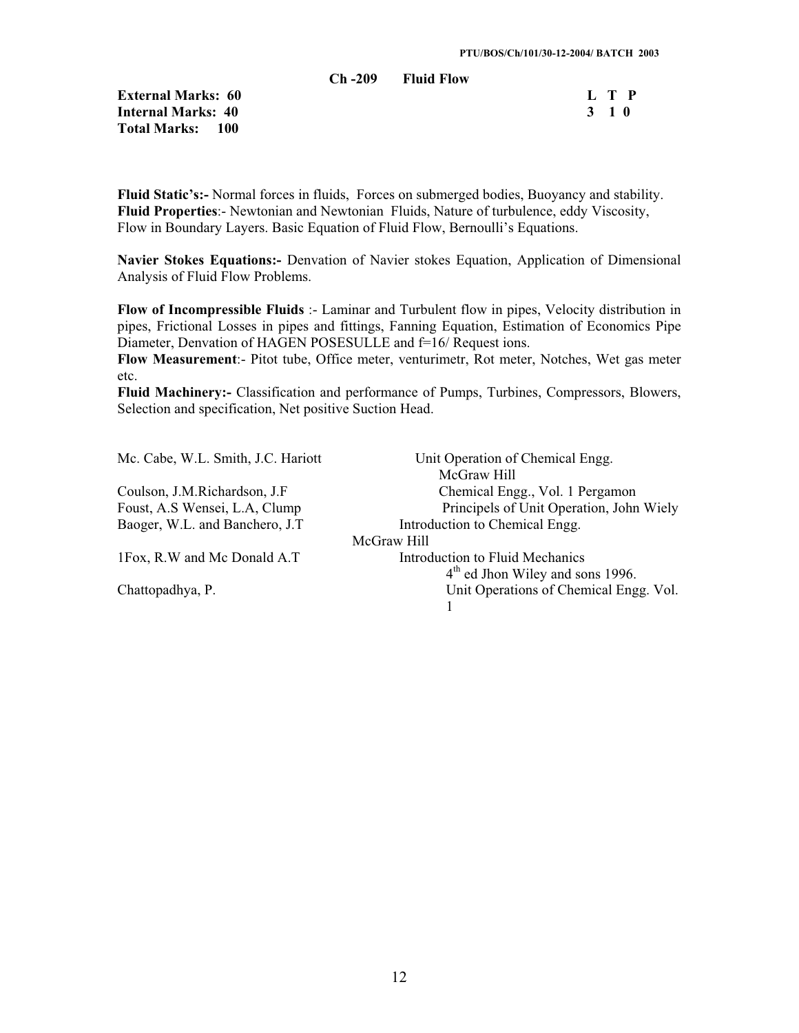## Ch -209 Fluid Flow

**External Marks: 60**
**Internal Marks: 40**
**Total Marks: 100**

| L | T | P |
|---|---|---|
| 3 | 1 | 0 |

**Fluid Static's:-** Normal forces in fluids, Forces on submerged bodies, Buoyancy and stability.
**Fluid Properties**:- Newtonian and Newtonian Fluids, Nature of turbulence, eddy Viscosity, Flow in Boundary Layers. Basic Equation of Fluid Flow, Bernoulli's Equations.

**Navier Stokes Equations:-** Denvation of Navier stokes Equation, Application of Dimensional Analysis of Fluid Flow Problems.

**Flow of Incompressible Fluids** :- Laminar and Turbulent flow in pipes, Velocity distribution in pipes, Frictional Losses in pipes and fittings, Fanning Equation, Estimation of Economics Pipe Diameter, Denvation of HAGEN POSESULLE and f=16/ Request ions.
**Flow Measurement**:- Pitot tube, Office meter, venturimetr, Rot meter, Notches, Wet gas meter etc.
**Fluid Machinery:-** Classification and performance of Pumps, Turbines, Compressors, Blowers, Selection and specification, Net positive Suction Head.

| | |
|---|---|
| Mc. Cabe, W.L. Smith, J.C. Hariott | Unit Operation of Chemical Engg. McGraw Hill |
| Coulson, J.M.Richardson, J.F | Chemical Engg., Vol. 1 Pergamon |
| Foust, A.S Wensei, L.A, Clump | Principels of Unit Operation, John Wiely |
| Baoger, W.L. and Banchero, J.T | Introduction to Chemical Engg. McGraw Hill |
| 1Fox, R.W and Mc Donald A.T | Introduction to Fluid Mechanics 4th ed Jhon Wiley and sons 1996. |
| Chattopadhya, P. | Unit Operations of Chemical Engg. Vol. 1 |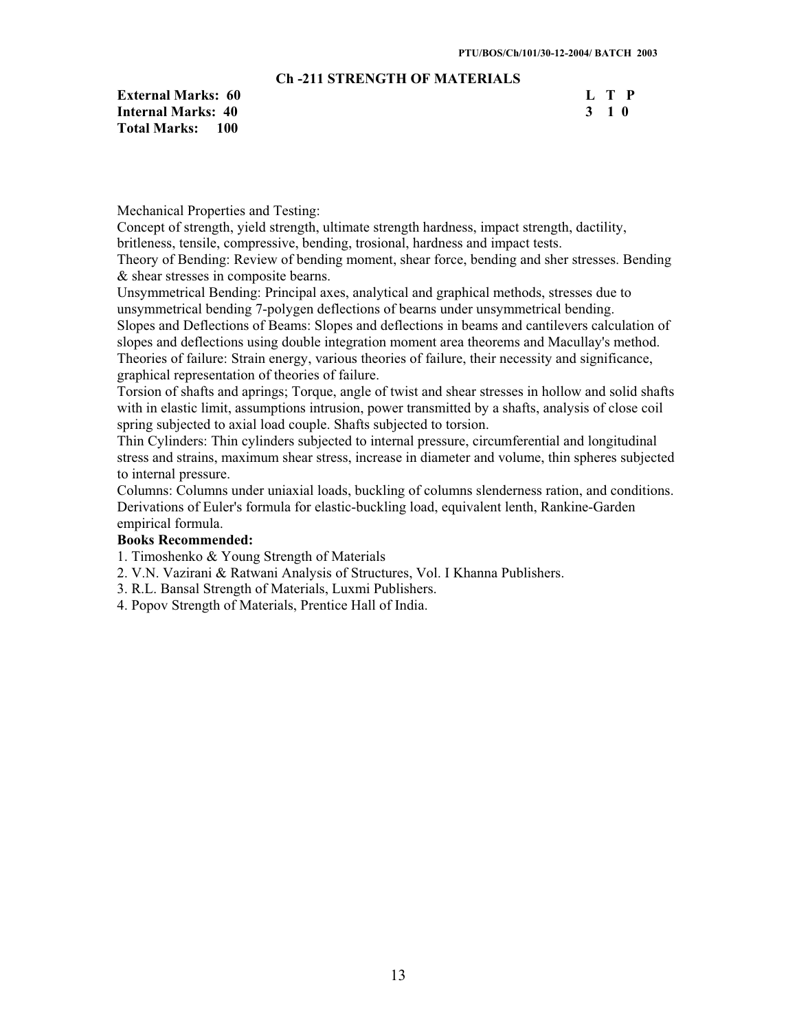PTU/BOS/Ch/101/30-12-2004/ BATCH 2003

## Ch -211 STRENGTH OF MATERIALS

**External Marks: 60** **L T P**
**Internal Marks: 40** **3 1 0**
**Total Marks: 100**

Mechanical Properties and Testing:
Concept of strength, yield strength, ultimate strength hardness, impact strength, dactility, britleness, tensile, compressive, bending, trosional, hardness and impact tests.
Theory of Bending: Review of bending moment, shear force, bending and sher stresses. Bending & shear stresses in composite bearns.
Unsymmetrical Bending: Principal axes, analytical and graphical methods, stresses due to unsymmetrical bending 7-polygen deflections of bearns under unsymmetrical bending.
Slopes and Deflections of Beams: Slopes and deflections in beams and cantilevers calculation of slopes and deflections using double integration moment area theorems and Macullay's method.
Theories of failure: Strain energy, various theories of failure, their necessity and significance, graphical representation of theories of failure.
Torsion of shafts and aprings; Torque, angle of twist and shear stresses in hollow and solid shafts with in elastic limit, assumptions intrusion, power transmitted by a shafts, analysis of close coil spring subjected to axial load couple. Shafts subjected to torsion.
Thin Cylinders: Thin cylinders subjected to internal pressure, circumferential and longitudinal stress and strains, maximum shear stress, increase in diameter and volume, thin spheres subjected to internal pressure.
Columns: Columns under uniaxial loads, buckling of columns slenderness ration, and conditions. Derivations of Euler's formula for elastic-buckling load, equivalent lenth, Rankine-Garden empirical formula.

**Books Recommended:**

1. Timoshenko & Young Strength of Materials
2. V.N. Vazirani & Ratwani Analysis of Structures, Vol. I Khanna Publishers.
3. R.L. Bansal Strength of Materials, Luxmi Publishers.
4. Popov Strength of Materials, Prentice Hall of India.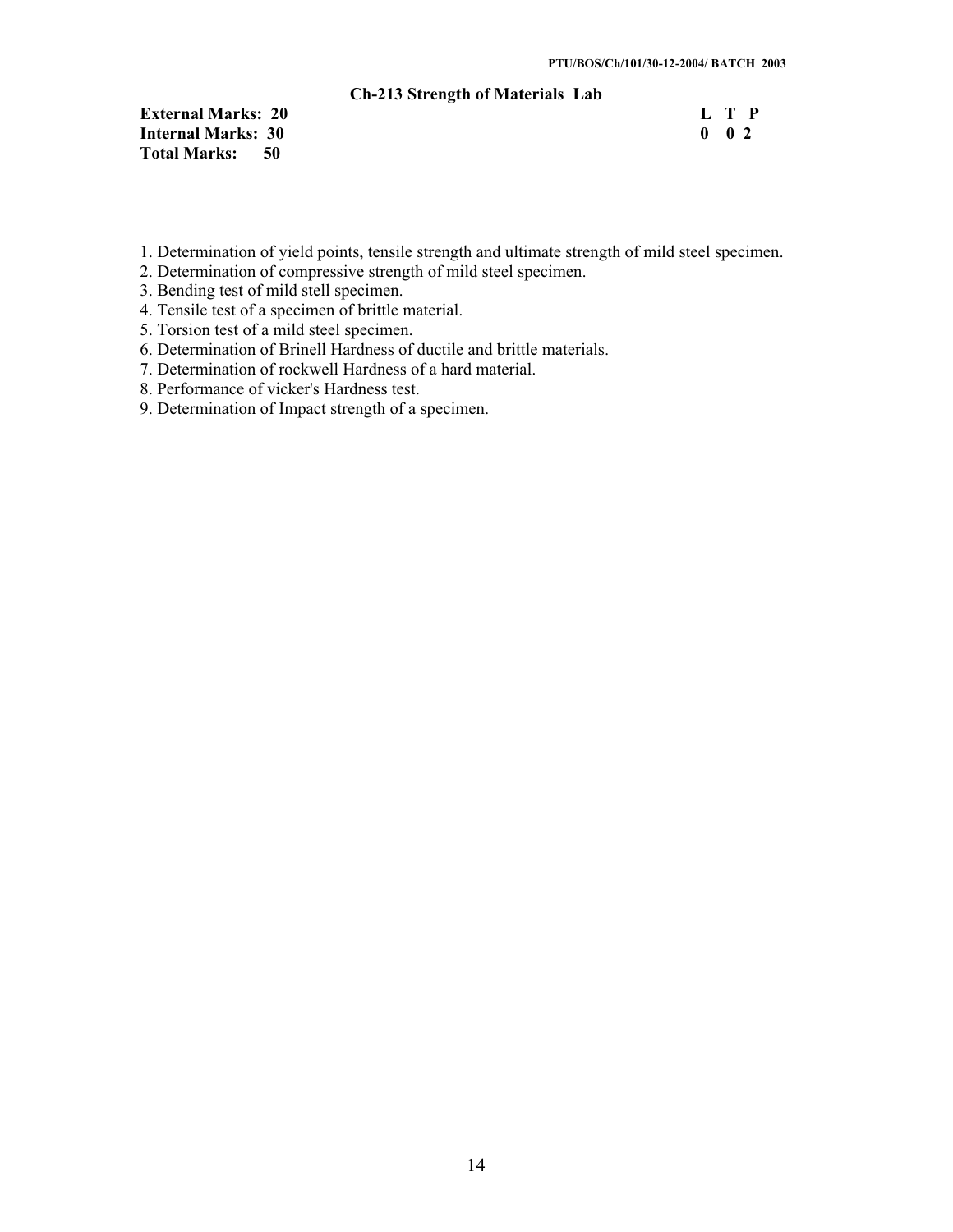## Ch-213 Strength of Materials Lab

**External Marks: 20** **L T P**
**Internal Marks: 30** **0 0 2**
**Total Marks: 50**

1. Determination of yield points, tensile strength and ultimate strength of mild steel specimen.
2. Determination of compressive strength of mild steel specimen.
3. Bending test of mild stell specimen.
4. Tensile test of a specimen of brittle material.
5. Torsion test of a mild steel specimen.
6. Determination of Brinell Hardness of ductile and brittle materials.
7. Determination of rockwell Hardness of a hard material.
8. Performance of vicker's Hardness test.
9. Determination of Impact strength of a specimen.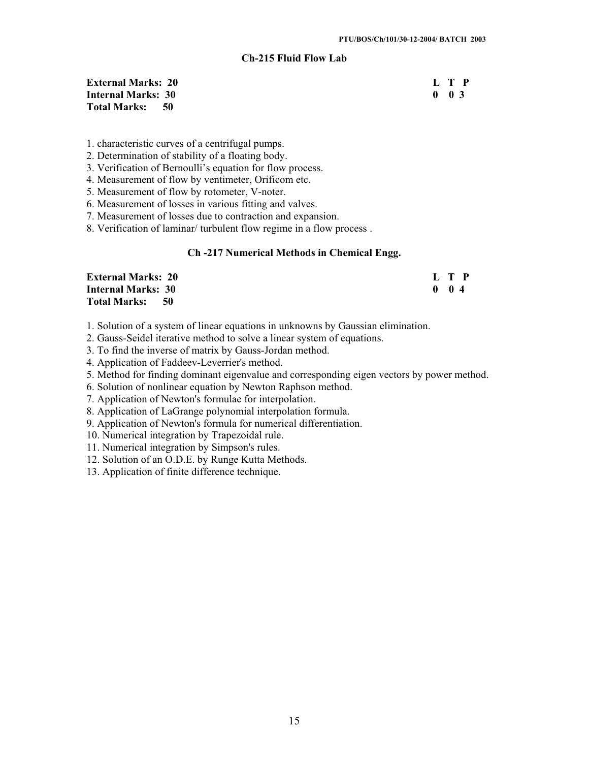### Ch-215 Fluid Flow Lab

| | L | T | P |
|---|---|---|---|
| **External Marks: 20** | | | |
| **Internal Marks: 30** | 0 | 0 | 3 |
| **Total Marks: 50** | | | |

1. characteristic curves of a centrifugal pumps.
2. Determination of stability of a floating body.
3. Verification of Bernoulli's equation for flow process.
4. Measurement of flow by ventimeter, Orificom etc.
5. Measurement of flow by rotometer, V-noter.
6. Measurement of losses in various fitting and valves.
7. Measurement of losses due to contraction and expansion.
8. Verification of laminar/ turbulent flow regime in a flow process .

### Ch -217 Numerical Methods in Chemical Engg.

| | L | T | P |
|---|---|---|---|
| **External Marks: 20** | | | |
| **Internal Marks: 30** | 0 | 0 | 4 |
| **Total Marks: 50** | | | |

1. Solution of a system of linear equations in unknowns by Gaussian elimination.
2. Gauss-Seidel iterative method to solve a linear system of equations.
3. To find the inverse of matrix by Gauss-Jordan method.
4. Application of Faddeev-Leverrier's method.
5. Method for finding dominant eigenvalue and corresponding eigen vectors by power method.
6. Solution of nonlinear equation by Newton Raphson method.
7. Application of Newton's formulae for interpolation.
8. Application of LaGrange polynomial interpolation formula.
9. Application of Newton's formula for numerical differentiation.
10. Numerical integration by Trapezoidal rule.
11. Numerical integration by Simpson's rules.
12. Solution of an O.D.E. by Runge Kutta Methods.
13. Application of finite difference technique.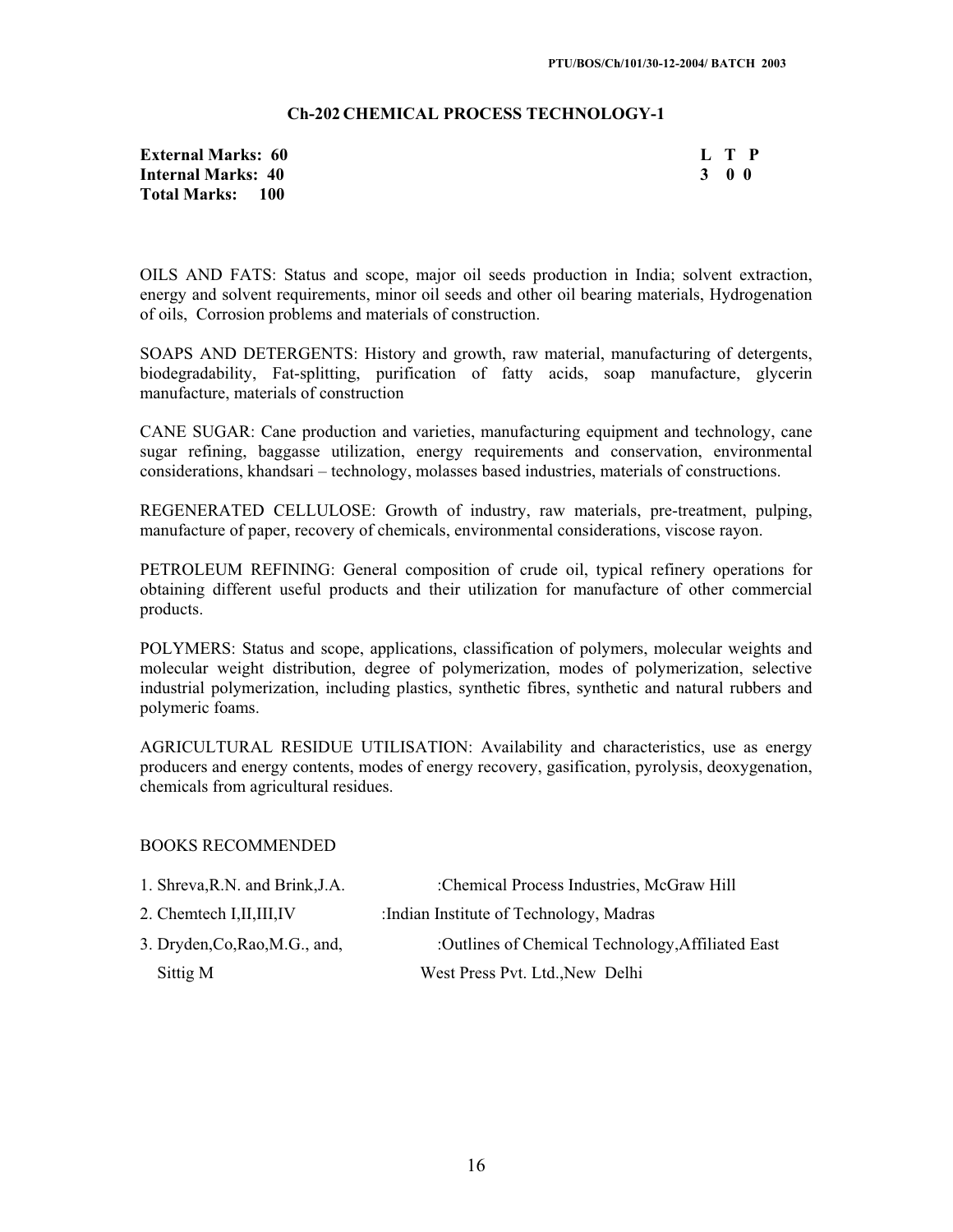PTU/BOS/Ch/101/30-12-2004/ BATCH 2003

## Ch-202 CHEMICAL PROCESS TECHNOLOGY-1

**External Marks: 60**
**Internal Marks: 40**
**Total Marks: 100**

| L | T | P |
|---|---|---|
| 3 | 0 | 0 |

OILS AND FATS: Status and scope, major oil seeds production in India; solvent extraction, energy and solvent requirements, minor oil seeds and other oil bearing materials, Hydrogenation of oils, Corrosion problems and materials of construction.

SOAPS AND DETERGENTS: History and growth, raw material, manufacturing of detergents, biodegradability, Fat-splitting, purification of fatty acids, soap manufacture, glycerin manufacture, materials of construction

CANE SUGAR: Cane production and varieties, manufacturing equipment and technology, cane sugar refining, baggasse utilization, energy requirements and conservation, environmental considerations, khandsari – technology, molasses based industries, materials of constructions.

REGENERATED CELLULOSE: Growth of industry, raw materials, pre-treatment, pulping, manufacture of paper, recovery of chemicals, environmental considerations, viscose rayon.

PETROLEUM REFINING: General composition of crude oil, typical refinery operations for obtaining different useful products and their utilization for manufacture of other commercial products.

POLYMERS: Status and scope, applications, classification of polymers, molecular weights and molecular weight distribution, degree of polymerization, modes of polymerization, selective industrial polymerization, including plastics, synthetic fibres, synthetic and natural rubbers and polymeric foams.

AGRICULTURAL RESIDUE UTILISATION: Availability and characteristics, use as energy producers and energy contents, modes of energy recovery, gasification, pyrolysis, deoxygenation, chemicals from agricultural residues.

BOOKS RECOMMENDED

1. Shreva,R.N. and Brink,J.A. :Chemical Process Industries, McGraw Hill
2. Chemtech I,II,III,IV :Indian Institute of Technology, Madras
3. Dryden,Co,Rao,M.G., and, Sittig M :Outlines of Chemical Technology,Affiliated East West Press Pvt. Ltd.,New Delhi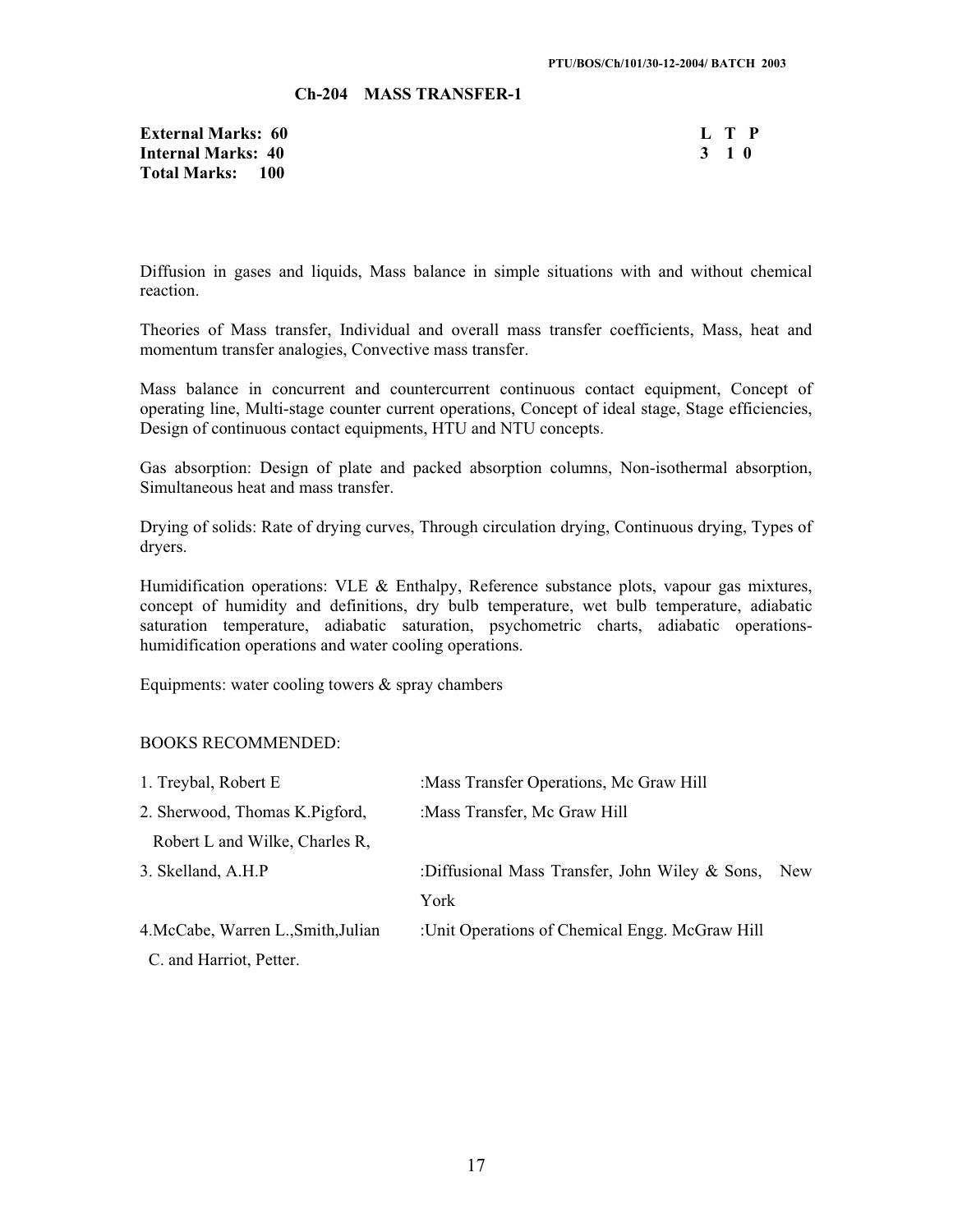## Ch-204 MASS TRANSFER-1

**External Marks: 60**
**Internal Marks: 40**
**Total Marks: 100**

| L | T | P |
|---|---|---|
| 3 | 1 | 0 |

Diffusion in gases and liquids, Mass balance in simple situations with and without chemical reaction.

Theories of Mass transfer, Individual and overall mass transfer coefficients, Mass, heat and momentum transfer analogies, Convective mass transfer.

Mass balance in concurrent and countercurrent continuous contact equipment, Concept of operating line, Multi-stage counter current operations, Concept of ideal stage, Stage efficiencies, Design of continuous contact equipments, HTU and NTU concepts.

Gas absorption: Design of plate and packed absorption columns, Non-isothermal absorption, Simultaneous heat and mass transfer.

Drying of solids: Rate of drying curves, Through circulation drying, Continuous drying, Types of dryers.

Humidification operations: VLE & Enthalpy, Reference substance plots, vapour gas mixtures, concept of humidity and definitions, dry bulb temperature, wet bulb temperature, adiabatic saturation temperature, adiabatic saturation, psychometric charts, adiabatic operations-humidification operations and water cooling operations.

Equipments: water cooling towers & spray chambers

BOOKS RECOMMENDED:

1. Treybal, Robert E :Mass Transfer Operations, Mc Graw Hill
2. Sherwood, Thomas K.Pigford, Robert L and Wilke, Charles R, :Mass Transfer, Mc Graw Hill
3. Skelland, A.H.P :Diffusional Mass Transfer, John Wiley & Sons, New York
4. McCabe, Warren L.,Smith,Julian C. and Harriot, Petter. :Unit Operations of Chemical Engg. McGraw Hill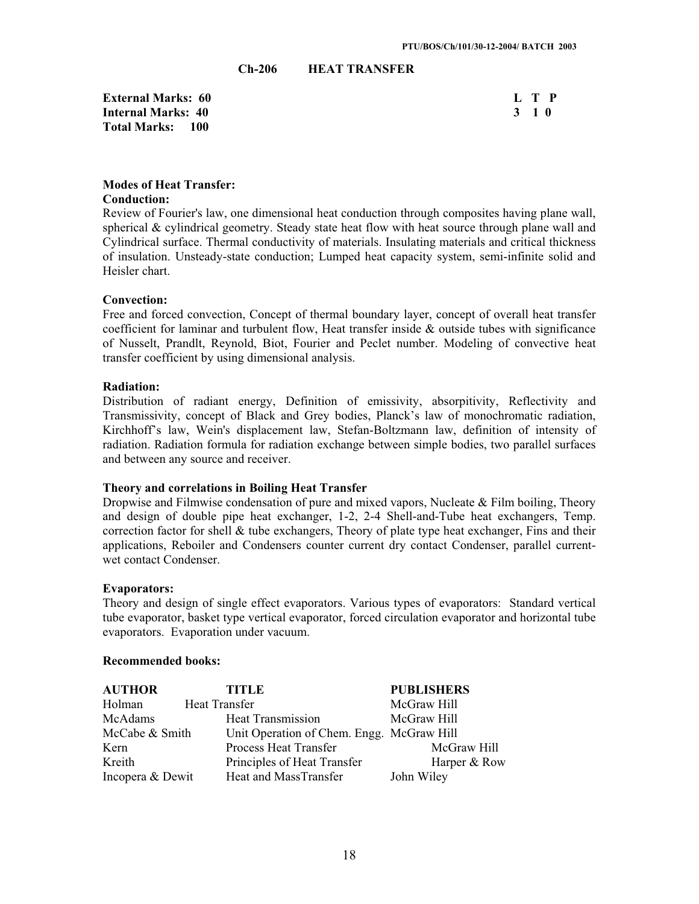PTU/BOS/Ch/101/30-12-2004/ BATCH 2003

## Ch-206 HEAT TRANSFER

**External Marks: 60**
**Internal Marks: 40**
**Total Marks: 100**

| L | T | P |
|---|---|---|
| 3 | 1 | 0 |

### Modes of Heat Transfer:

**Conduction:**

Review of Fourier's law, one dimensional heat conduction through composites having plane wall, spherical & cylindrical geometry. Steady state heat flow with heat source through plane wall and Cylindrical surface. Thermal conductivity of materials. Insulating materials and critical thickness of insulation. Unsteady-state conduction; Lumped heat capacity system, semi-infinite solid and Heisler chart.

**Convection:**

Free and forced convection, Concept of thermal boundary layer, concept of overall heat transfer coefficient for laminar and turbulent flow, Heat transfer inside & outside tubes with significance of Nusselt, Prandlt, Reynold, Biot, Fourier and Peclet number. Modeling of convective heat transfer coefficient by using dimensional analysis.

**Radiation:**

Distribution of radiant energy, Definition of emissivity, absorpitivity, Reflectivity and Transmissivity, concept of Black and Grey bodies, Planck's law of monochromatic radiation, Kirchhoff's law, Wein's displacement law, Stefan-Boltzmann law, definition of intensity of radiation. Radiation formula for radiation exchange between simple bodies, two parallel surfaces and between any source and receiver.

**Theory and correlations in Boiling Heat Transfer**

Dropwise and Filmwise condensation of pure and mixed vapors, Nucleate & Film boiling, Theory and design of double pipe heat exchanger, 1-2, 2-4 Shell-and-Tube heat exchangers, Temp. correction factor for shell & tube exchangers, Theory of plate type heat exchanger, Fins and their applications, Reboiler and Condensers counter current dry contact Condenser, parallel current-wet contact Condenser.

**Evaporators:**

Theory and design of single effect evaporators. Various types of evaporators: Standard vertical tube evaporator, basket type vertical evaporator, forced circulation evaporator and horizontal tube evaporators. Evaporation under vacuum.

**Recommended books:**

| AUTHOR | TITLE | PUBLISHERS |
|---|---|---|
| Holman | Heat Transfer | McGraw Hill |
| McAdams | Heat Transmission | McGraw Hill |
| McCabe & Smith | Unit Operation of Chem. Engg. | McGraw Hill |
| Kern | Process Heat Transfer | McGraw Hill |
| Kreith | Principles of Heat Transfer | Harper & Row |
| Incopera & Dewit | Heat and MassTransfer | John Wiley |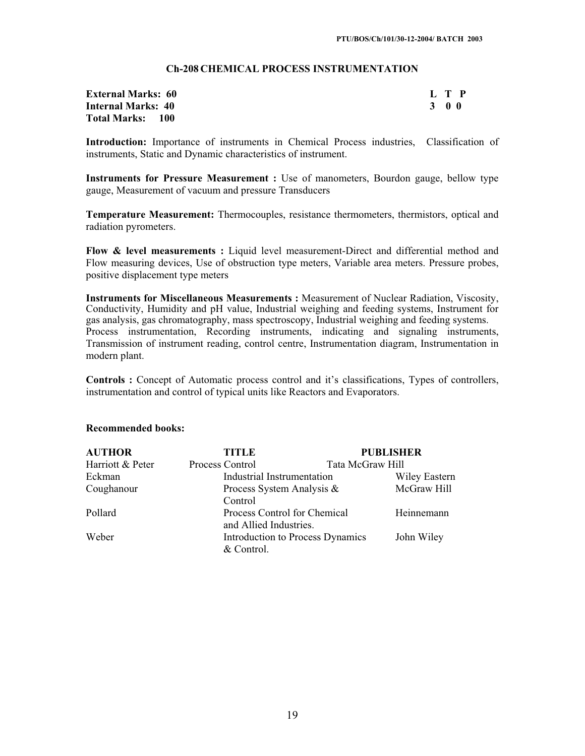## Ch-208 CHEMICAL PROCESS INSTRUMENTATION

**External Marks: 60**
**Internal Marks: 40**
**Total Marks: 100**

| L | T | P |
|---|---|---|
| 3 | 0 | 0 |

**Introduction:** Importance of instruments in Chemical Process industries, Classification of instruments, Static and Dynamic characteristics of instrument.

**Instruments for Pressure Measurement :** Use of manometers, Bourdon gauge, bellow type gauge, Measurement of vacuum and pressure Transducers

**Temperature Measurement:** Thermocouples, resistance thermometers, thermistors, optical and radiation pyrometers.

**Flow & level measurements :** Liquid level measurement-Direct and differential method and Flow measuring devices, Use of obstruction type meters, Variable area meters. Pressure probes, positive displacement type meters

**Instruments for Miscellaneous Measurements :** Measurement of Nuclear Radiation, Viscosity, Conductivity, Humidity and pH value, Industrial weighing and feeding systems, Instrument for gas analysis, gas chromatography, mass spectroscopy, Industrial weighing and feeding systems. Process instrumentation, Recording instruments, indicating and signaling instruments, Transmission of instrument reading, control centre, Instrumentation diagram, Instrumentation in modern plant.

**Controls :** Concept of Automatic process control and it's classifications, Types of controllers, instrumentation and control of typical units like Reactors and Evaporators.

**Recommended books:**

| AUTHOR | TITLE | PUBLISHER |
|---|---|---|
| Harriott & Peter | Process Control | Tata McGraw Hill |
| Eckman | Industrial Instrumentation | Wiley Eastern |
| Coughanour | Process System Analysis & Control | McGraw Hill |
| Pollard | Process Control for Chemical and Allied Industries. | Heinnemann |
| Weber | Introduction to Process Dynamics & Control. | John Wiley |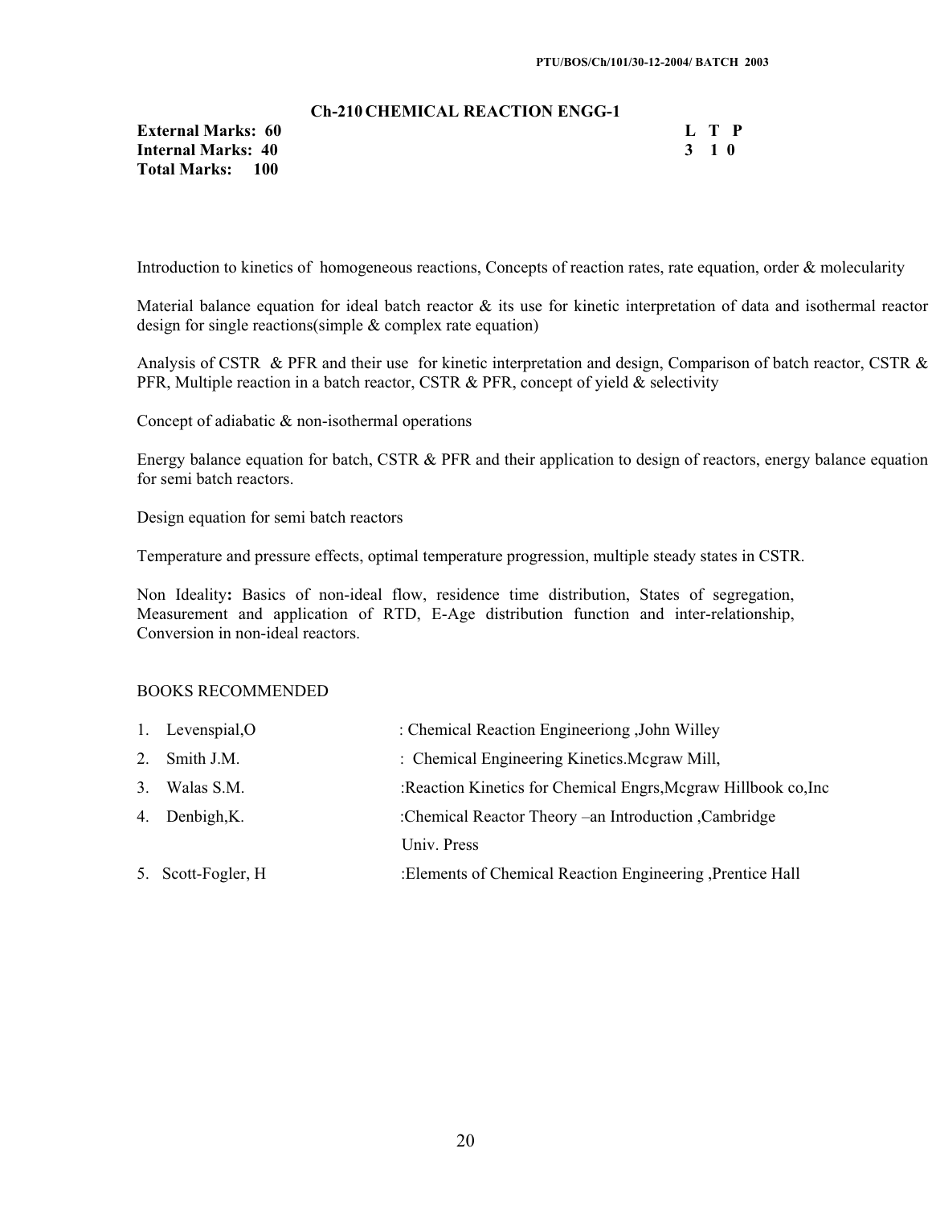## Ch-210 CHEMICAL REACTION ENGG-1

**External Marks: 60** | **L T P**
**Internal Marks: 40** | **3 1 0**
**Total Marks: 100**

Introduction to kinetics of homogeneous reactions, Concepts of reaction rates, rate equation, order & molecularity

Material balance equation for ideal batch reactor & its use for kinetic interpretation of data and isothermal reactor design for single reactions(simple & complex rate equation)

Analysis of CSTR & PFR and their use for kinetic interpretation and design, Comparison of batch reactor, CSTR & PFR, Multiple reaction in a batch reactor, CSTR & PFR, concept of yield & selectivity

Concept of adiabatic & non-isothermal operations

Energy balance equation for batch, CSTR & PFR and their application to design of reactors, energy balance equation for semi batch reactors.

Design equation for semi batch reactors

Temperature and pressure effects, optimal temperature progression, multiple steady states in CSTR.

**Non Ideality:** Basics of non-ideal flow, residence time distribution, States of segregation, Measurement and application of RTD, E-Age distribution function and inter-relationship, Conversion in non-ideal reactors.

BOOKS RECOMMENDED

1. Levenspial,O : Chemical Reaction Engineeriong ,John Willey
2. Smith J.M. : Chemical Engineering Kinetics.Mcgraw Mill,
3. Walas S.M. :Reaction Kinetics for Chemical Engrs,Mcgraw Hillbook co,Inc
4. Denbigh,K. :Chemical Reactor Theory –an Introduction ,Cambridge Univ. Press
5. Scott-Fogler, H :Elements of Chemical Reaction Engineering ,Prentice Hall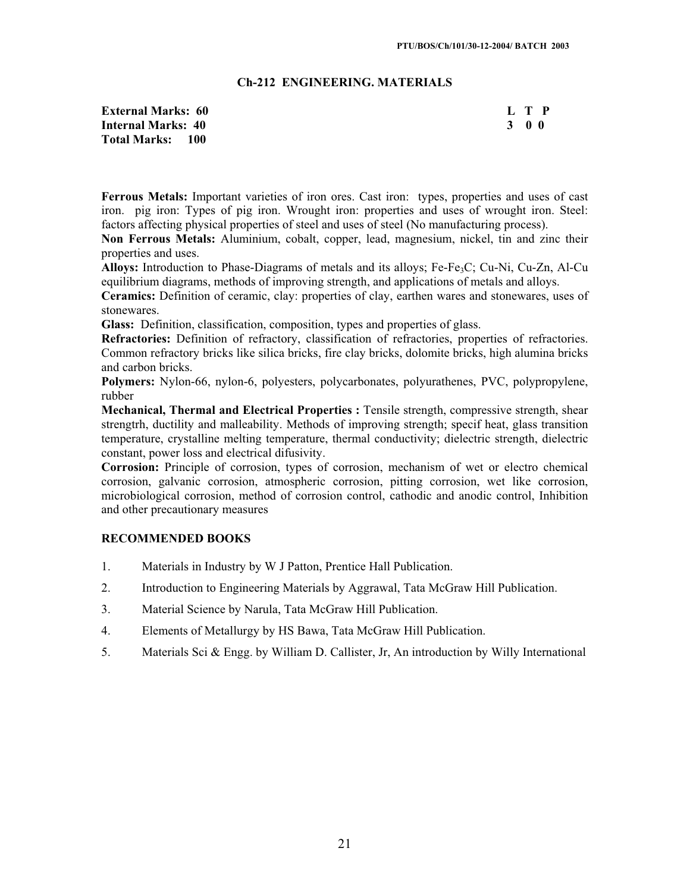## Ch-212 ENGINEERING. MATERIALS

| | L | T | P |
|---|---|---|---|
| **External Marks: 60** | 3 | 0 | 0 |
| **Internal Marks: 40** | | | |
| **Total Marks: 100** | | | |

**Ferrous Metals:** Important varieties of iron ores. Cast iron: types, properties and uses of cast iron. pig iron: Types of pig iron. Wrought iron: properties and uses of wrought iron. Steel: factors affecting physical properties of steel and uses of steel (No manufacturing process).

**Non Ferrous Metals:** Aluminium, cobalt, copper, lead, magnesium, nickel, tin and zinc their properties and uses.

**Alloys:** Introduction to Phase-Diagrams of metals and its alloys; Fe-$Fe_3C$; Cu-Ni, Cu-Zn, Al-Cu equilibrium diagrams, methods of improving strength, and applications of metals and alloys.

**Ceramics:** Definition of ceramic, clay: properties of clay, earthen wares and stonewares, uses of stonewares.

**Glass:** Definition, classification, composition, types and properties of glass.

**Refractories:** Definition of refractory, classification of refractories, properties of refractories. Common refractory bricks like silica bricks, fire clay bricks, dolomite bricks, high alumina bricks and carbon bricks.

**Polymers:** Nylon-66, nylon-6, polyesters, polycarbonates, polyurathenes, PVC, polypropylene, rubber

**Mechanical, Thermal and Electrical Properties :** Tensile strength, compressive strength, shear strengtrh, ductility and malleability. Methods of improving strength; specif heat, glass transition temperature, crystalline melting temperature, thermal conductivity; dielectric strength, dielectric constant, power loss and electrical difusivity.

**Corrosion:** Principle of corrosion, types of corrosion, mechanism of wet or electro chemical corrosion, galvanic corrosion, atmospheric corrosion, pitting corrosion, wet like corrosion, microbiological corrosion, method of corrosion control, cathodic and anodic control, Inhibition and other precautionary measures

### RECOMMENDED BOOKS

1. Materials in Industry by W J Patton, Prentice Hall Publication.
2. Introduction to Engineering Materials by Aggrawal, Tata McGraw Hill Publication.
3. Material Science by Narula, Tata McGraw Hill Publication.
4. Elements of Metallurgy by HS Bawa, Tata McGraw Hill Publication.
5. Materials Sci & Engg. by William D. Callister, Jr, An introduction by Willy International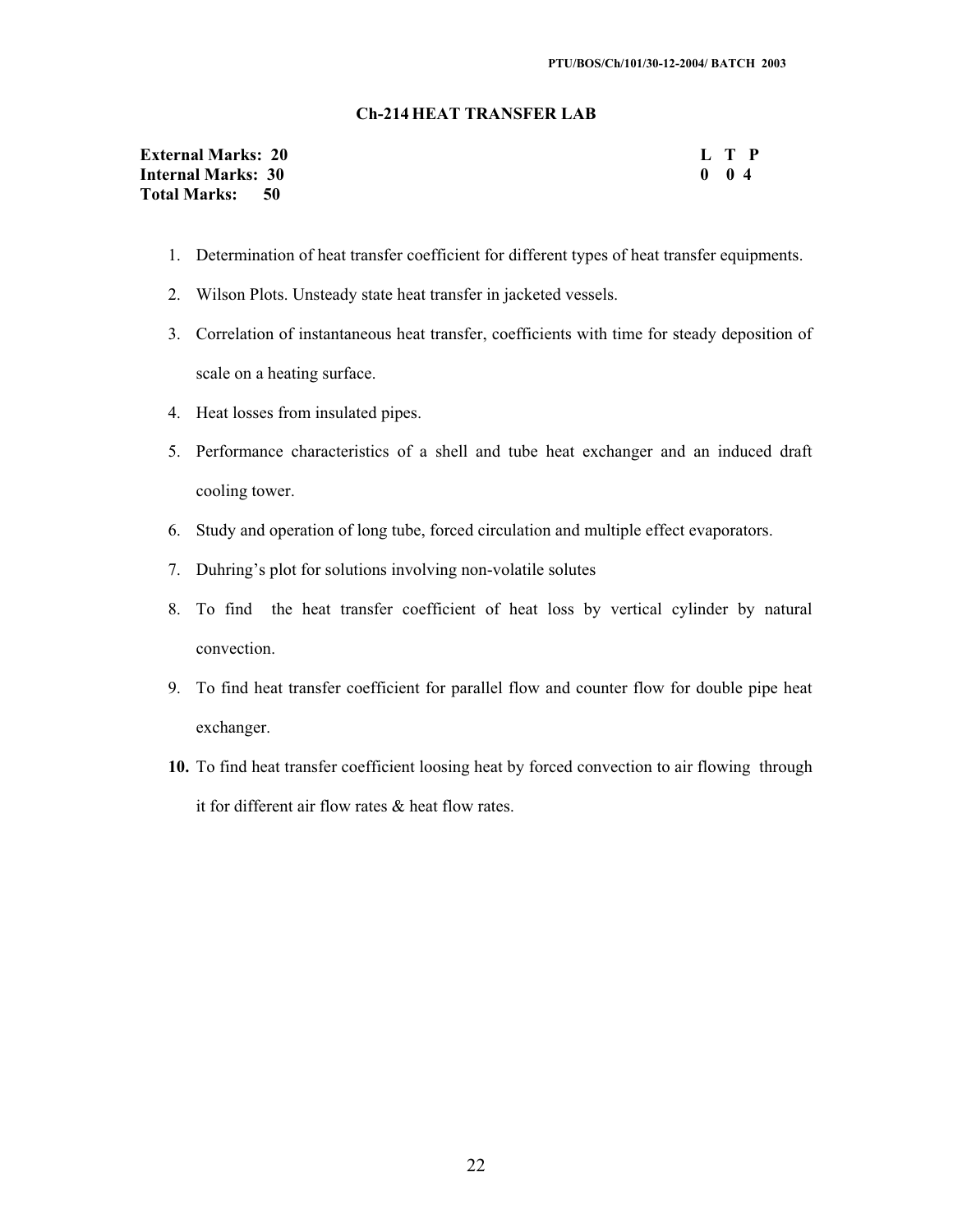## Ch-214 HEAT TRANSFER LAB

**External Marks: 20**
**Internal Marks: 30**
**Total Marks: 50**

| L | T | P |
|---|---|---|
| 0 | 0 | 4 |

1. Determination of heat transfer coefficient for different types of heat transfer equipments.
2. Wilson Plots. Unsteady state heat transfer in jacketed vessels.
3. Correlation of instantaneous heat transfer, coefficients with time for steady deposition of scale on a heating surface.
4. Heat losses from insulated pipes.
5. Performance characteristics of a shell and tube heat exchanger and an induced draft cooling tower.
6. Study and operation of long tube, forced circulation and multiple effect evaporators.
7. Duhring's plot for solutions involving non-volatile solutes
8. To find the heat transfer coefficient of heat loss by vertical cylinder by natural convection.
9. To find heat transfer coefficient for parallel flow and counter flow for double pipe heat exchanger.
10. To find heat transfer coefficient loosing heat by forced convection to air flowing through it for different air flow rates & heat flow rates.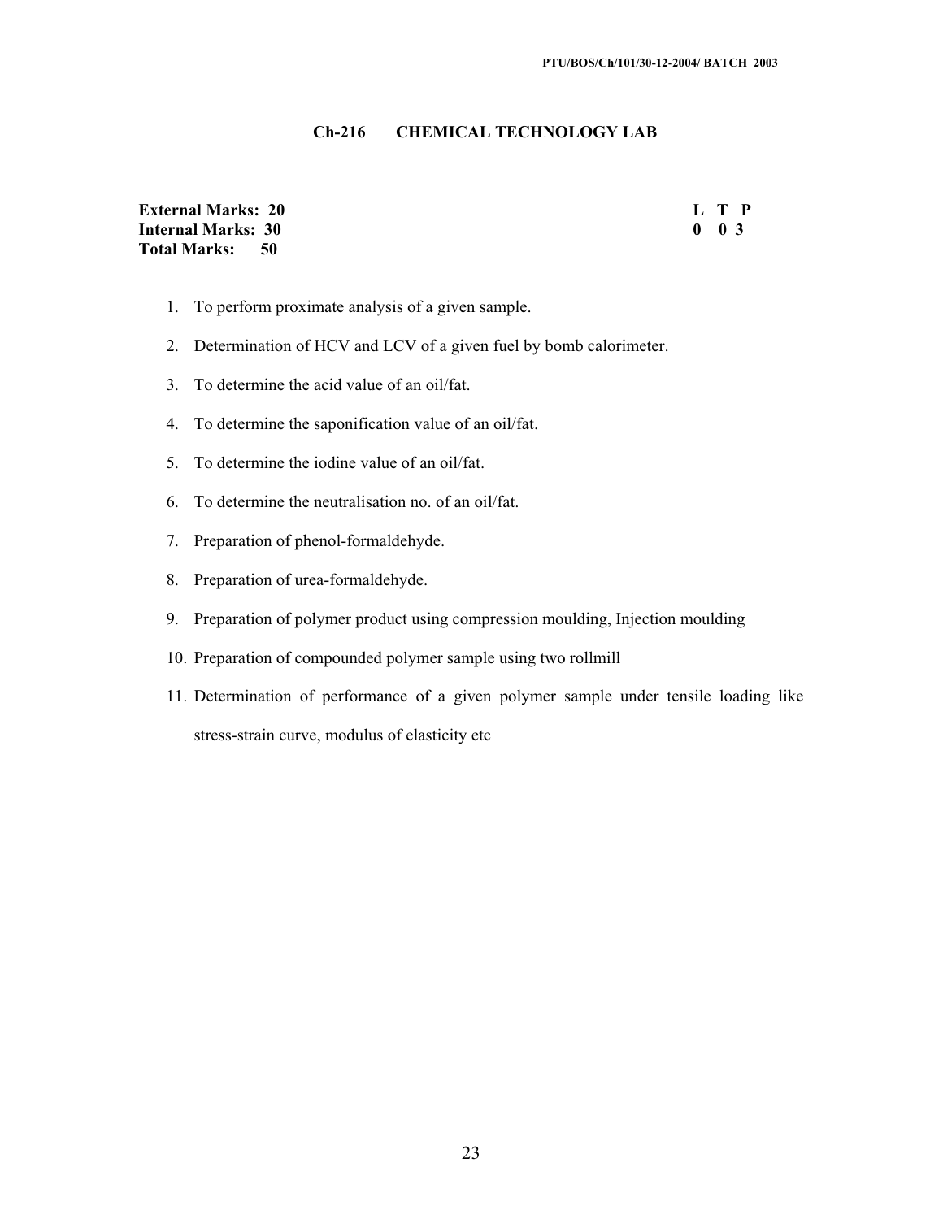## Ch-216 CHEMICAL TECHNOLOGY LAB

**External Marks: 20**
**Internal Marks: 30**
**Total Marks: 50**

| L | T | P |
|---|---|---|
| 0 | 0 | 3 |

1. To perform proximate analysis of a given sample.
2. Determination of HCV and LCV of a given fuel by bomb calorimeter.
3. To determine the acid value of an oil/fat.
4. To determine the saponification value of an oil/fat.
5. To determine the iodine value of an oil/fat.
6. To determine the neutralisation no. of an oil/fat.
7. Preparation of phenol-formaldehyde.
8. Preparation of urea-formaldehyde.
9. Preparation of polymer product using compression moulding, Injection moulding
10. Preparation of compounded polymer sample using two rollmill
11. Determination of performance of a given polymer sample under tensile loading like stress-strain curve, modulus of elasticity etc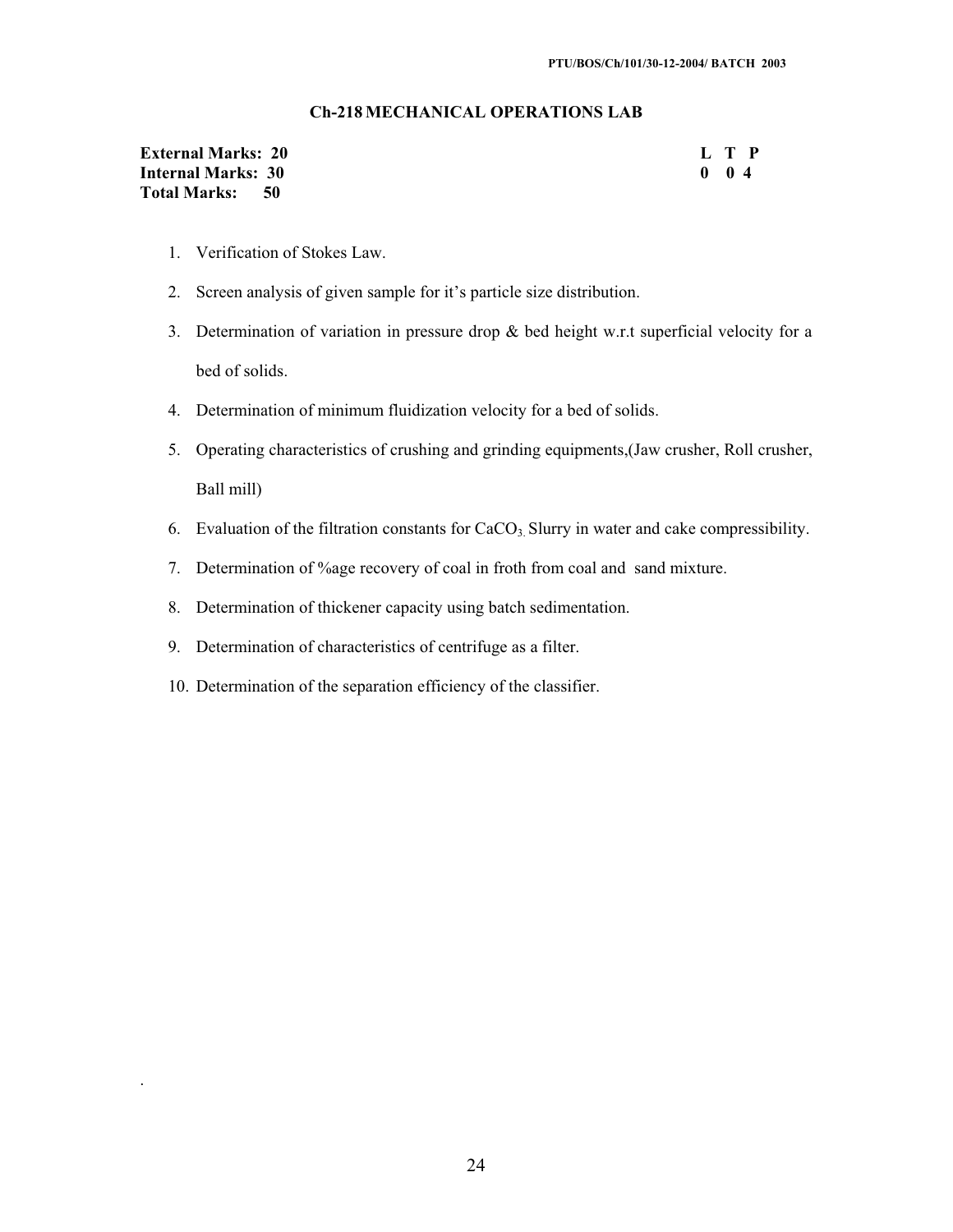## Ch-218 MECHANICAL OPERATIONS LAB

| | |
|---|---|
| **External Marks: 20** | **L T P** |
| **Internal Marks: 30** | **0 0 4** |
| **Total Marks: 50** | |

1. Verification of Stokes Law.
2. Screen analysis of given sample for it's particle size distribution.
3. Determination of variation in pressure drop & bed height w.r.t superficial velocity for a bed of solids.
4. Determination of minimum fluidization velocity for a bed of solids.
5. Operating characteristics of crushing and grinding equipments,(Jaw crusher, Roll crusher, Ball mill)
6. Evaluation of the filtration constants for $CaCO_3$. Slurry in water and cake compressibility.
7. Determination of %age recovery of coal in froth from coal and sand mixture.
8. Determination of thickener capacity using batch sedimentation.
9. Determination of characteristics of centrifuge as a filter.
10. Determination of the separation efficiency of the classifier.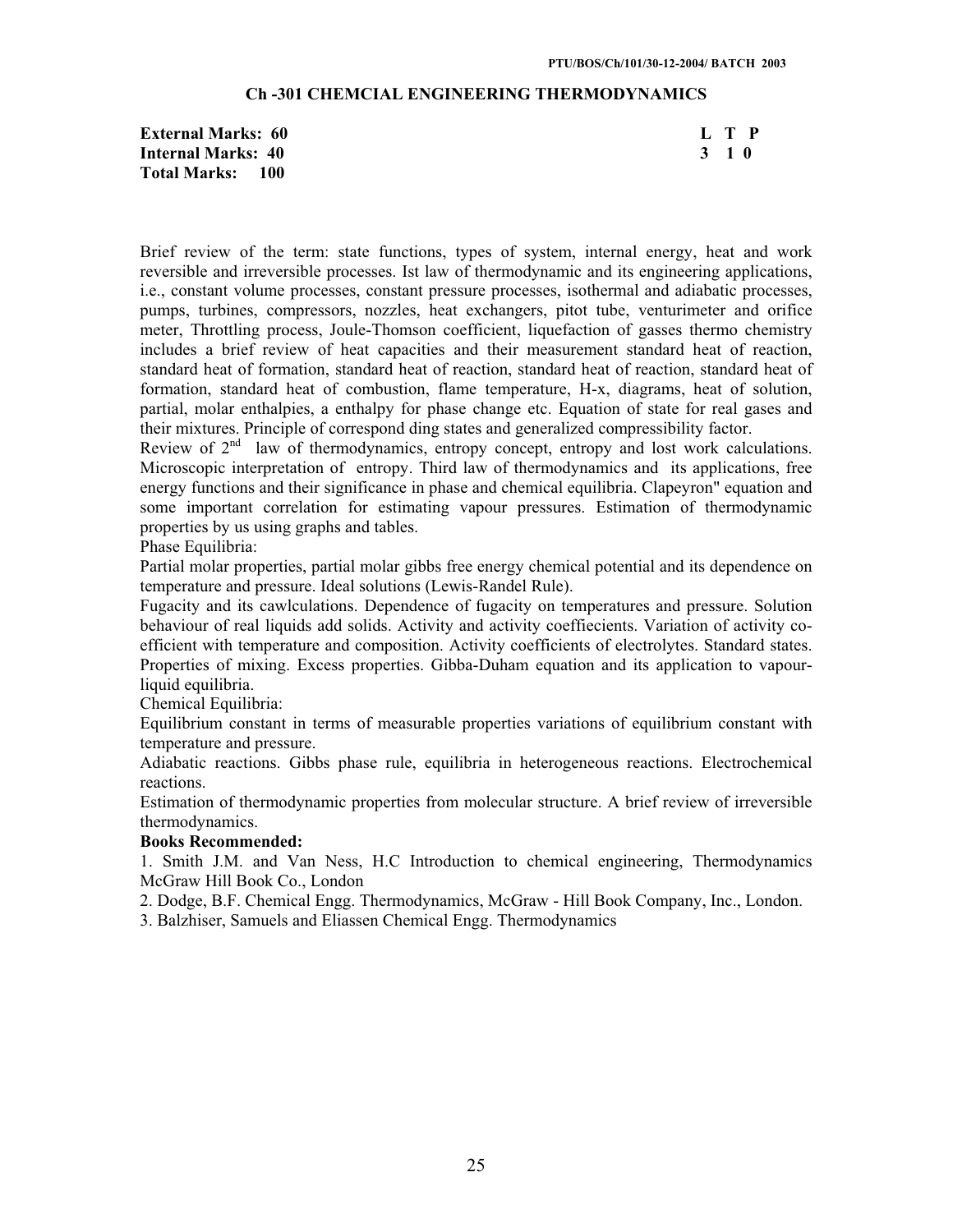## Ch -301 CHEMCIAL ENGINEERING THERMODYNAMICS

**External Marks: 60** **L T P**
**Internal Marks: 40** **3 1 0**
**Total Marks: 100**

Brief review of the term: state functions, types of system, internal energy, heat and work reversible and irreversible processes. Ist law of thermodynamic and its engineering applications, i.e., constant volume processes, constant pressure processes, isothermal and adiabatic processes, pumps, turbines, compressors, nozzles, heat exchangers, pitot tube, venturimeter and orifice meter, Throttling process, Joule-Thomson coefficient, liquefaction of gasses thermo chemistry includes a brief review of heat capacities and their measurement standard heat of reaction, standard heat of formation, standard heat of reaction, standard heat of reaction, standard heat of formation, standard heat of combustion, flame temperature, H-x, diagrams, heat of solution, partial, molar enthalpies, a enthalpy for phase change etc. Equation of state for real gases and their mixtures. Principle of correspond ding states and generalized compressibility factor.

Review of 2nd law of thermodynamics, entropy concept, entropy and lost work calculations. Microscopic interpretation of entropy. Third law of thermodynamics and its applications, free energy functions and their significance in phase and chemical equilibria. Clapeyron" equation and some important correlation for estimating vapour pressures. Estimation of thermodynamic properties by us using graphs and tables.

Phase Equilibria:

Partial molar properties, partial molar gibbs free energy chemical potential and its dependence on temperature and pressure. Ideal solutions (Lewis-Randel Rule).

Fugacity and its cawlculations. Dependence of fugacity on temperatures and pressure. Solution behaviour of real liquids add solids. Activity and activity coeffiecients. Variation of activity co-efficient with temperature and composition. Activity coefficients of electrolytes. Standard states. Properties of mixing. Excess properties. Gibba-Duham equation and its application to vapour-liquid equilibria.

Chemical Equilibria:

Equilibrium constant in terms of measurable properties variations of equilibrium constant with temperature and pressure.

Adiabatic reactions. Gibbs phase rule, equilibria in heterogeneous reactions. Electrochemical reactions.

Estimation of thermodynamic properties from molecular structure. A brief review of irreversible thermodynamics.

**Books Recommended:**

1. Smith J.M. and Van Ness, H.C Introduction to chemical engineering, Thermodynamics McGraw Hill Book Co., London
2. Dodge, B.F. Chemical Engg. Thermodynamics, McGraw - Hill Book Company, Inc., London.
3. Balzhiser, Samuels and Eliassen Chemical Engg. Thermodynamics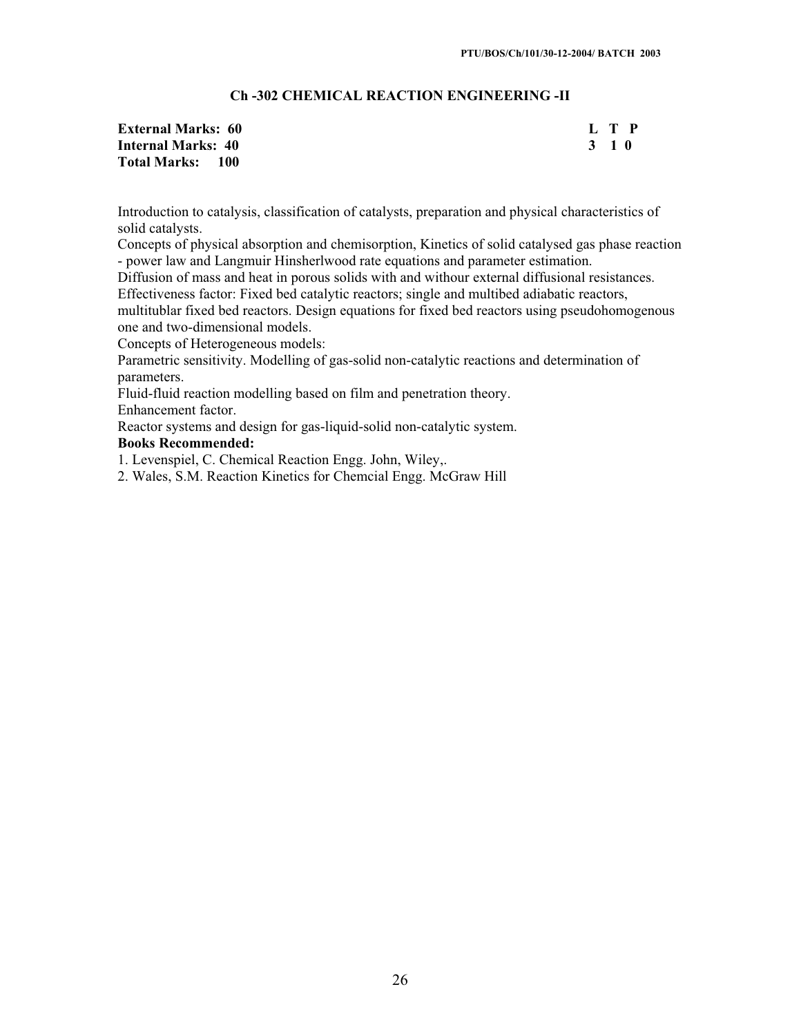## Ch -302 CHEMICAL REACTION ENGINEERING -II

| **External Marks: 60** | **L T P** |
|---|---|
| **Internal Marks: 40** | **3 1 0** |
| **Total Marks: 100** | |

Introduction to catalysis, classification of catalysts, preparation and physical characteristics of solid catalysts.

Concepts of physical absorption and chemisorption, Kinetics of solid catalysed gas phase reaction - power law and Langmuir Hinsherlwood rate equations and parameter estimation.

Diffusion of mass and heat in porous solids with and withour external diffusional resistances.

Effectiveness factor: Fixed bed catalytic reactors; single and multibed adiabatic reactors, multitublar fixed bed reactors. Design equations for fixed bed reactors using pseudohomogenous one and two-dimensional models.

Concepts of Heterogeneous models:

Parametric sensitivity. Modelling of gas-solid non-catalytic reactions and determination of parameters.

Fluid-fluid reaction modelling based on film and penetration theory.

Enhancement factor.

Reactor systems and design for gas-liquid-solid non-catalytic system.

**Books Recommended:**

1. Levenspiel, C. Chemical Reaction Engg. John, Wiley,.
2. Wales, S.M. Reaction Kinetics for Chemcial Engg. McGraw Hill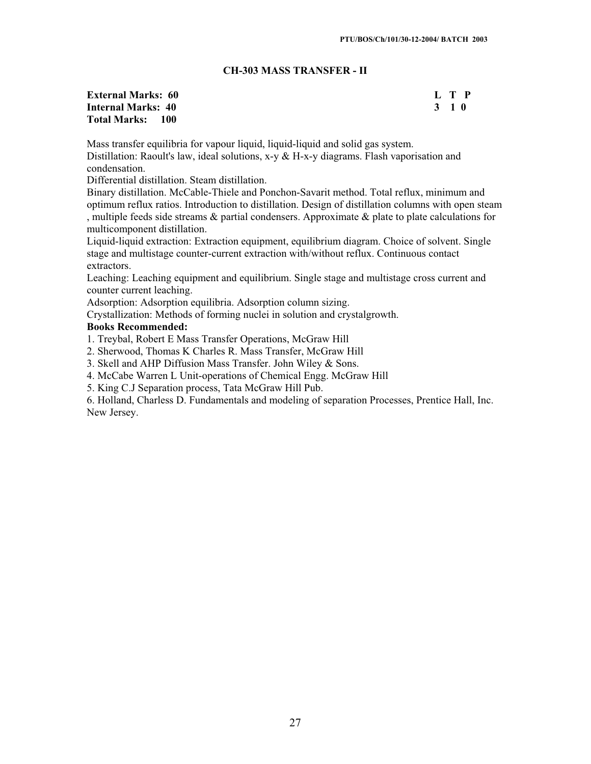## CH-303 MASS TRANSFER - II

| | L | T | P |
|---|---|---|---|
| **External Marks: 60** | **3** | **1** | **0** |
| **Internal Marks: 40** | | | |
| **Total Marks: 100** | | | |

Mass transfer equilibria for vapour liquid, liquid-liquid and solid gas system.

Distillation: Raoult's law, ideal solutions, x-y & H-x-y diagrams. Flash vaporisation and condensation.

Differential distillation. Steam distillation.

Binary distillation. McCable-Thiele and Ponchon-Savarit method. Total reflux, minimum and optimum reflux ratios. Introduction to distillation. Design of distillation columns with open steam , multiple feeds side streams & partial condensers. Approximate & plate to plate calculations for multicomponent distillation.

Liquid-liquid extraction: Extraction equipment, equilibrium diagram. Choice of solvent. Single stage and multistage counter-current extraction with/without reflux. Continuous contact extractors.

Leaching: Leaching equipment and equilibrium. Single stage and multistage cross current and counter current leaching.

Adsorption: Adsorption equilibria. Adsorption column sizing.

Crystallization: Methods of forming nuclei in solution and crystalgrowth.

**Books Recommended:**

1. Treybal, Robert E Mass Transfer Operations, McGraw Hill
2. Sherwood, Thomas K Charles R. Mass Transfer, McGraw Hill
3. Skell and AHP Diffusion Mass Transfer. John Wiley & Sons.
4. McCabe Warren L Unit-operations of Chemical Engg. McGraw Hill
5. King C.J Separation process, Tata McGraw Hill Pub.
6. Holland, Charless D. Fundamentals and modeling of separation Processes, Prentice Hall, Inc. New Jersey.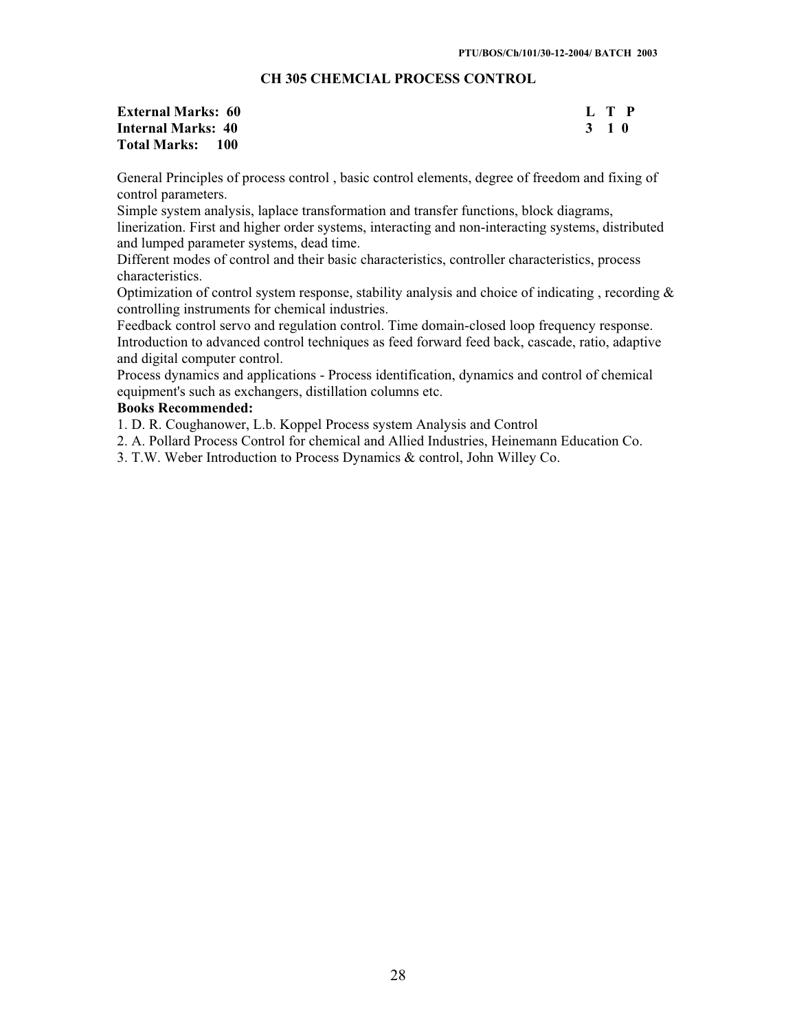## CH 305 CHEMCIAL PROCESS CONTROL

| **External Marks: 60** | **L T P** |
|---|---|
| **Internal Marks: 40** | **3 1 0** |
| **Total Marks: 100** | |

General Principles of process control , basic control elements, degree of freedom and fixing of control parameters.

Simple system analysis, laplace transformation and transfer functions, block diagrams, linerization. First and higher order systems, interacting and non-interacting systems, distributed and lumped parameter systems, dead time.

Different modes of control and their basic characteristics, controller characteristics, process characteristics.

Optimization of control system response, stability analysis and choice of indicating , recording & controlling instruments for chemical industries.

Feedback control servo and regulation control. Time domain-closed loop frequency response. Introduction to advanced control techniques as feed forward feed back, cascade, ratio, adaptive and digital computer control.

Process dynamics and applications - Process identification, dynamics and control of chemical equipment's such as exchangers, distillation columns etc.

**Books Recommended:**

1. D. R. Coughanower, L.b. Koppel Process system Analysis and Control
2. A. Pollard Process Control for chemical and Allied Industries, Heinemann Education Co.
3. T.W. Weber Introduction to Process Dynamics & control, John Willey Co.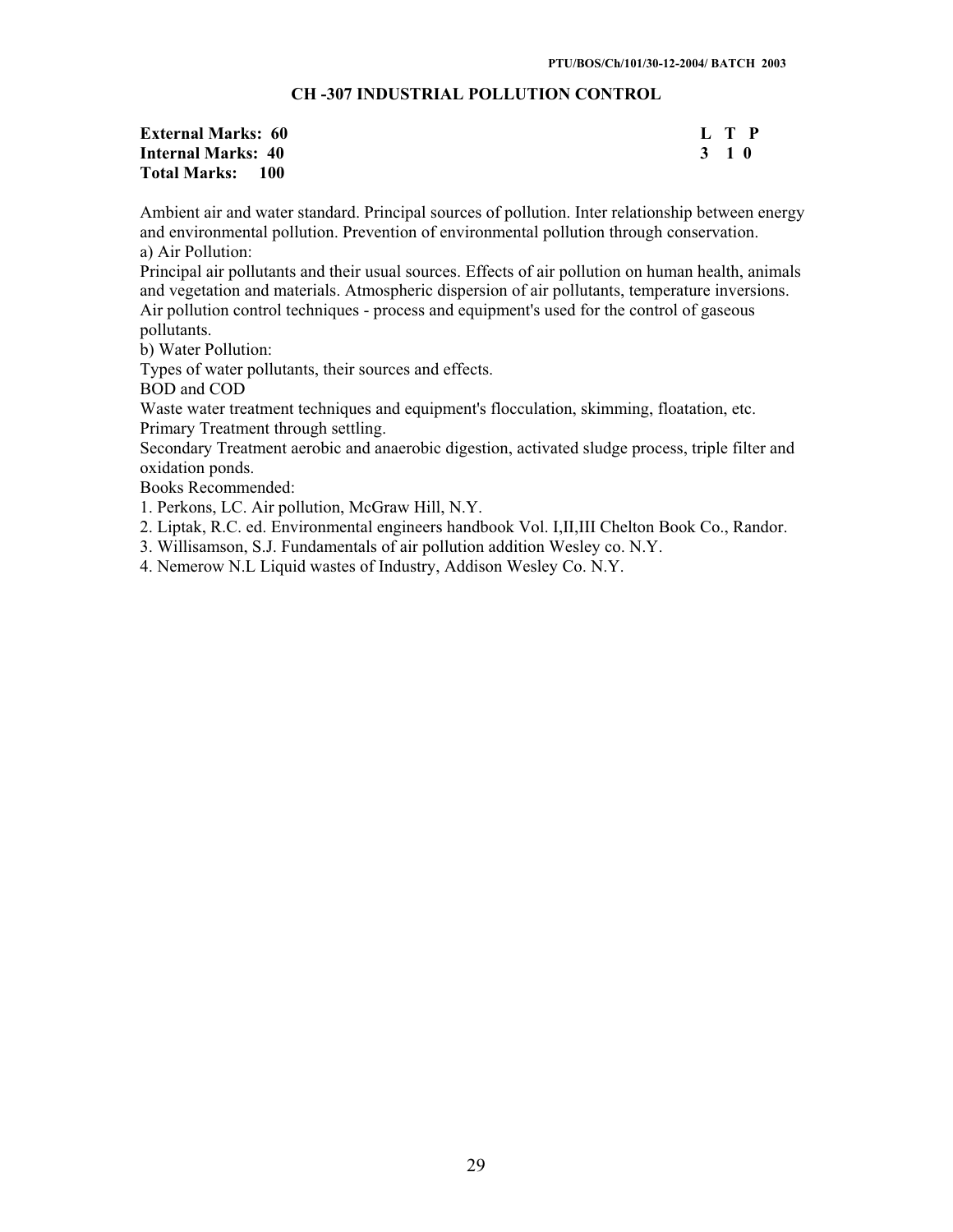## CH -307 INDUSTRIAL POLLUTION CONTROL

| | L | T | P |
|---|---|---|---|
| **External Marks: 60** | | | |
| **Internal Marks: 40** | 3 | 1 | 0 |
| **Total Marks: 100** | | | |

Ambient air and water standard. Principal sources of pollution. Inter relationship between energy and environmental pollution. Prevention of environmental pollution through conservation.

a) Air Pollution:

Principal air pollutants and their usual sources. Effects of air pollution on human health, animals and vegetation and materials. Atmospheric dispersion of air pollutants, temperature inversions. Air pollution control techniques - process and equipment's used for the control of gaseous pollutants.

b) Water Pollution:

Types of water pollutants, their sources and effects.

BOD and COD

Waste water treatment techniques and equipment's flocculation, skimming, floatation, etc.

Primary Treatment through settling.

Secondary Treatment aerobic and anaerobic digestion, activated sludge process, triple filter and oxidation ponds.

Books Recommended:

1. Perkons, LC. Air pollution, McGraw Hill, N.Y.
2. Liptak, R.C. ed. Environmental engineers handbook Vol. I,II,III Chelton Book Co., Randor.
3. Willisamson, S.J. Fundamentals of air pollution addition Wesley co. N.Y.
4. Nemerow N.L Liquid wastes of Industry, Addison Wesley Co. N.Y.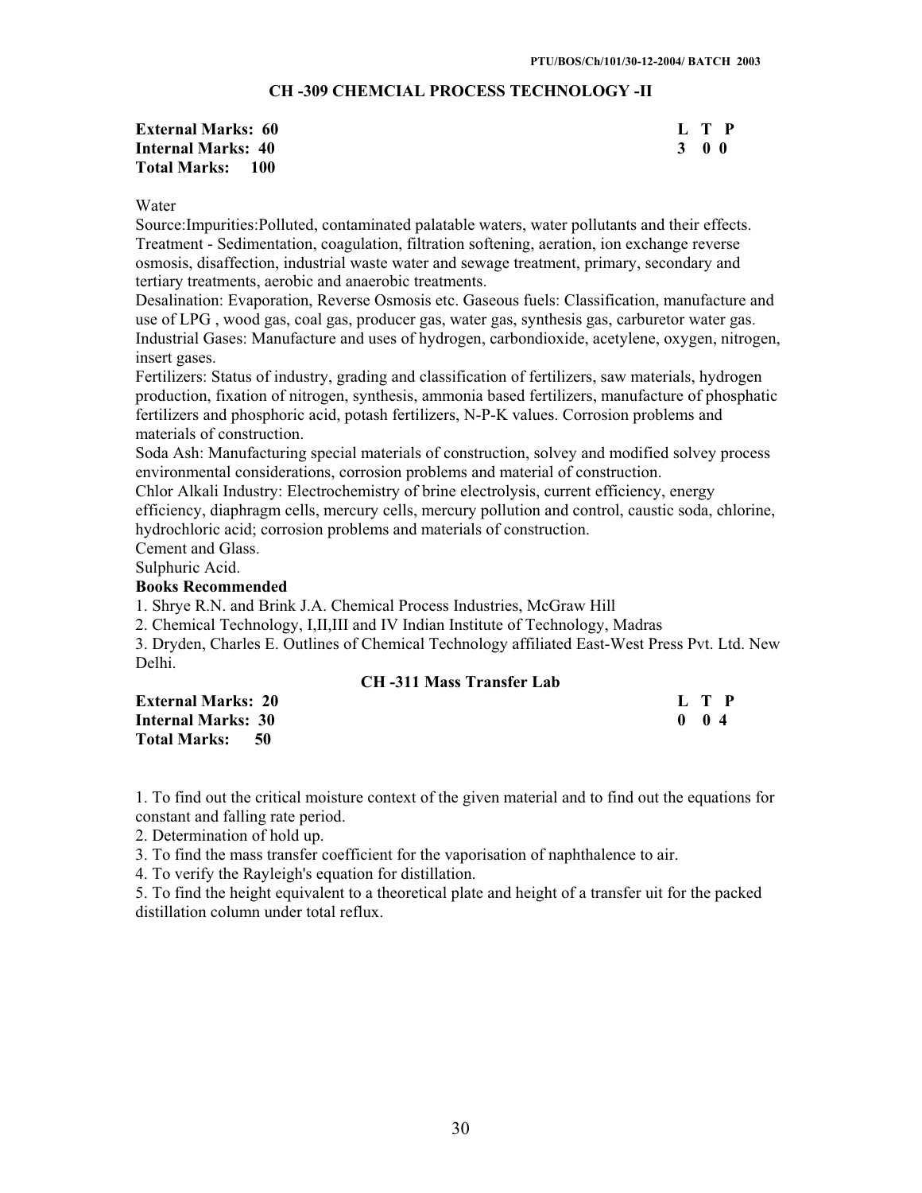## CH -309 CHEMCIAL PROCESS TECHNOLOGY -II

**External Marks: 60**
**Internal Marks: 40**
**Total Marks: 100**

| L | T | P |
|---|---|---|
| 3 | 0 | 0 |

Water

Source:Impurities:Polluted, contaminated palatable waters, water pollutants and their effects. Treatment - Sedimentation, coagulation, filtration softening, aeration, ion exchange reverse osmosis, disaffection, industrial waste water and sewage treatment, primary, secondary and tertiary treatments, aerobic and anaerobic treatments.

Desalination: Evaporation, Reverse Osmosis etc. Gaseous fuels: Classification, manufacture and use of LPG , wood gas, coal gas, producer gas, water gas, synthesis gas, carburetor water gas. Industrial Gases: Manufacture and uses of hydrogen, carbondioxide, acetylene, oxygen, nitrogen, insert gases.

Fertilizers: Status of industry, grading and classification of fertilizers, saw materials, hydrogen production, fixation of nitrogen, synthesis, ammonia based fertilizers, manufacture of phosphatic fertilizers and phosphoric acid, potash fertilizers, N-P-K values. Corrosion problems and materials of construction.

Soda Ash: Manufacturing special materials of construction, solvey and modified solvey process environmental considerations, corrosion problems and material of construction.

Chlor Alkali Industry: Electrochemistry of brine electrolysis, current efficiency, energy efficiency, diaphragm cells, mercury cells, mercury pollution and control, caustic soda, chlorine, hydrochloric acid; corrosion problems and materials of construction.

Cement and Glass.

Sulphuric Acid.

**Books Recommended**

1. Shrye R.N. and Brink J.A. Chemical Process Industries, McGraw Hill
2. Chemical Technology, I,II,III and IV Indian Institute of Technology, Madras
3. Dryden, Charles E. Outlines of Chemical Technology affiliated East-West Press Pvt. Ltd. New Delhi.

## CH -311 Mass Transfer Lab

**External Marks: 20**
**Internal Marks: 30**
**Total Marks: 50**

| L | T | P |
|---|---|---|
| 0 | 0 | 4 |

1. To find out the critical moisture context of the given material and to find out the equations for constant and falling rate period.
2. Determination of hold up.
3. To find the mass transfer coefficient for the vaporisation of naphthalence to air.
4. To verify the Rayleigh's equation for distillation.
5. To find the height equivalent to a theoretical plate and height of a transfer uit for the packed distillation column under total reflux.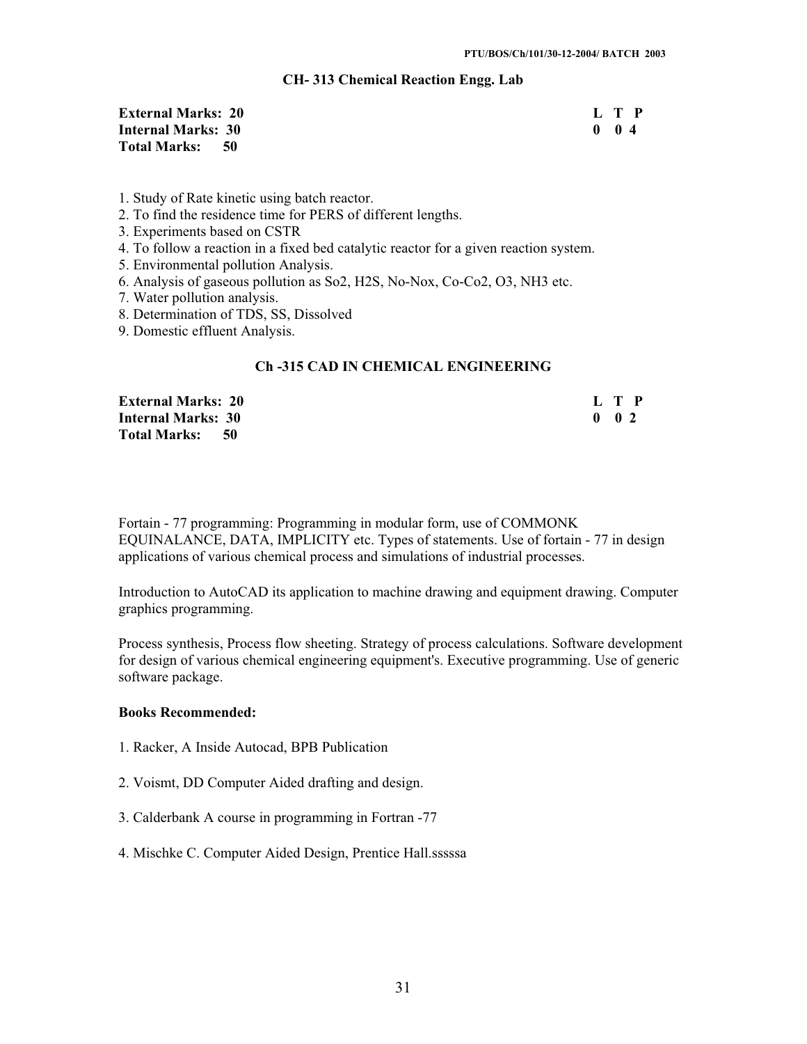## CH- 313 Chemical Reaction Engg. Lab

| | |
|---|---|
| **External Marks: 20** | **L T P** |
| **Internal Marks: 30** | **0 0 4** |
| **Total Marks: 50** | |

1. Study of Rate kinetic using batch reactor.
2. To find the residence time for PERS of different lengths.
3. Experiments based on CSTR
4. To follow a reaction in a fixed bed catalytic reactor for a given reaction system.
5. Environmental pollution Analysis.
6. Analysis of gaseous pollution as So2, H2S, No-Nox, Co-Co2, O3, NH3 etc.
7. Water pollution analysis.
8. Determination of TDS, SS, Dissolved
9. Domestic effluent Analysis.

## Ch -315 CAD IN CHEMICAL ENGINEERING

| | |
|---|---|
| **External Marks: 20** | **L T P** |
| **Internal Marks: 30** | **0 0 2** |
| **Total Marks: 50** | |

Fortain - 77 programming: Programming in modular form, use of COMMONK EQUINALANCE, DATA, IMPLICITY etc. Types of statements. Use of fortain - 77 in design applications of various chemical process and simulations of industrial processes.

Introduction to AutoCAD its application to machine drawing and equipment drawing. Computer graphics programming.

Process synthesis, Process flow sheeting. Strategy of process calculations. Software development for design of various chemical engineering equipment's. Executive programming. Use of generic software package.

**Books Recommended:**

1. Racker, A Inside Autocad, BPB Publication

2. Voismt, DD Computer Aided drafting and design.

3. Calderbank A course in programming in Fortran -77

4. Mischke C. Computer Aided Design, Prentice Hall.sssssa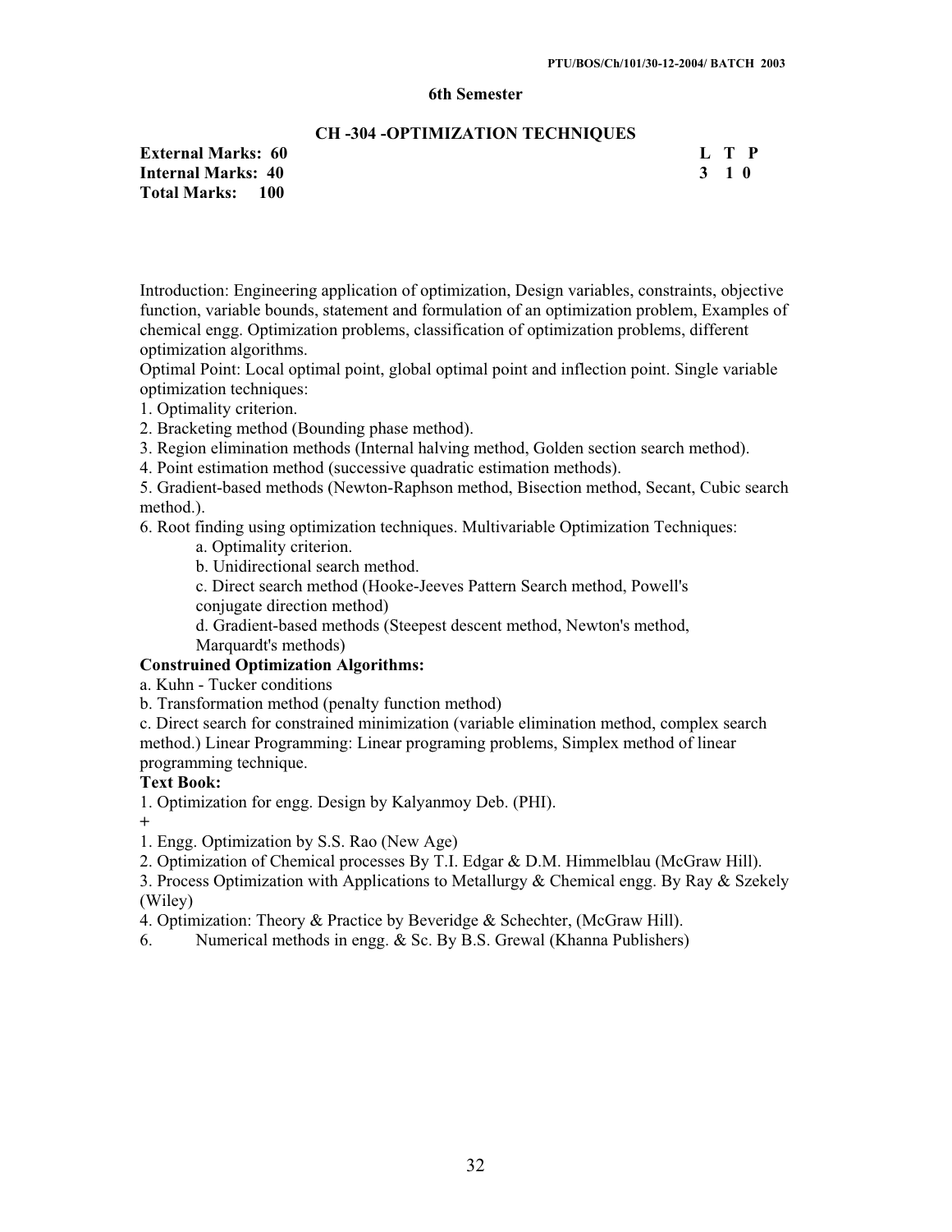**6th Semester**

## CH -304 -OPTIMIZATION TECHNIQUES

| | |
|---|---|
| **External Marks: 60** | **L T P** |
| **Internal Marks: 40** | **3 1 0** |
| **Total Marks: 100** | |

Introduction: Engineering application of optimization, Design variables, constraints, objective function, variable bounds, statement and formulation of an optimization problem, Examples of chemical engg. Optimization problems, classification of optimization problems, different optimization algorithms.

Optimal Point: Local optimal point, global optimal point and inflection point. Single variable optimization techniques:

1. Optimality criterion.
2. Bracketing method (Bounding phase method).
3. Region elimination methods (Internal halving method, Golden section search method).
4. Point estimation method (successive quadratic estimation methods).
5. Gradient-based methods (Newton-Raphson method, Bisection method, Secant, Cubic search method.).
6. Root finding using optimization techniques. Multivariable Optimization Techniques:
    a. Optimality criterion.
    b. Unidirectional search method.
    c. Direct search method (Hooke-Jeeves Pattern Search method, Powell's conjugate direction method)
    d. Gradient-based methods (Steepest descent method, Newton's method, Marquardt's methods)

**Construined Optimization Algorithms:**

a. Kuhn - Tucker conditions
b. Transformation method (penalty function method)
c. Direct search for constrained minimization (variable elimination method, complex search method.) Linear Programming: Linear programing problems, Simplex method of linear programming technique.

**Text Book:**

1. Optimization for engg. Design by Kalyanmoy Deb. (PHI).

+

1. Engg. Optimization by S.S. Rao (New Age)
2. Optimization of Chemical processes By T.I. Edgar & D.M. Himmelblau (McGraw Hill).
3. Process Optimization with Applications to Metallurgy & Chemical engg. By Ray & Szekely (Wiley)
4. Optimization: Theory & Practice by Beveridge & Schechter, (McGraw Hill).
6. Numerical methods in engg. & Sc. By B.S. Grewal (Khanna Publishers)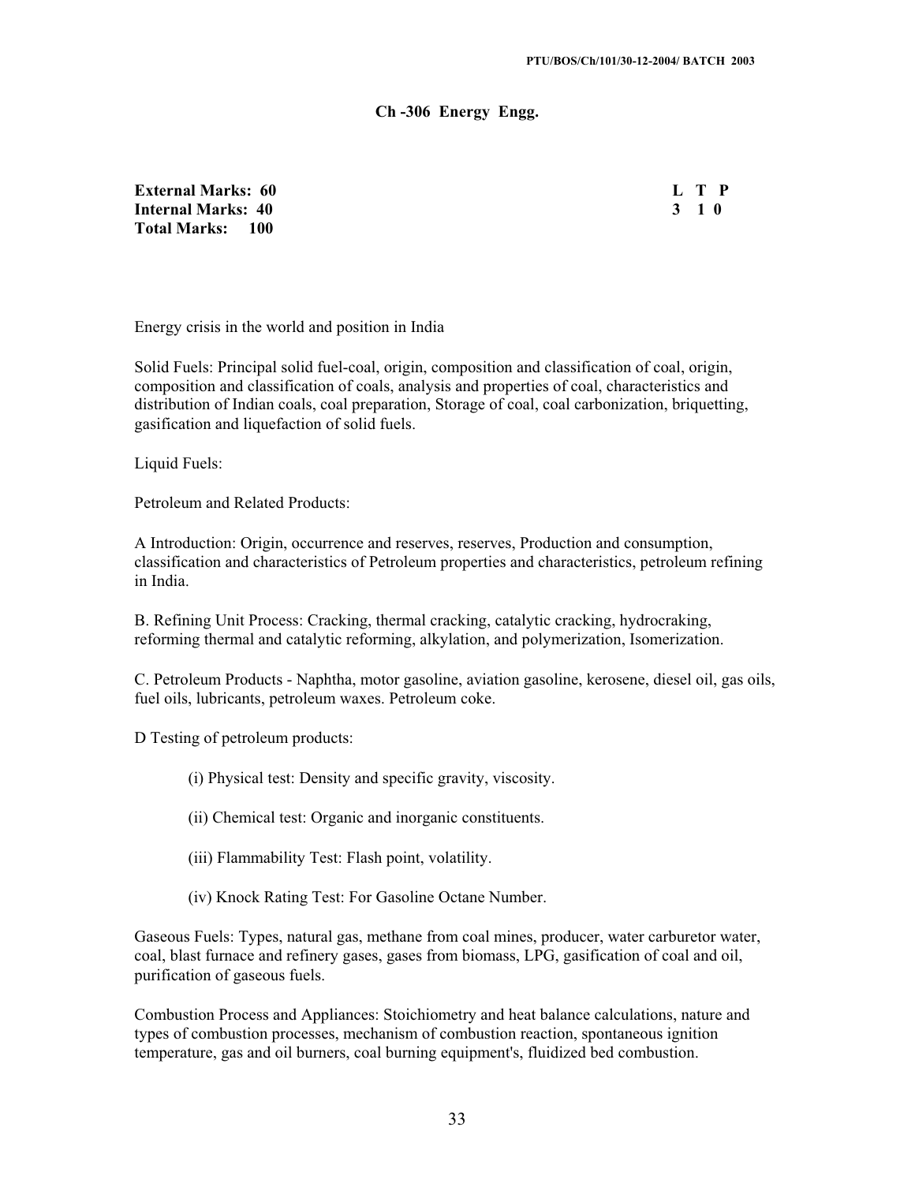## Ch -306 Energy Engg.

**External Marks: 60**
**Internal Marks: 40**
**Total Marks: 100**

| L | T | P |
|---|---|---|
| 3 | 1 | 0 |

Energy crisis in the world and position in India

Solid Fuels: Principal solid fuel-coal, origin, composition and classification of coal, origin, composition and classification of coals, analysis and properties of coal, characteristics and distribution of Indian coals, coal preparation, Storage of coal, coal carbonization, briquetting, gasification and liquefaction of solid fuels.

Liquid Fuels:

Petroleum and Related Products:

A Introduction: Origin, occurrence and reserves, reserves, Production and consumption, classification and characteristics of Petroleum properties and characteristics, petroleum refining in India.

B. Refining Unit Process: Cracking, thermal cracking, catalytic cracking, hydrocraking, reforming thermal and catalytic reforming, alkylation, and polymerization, Isomerization.

C. Petroleum Products - Naphtha, motor gasoline, aviation gasoline, kerosene, diesel oil, gas oils, fuel oils, lubricants, petroleum waxes. Petroleum coke.

D Testing of petroleum products:

(i) Physical test: Density and specific gravity, viscosity.

(ii) Chemical test: Organic and inorganic constituents.

(iii) Flammability Test: Flash point, volatility.

(iv) Knock Rating Test: For Gasoline Octane Number.

Gaseous Fuels: Types, natural gas, methane from coal mines, producer, water carburetor water, coal, blast furnace and refinery gases, gases from biomass, LPG, gasification of coal and oil, purification of gaseous fuels.

Combustion Process and Appliances: Stoichiometry and heat balance calculations, nature and types of combustion processes, mechanism of combustion reaction, spontaneous ignition temperature, gas and oil burners, coal burning equipment's, fluidized bed combustion.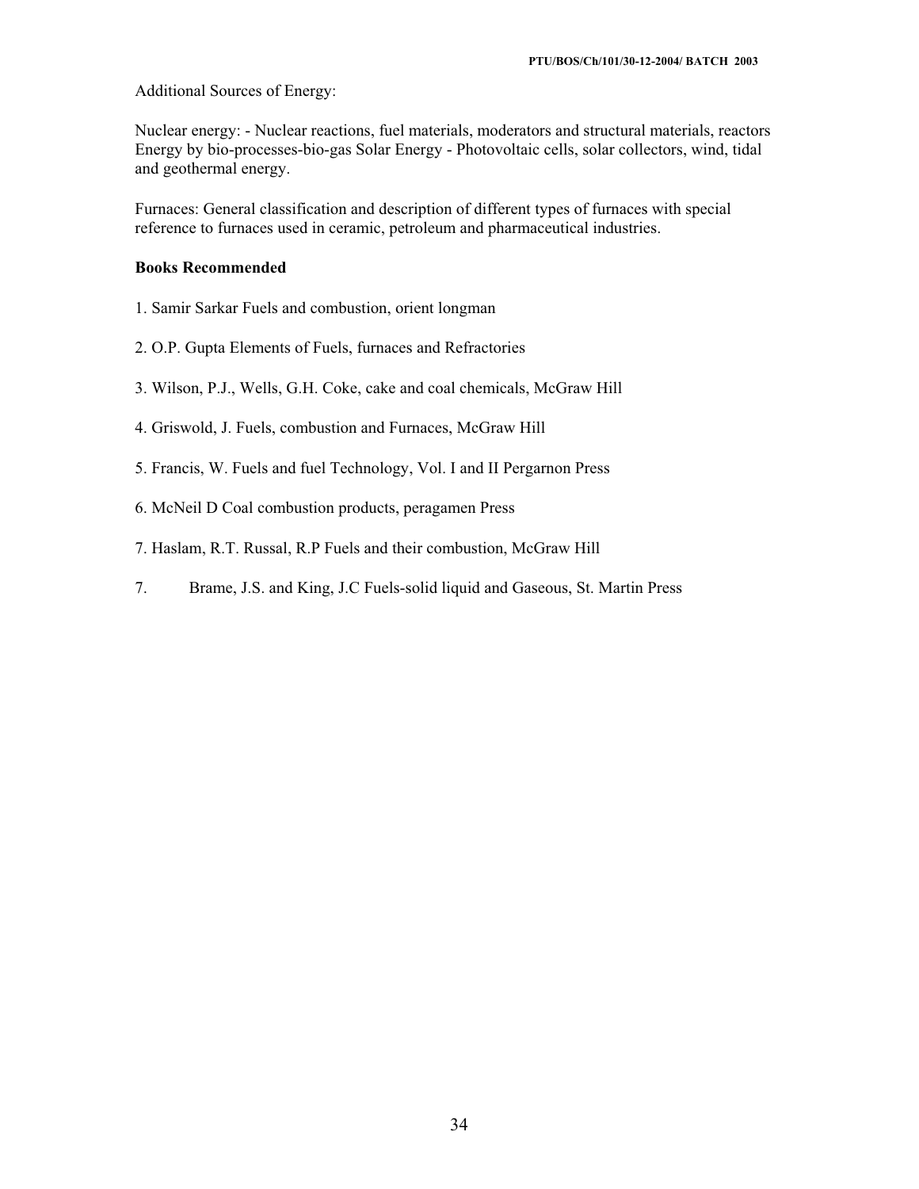Additional Sources of Energy:

Nuclear energy: - Nuclear reactions, fuel materials, moderators and structural materials, reactors Energy by bio-processes-bio-gas Solar Energy - Photovoltaic cells, solar collectors, wind, tidal and geothermal energy.

Furnaces: General classification and description of different types of furnaces with special reference to furnaces used in ceramic, petroleum and pharmaceutical industries.

**Books Recommended**

1. Samir Sarkar Fuels and combustion, orient longman

2. O.P. Gupta Elements of Fuels, furnaces and Refractories

3. Wilson, P.J., Wells, G.H. Coke, cake and coal chemicals, McGraw Hill

4. Griswold, J. Fuels, combustion and Furnaces, McGraw Hill

5. Francis, W. Fuels and fuel Technology, Vol. I and II Pergarnon Press

6. McNeil D Coal combustion products, peragamen Press

7. Haslam, R.T. Russal, R.P Fuels and their combustion, McGraw Hill

7. Brame, J.S. and King, J.C Fuels-solid liquid and Gaseous, St. Martin Press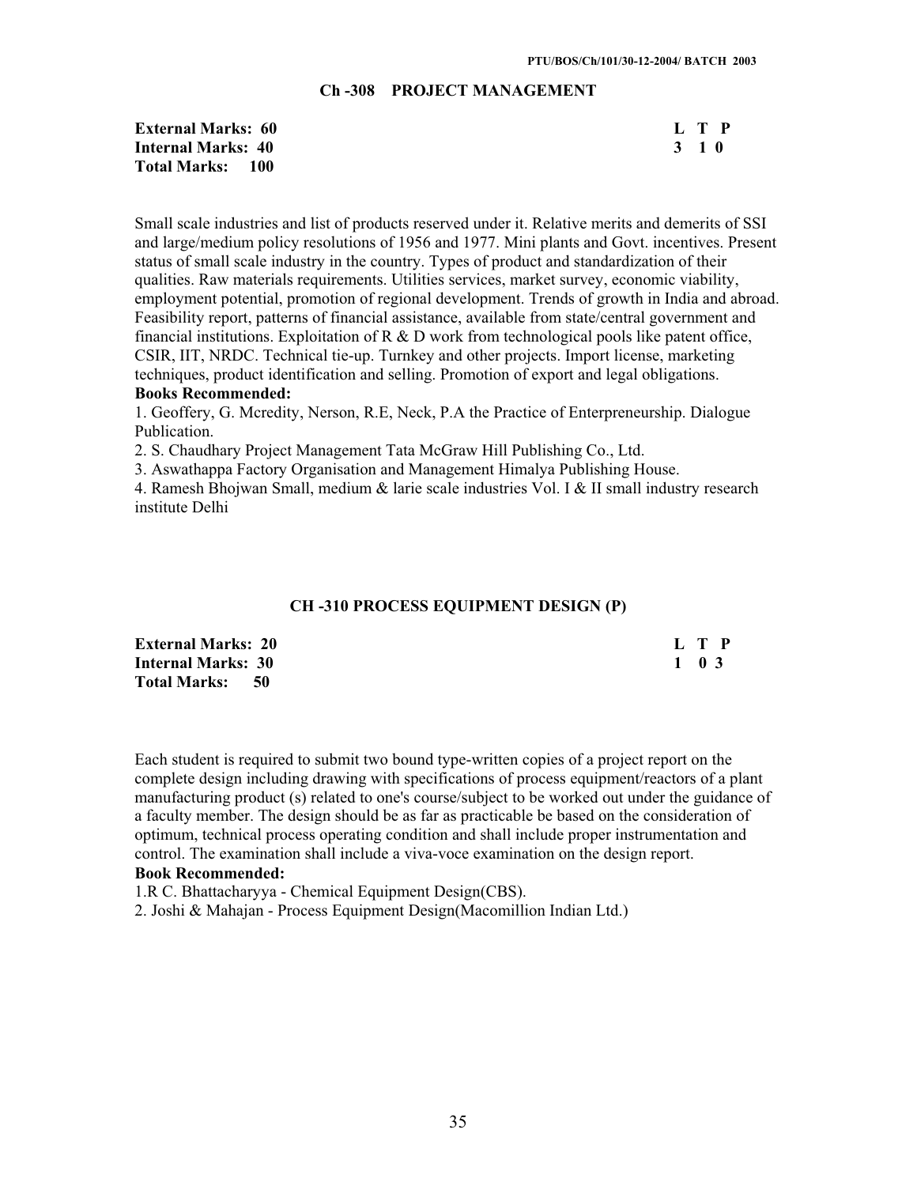## Ch -308 PROJECT MANAGEMENT

| | L | T | P |
|---|---|---|---|
| **External Marks: 60** | 3 | 1 | 0 |
| **Internal Marks: 40** | | | |
| **Total Marks: 100** | | | |

Small scale industries and list of products reserved under it. Relative merits and demerits of SSI and large/medium policy resolutions of 1956 and 1977. Mini plants and Govt. incentives. Present status of small scale industry in the country. Types of product and standardization of their qualities. Raw materials requirements. Utilities services, market survey, economic viability, employment potential, promotion of regional development. Trends of growth in India and abroad. Feasibility report, patterns of financial assistance, available from state/central government and financial institutions. Exploitation of R & D work from technological pools like patent office, CSIR, IIT, NRDC. Technical tie-up. Turnkey and other projects. Import license, marketing techniques, product identification and selling. Promotion of export and legal obligations.

**Books Recommended:**

1. Geoffery, G. Mcredity, Nerson, R.E, Neck, P.A the Practice of Enterpreneurship. Dialogue Publication.
2. S. Chaudhary Project Management Tata McGraw Hill Publishing Co., Ltd.
3. Aswathappa Factory Organisation and Management Himalya Publishing House.
4. Ramesh Bhojwan Small, medium & larie scale industries Vol. I & II small industry research institute Delhi

## CH -310 PROCESS EQUIPMENT DESIGN (P)

| | L | T | P |
|---|---|---|---|
| **External Marks: 20** | 1 | 0 | 3 |
| **Internal Marks: 30** | | | |
| **Total Marks: 50** | | | |

Each student is required to submit two bound type-written copies of a project report on the complete design including drawing with specifications of process equipment/reactors of a plant manufacturing product (s) related to one's course/subject to be worked out under the guidance of a faculty member. The design should be as far as practicable be based on the consideration of optimum, technical process operating condition and shall include proper instrumentation and control. The examination shall include a viva-voce examination on the design report.

**Book Recommended:**

1. R C. Bhattacharyya - Chemical Equipment Design(CBS).
2. Joshi & Mahajan - Process Equipment Design(Macomillion Indian Ltd.)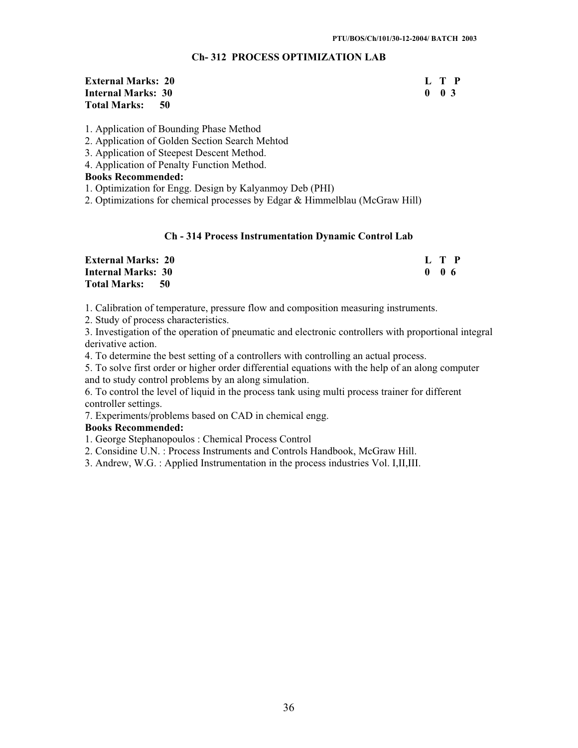## Ch- 312 PROCESS OPTIMIZATION LAB

**External Marks: 20** **L T P**
**Internal Marks: 30** **0 0 3**
**Total Marks: 50**

1. Application of Bounding Phase Method
2. Application of Golden Section Search Mehtod
3. Application of Steepest Descent Method.
4. Application of Penalty Function Method.

**Books Recommended:**

1. Optimization for Engg. Design by Kalyanmoy Deb (PHI)
2. Optimizations for chemical processes by Edgar & Himmelblau (McGraw Hill)

## Ch - 314 Process Instrumentation Dynamic Control Lab

**External Marks: 20** **L T P**
**Internal Marks: 30** **0 0 6**
**Total Marks: 50**

1. Calibration of temperature, pressure flow and composition measuring instruments.
2. Study of process characteristics.
3. Investigation of the operation of pneumatic and electronic controllers with proportional integral derivative action.
4. To determine the best setting of a controllers with controlling an actual process.
5. To solve first order or higher order differential equations with the help of an along computer and to study control problems by an along simulation.
6. To control the level of liquid in the process tank using multi process trainer for different controller settings.
7. Experiments/problems based on CAD in chemical engg.

**Books Recommended:**

1. George Stephanopoulos : Chemical Process Control
2. Considine U.N. : Process Instruments and Controls Handbook, McGraw Hill.
3. Andrew, W.G. : Applied Instrumentation in the process industries Vol. I,II,III.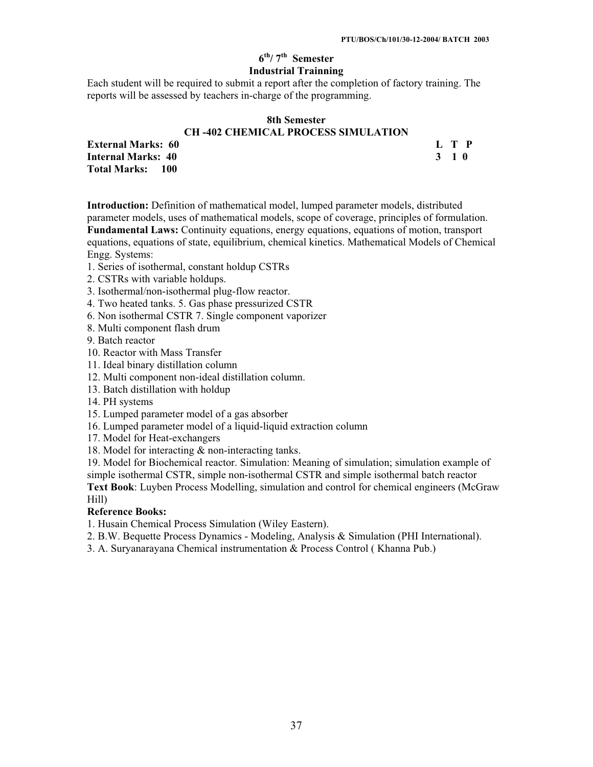## $6^{th}$/ $7^{th}$ Semester

### Industrial Trainning

Each student will be required to submit a report after the completion of factory training. The reports will be assessed by teachers in-charge of the programming.

## 8th Semester

### CH -402 CHEMICAL PROCESS SIMULATION

**External Marks: 60** **L T P**
**Internal Marks: 40** **3 1 0**
**Total Marks: 100**

**Introduction:** Definition of mathematical model, lumped parameter models, distributed parameter models, uses of mathematical models, scope of coverage, principles of formulation.
**Fundamental Laws:** Continuity equations, energy equations, equations of motion, transport equations, equations of state, equilibrium, chemical kinetics. Mathematical Models of Chemical Engg. Systems:

1. Series of isothermal, constant holdup CSTRs
2. CSTRs with variable holdups.
3. Isothermal/non-isothermal plug-flow reactor.
4. Two heated tanks. 5. Gas phase pressurized CSTR
6. Non isothermal CSTR 7. Single component vaporizer
8. Multi component flash drum
9. Batch reactor
10. Reactor with Mass Transfer
11. Ideal binary distillation column
12. Multi component non-ideal distillation column.
13. Batch distillation with holdup
14. PH systems
15. Lumped parameter model of a gas absorber
16. Lumped parameter model of a liquid-liquid extraction column
17. Model for Heat-exchangers
18. Model for interacting & non-interacting tanks.
19. Model for Biochemical reactor. Simulation: Meaning of simulation; simulation example of simple isothermal CSTR, simple non-isothermal CSTR and simple isothermal batch reactor

**Text Book**: Luyben Process Modelling, simulation and control for chemical engineers (McGraw Hill)

**Reference Books:**

1. Husain Chemical Process Simulation (Wiley Eastern).
2. B.W. Bequette Process Dynamics - Modeling, Analysis & Simulation (PHI International).
3. A. Suryanarayana Chemical instrumentation & Process Control ( Khanna Pub.)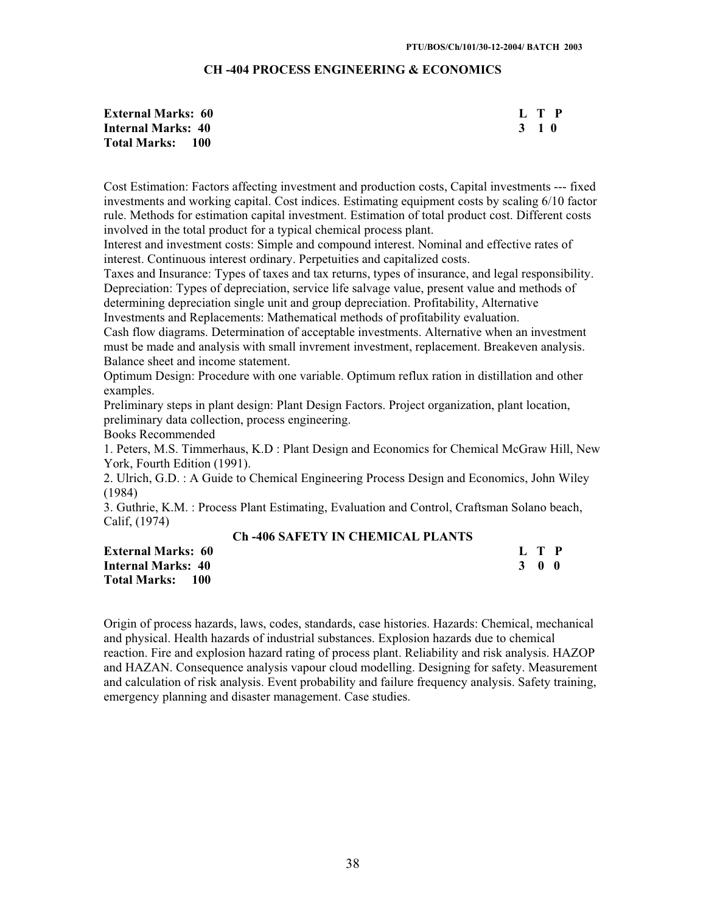## CH -404 PROCESS ENGINEERING & ECONOMICS

| | L | T | P |
|---|---|---|---|
| **External Marks: 60** | **L** | **T** | **P** |
| **Internal Marks: 40** | **3** | **1** | **0** |
| **Total Marks: 100** | | | |

Cost Estimation: Factors affecting investment and production costs, Capital investments --- fixed investments and working capital. Cost indices. Estimating equipment costs by scaling 6/10 factor rule. Methods for estimation capital investment. Estimation of total product cost. Different costs involved in the total product for a typical chemical process plant.

Interest and investment costs: Simple and compound interest. Nominal and effective rates of interest. Continuous interest ordinary. Perpetuities and capitalized costs.

Taxes and Insurance: Types of taxes and tax returns, types of insurance, and legal responsibility. Depreciation: Types of depreciation, service life salvage value, present value and methods of determining depreciation single unit and group depreciation. Profitability, Alternative Investments and Replacements: Mathematical methods of profitability evaluation.

Cash flow diagrams. Determination of acceptable investments. Alternative when an investment must be made and analysis with small invrement investment, replacement. Breakeven analysis. Balance sheet and income statement.

Optimum Design: Procedure with one variable. Optimum reflux ration in distillation and other examples.

Preliminary steps in plant design: Plant Design Factors. Project organization, plant location, preliminary data collection, process engineering.

Books Recommended

1. Peters, M.S. Timmerhaus, K.D : Plant Design and Economics for Chemical McGraw Hill, New York, Fourth Edition (1991).
2. Ulrich, G.D. : A Guide to Chemical Engineering Process Design and Economics, John Wiley (1984)
3. Guthrie, K.M. : Process Plant Estimating, Evaluation and Control, Craftsman Solano beach, Calif, (1974)

## Ch -406 SAFETY IN CHEMICAL PLANTS

| | L | T | P |
|---|---|---|---|
| **External Marks: 60** | **L** | **T** | **P** |
| **Internal Marks: 40** | **3** | **0** | **0** |
| **Total Marks: 100** | | | |

Origin of process hazards, laws, codes, standards, case histories. Hazards: Chemical, mechanical and physical. Health hazards of industrial substances. Explosion hazards due to chemical reaction. Fire and explosion hazard rating of process plant. Reliability and risk analysis. HAZOP and HAZAN. Consequence analysis vapour cloud modelling. Designing for safety. Measurement and calculation of risk analysis. Event probability and failure frequency analysis. Safety training, emergency planning and disaster management. Case studies.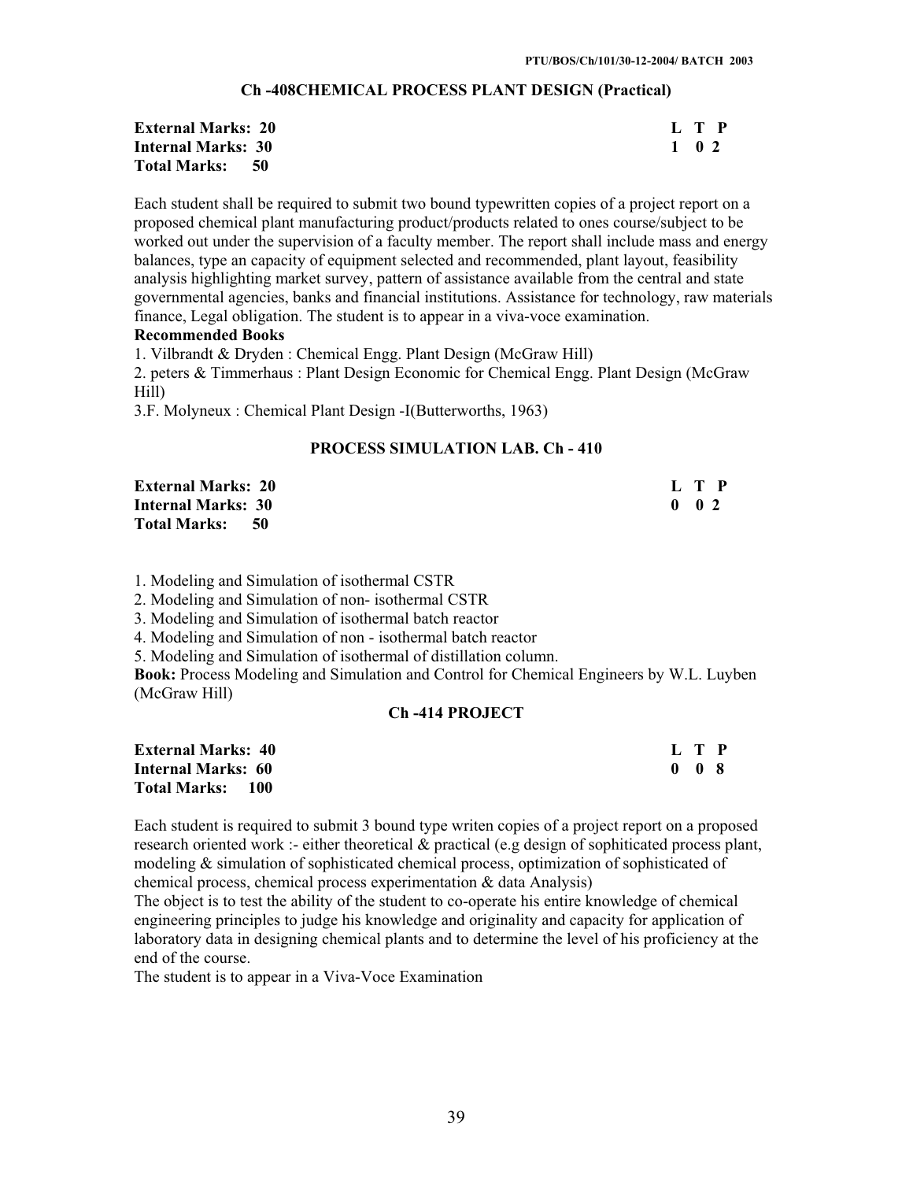### Ch -408CHEMICAL PROCESS PLANT DESIGN (Practical)

| | |
|---|---|
| **External Marks: 20** | **L T P** |
| **Internal Marks: 30** | **1 0 2** |
| **Total Marks: 50** | |

Each student shall be required to submit two bound typewritten copies of a project report on a proposed chemical plant manufacturing product/products related to ones course/subject to be worked out under the supervision of a faculty member. The report shall include mass and energy balances, type an capacity of equipment selected and recommended, plant layout, feasibility analysis highlighting market survey, pattern of assistance available from the central and state governmental agencies, banks and financial institutions. Assistance for technology, raw materials finance, Legal obligation. The student is to appear in a viva-voce examination.

**Recommended Books**

1. Vilbrandt & Dryden : Chemical Engg. Plant Design (McGraw Hill)
2. peters & Timmerhaus : Plant Design Economic for Chemical Engg. Plant Design (McGraw Hill)
3. F. Molyneux : Chemical Plant Design -I(Butterworths, 1963)

### PROCESS SIMULATION LAB. Ch - 410

| | |
|---|---|
| **External Marks: 20** | **L T P** |
| **Internal Marks: 30** | **0 0 2** |
| **Total Marks: 50** | |

1. Modeling and Simulation of isothermal CSTR
2. Modeling and Simulation of non- isothermal CSTR
3. Modeling and Simulation of isothermal batch reactor
4. Modeling and Simulation of non - isothermal batch reactor
5. Modeling and Simulation of isothermal of distillation column.

**Book:** Process Modeling and Simulation and Control for Chemical Engineers by W.L. Luyben (McGraw Hill)

### Ch -414 PROJECT

| | |
|---|---|
| **External Marks: 40** | **L T P** |
| **Internal Marks: 60** | **0 0 8** |
| **Total Marks: 100** | |

Each student is required to submit 3 bound type writen copies of a project report on a proposed research oriented work :- either theoretical & practical (e.g design of sophiticated process plant, modeling & simulation of sophisticated chemical process, optimization of sophisticated of chemical process, chemical process experimentation & data Analysis)

The object is to test the ability of the student to co-operate his entire knowledge of chemical engineering principles to judge his knowledge and originality and capacity for application of laboratory data in designing chemical plants and to determine the level of his proficiency at the end of the course.

The student is to appear in a Viva-Voce Examination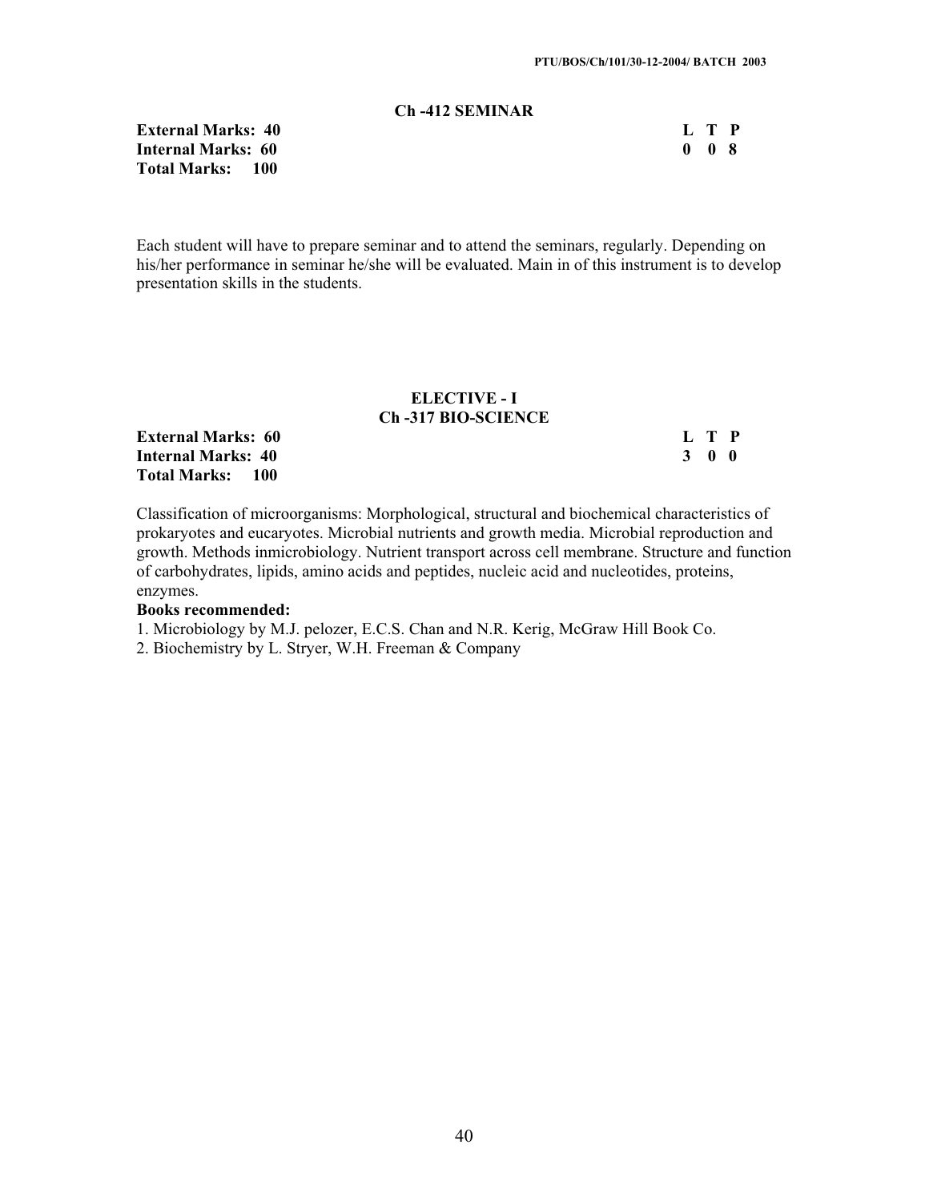## Ch -412 SEMINAR

**External Marks: 40**
**Internal Marks: 60**
**Total Marks: 100**

| L | T | P |
|---|---|---|
| 0 | 0 | 8 |

Each student will have to prepare seminar and to attend the seminars, regularly. Depending on his/her performance in seminar he/she will be evaluated. Main in of this instrument is to develop presentation skills in the students.

## ELECTIVE - I

## Ch -317 BIO-SCIENCE

**External Marks: 60**
**Internal Marks: 40**
**Total Marks: 100**

| L | T | P |
|---|---|---|
| 3 | 0 | 0 |

Classification of microorganisms: Morphological, structural and biochemical characteristics of prokaryotes and eucaryotes. Microbial nutrients and growth media. Microbial reproduction and growth. Methods inmicrobiology. Nutrient transport across cell membrane. Structure and function of carbohydrates, lipids, amino acids and peptides, nucleic acid and nucleotides, proteins, enzymes.

**Books recommended:**

1. Microbiology by M.J. pelozer, E.C.S. Chan and N.R. Kerig, McGraw Hill Book Co.
2. Biochemistry by L. Stryer, W.H. Freeman & Company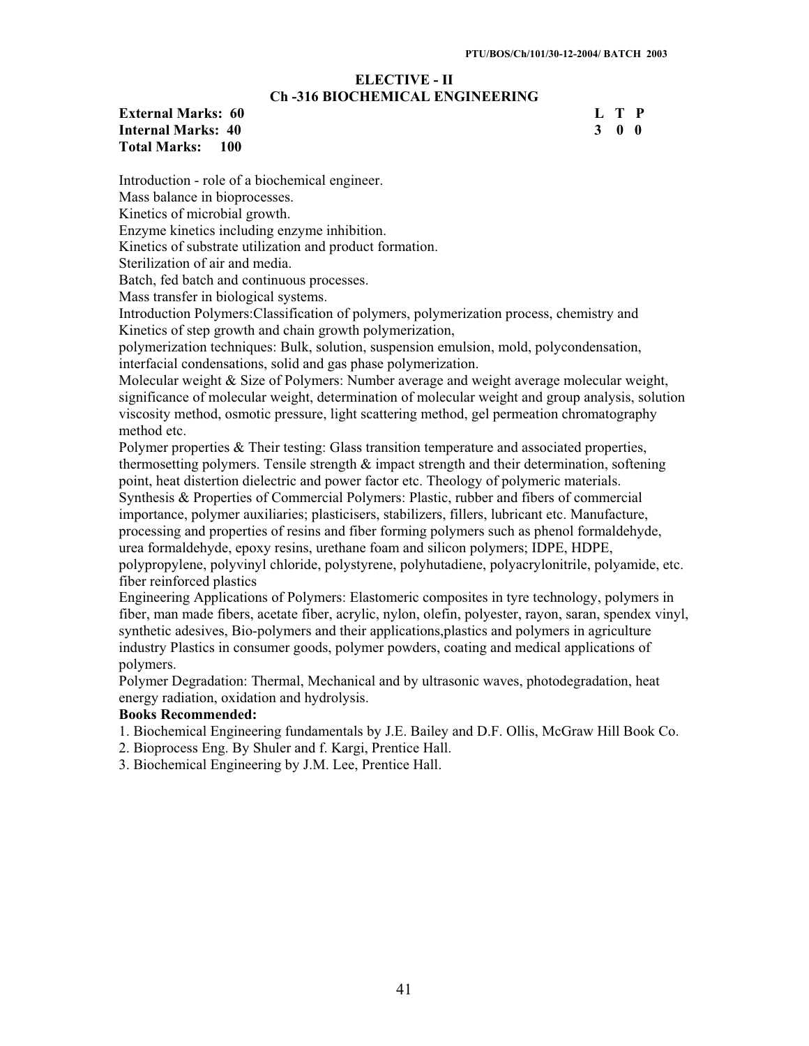## ELECTIVE - II

## Ch -316 BIOCHEMICAL ENGINEERING

**External Marks: 60** **L T P**
**Internal Marks: 40** **3 0 0**
**Total Marks: 100**

Introduction - role of a biochemical engineer.
Mass balance in bioprocesses.
Kinetics of microbial growth.
Enzyme kinetics including enzyme inhibition.
Kinetics of substrate utilization and product formation.
Sterilization of air and media.
Batch, fed batch and continuous processes.
Mass transfer in biological systems.
Introduction Polymers:Classification of polymers, polymerization process, chemistry and Kinetics of step growth and chain growth polymerization,
polymerization techniques: Bulk, solution, suspension emulsion, mold, polycondensation, interfacial condensations, solid and gas phase polymerization.
Molecular weight & Size of Polymers: Number average and weight average molecular weight, significance of molecular weight, determination of molecular weight and group analysis, solution viscosity method, osmotic pressure, light scattering method, gel permeation chromatography method etc.
Polymer properties & Their testing: Glass transition temperature and associated properties, thermosetting polymers. Tensile strength & impact strength and their determination, softening point, heat distertion dielectric and power factor etc. Theology of polymeric materials.
Synthesis & Properties of Commercial Polymers: Plastic, rubber and fibers of commercial importance, polymer auxiliaries; plasticisers, stabilizers, fillers, lubricant etc. Manufacture, processing and properties of resins and fiber forming polymers such as phenol formaldehyde, urea formaldehyde, epoxy resins, urethane foam and silicon polymers; IDPE, HDPE, polypropylene, polyvinyl chloride, polystyrene, polyhutadiene, polyacrylonitrile, polyamide, etc. fiber reinforced plastics
Engineering Applications of Polymers: Elastomeric composites in tyre technology, polymers in fiber, man made fibers, acetate fiber, acrylic, nylon, olefin, polyester, rayon, saran, spendex vinyl, synthetic adesives, Bio-polymers and their applications,plastics and polymers in agriculture industry Plastics in consumer goods, polymer powders, coating and medical applications of polymers.
Polymer Degradation: Thermal, Mechanical and by ultrasonic waves, photodegradation, heat energy radiation, oxidation and hydrolysis.

**Books Recommended:**

1. Biochemical Engineering fundamentals by J.E. Bailey and D.F. Ollis, McGraw Hill Book Co.
2. Bioprocess Eng. By Shuler and f. Kargi, Prentice Hall.
3. Biochemical Engineering by J.M. Lee, Prentice Hall.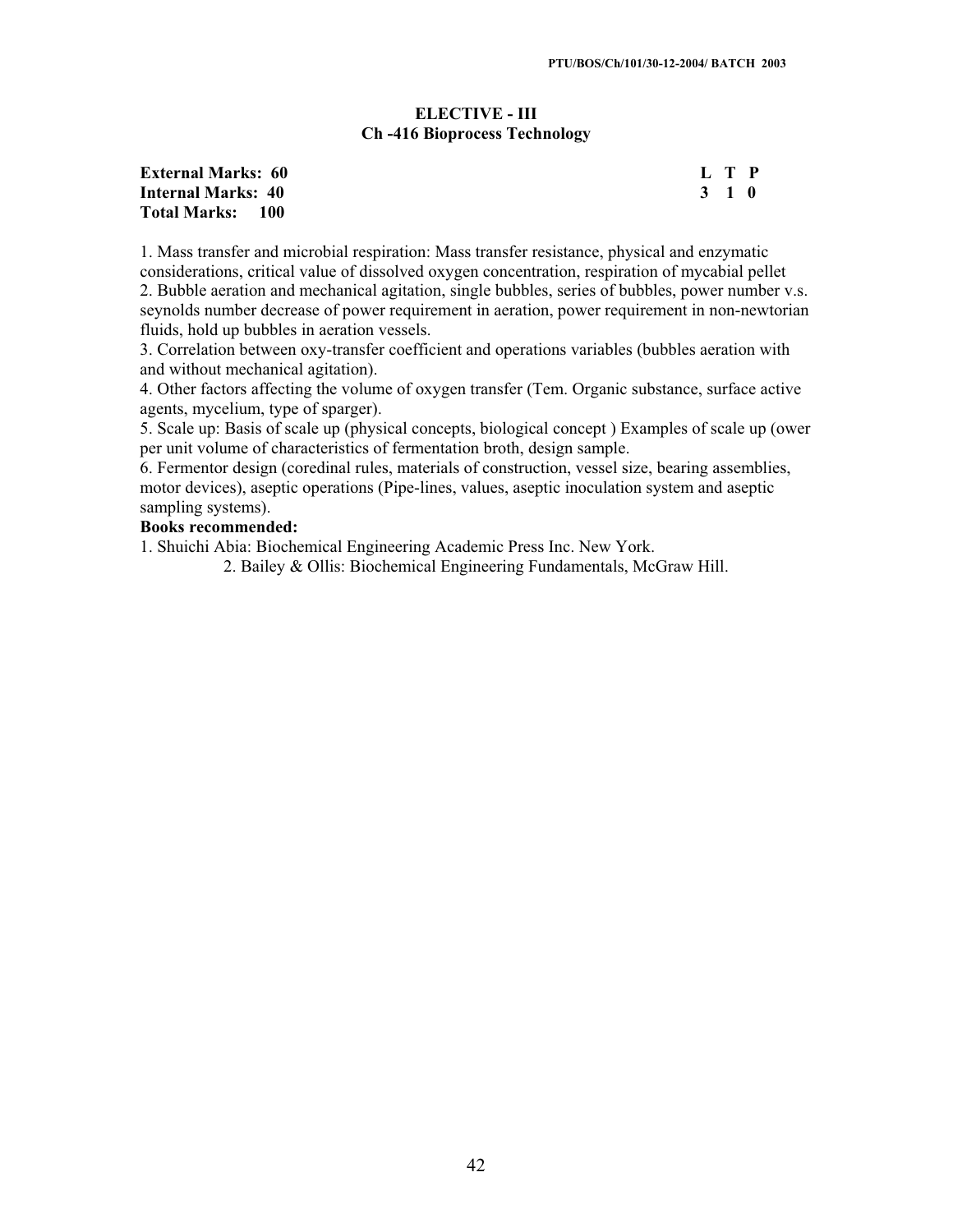## ELECTIVE - III
## Ch -416 Bioprocess Technology

**External Marks: 60** **L T P**
**Internal Marks: 40** **3 1 0**
**Total Marks: 100**

1. Mass transfer and microbial respiration: Mass transfer resistance, physical and enzymatic considerations, critical value of dissolved oxygen concentration, respiration of mycabial pellet
2. Bubble aeration and mechanical agitation, single bubbles, series of bubbles, power number v.s. seynolds number decrease of power requirement in aeration, power requirement in non-newtorian fluids, hold up bubbles in aeration vessels.
3. Correlation between oxy-transfer coefficient and operations variables (bubbles aeration with and without mechanical agitation).
4. Other factors affecting the volume of oxygen transfer (Tem. Organic substance, surface active agents, mycelium, type of sparger).
5. Scale up: Basis of scale up (physical concepts, biological concept ) Examples of scale up (ower per unit volume of characteristics of fermentation broth, design sample.
6. Fermentor design (coredinal rules, materials of construction, vessel size, bearing assemblies, motor devices), aseptic operations (Pipe-lines, values, aseptic inoculation system and aseptic sampling systems).

**Books recommended:**

1. Shuichi Abia: Biochemical Engineering Academic Press Inc. New York.
2. Bailey & Ollis: Biochemical Engineering Fundamentals, McGraw Hill.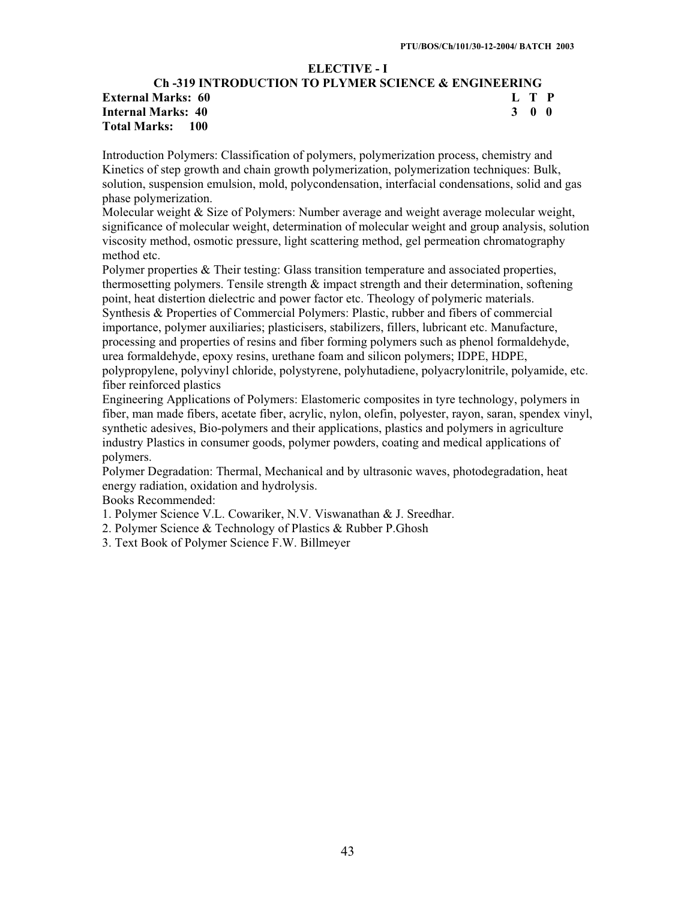## ELECTIVE - I

### Ch -319 INTRODUCTION TO PLYMER SCIENCE & ENGINEERING

**External Marks: 60** **L T P**
**Internal Marks: 40** **3 0 0**
**Total Marks: 100**

Introduction Polymers: Classification of polymers, polymerization process, chemistry and Kinetics of step growth and chain growth polymerization, polymerization techniques: Bulk, solution, suspension emulsion, mold, polycondensation, interfacial condensations, solid and gas phase polymerization.
Molecular weight & Size of Polymers: Number average and weight average molecular weight, significance of molecular weight, determination of molecular weight and group analysis, solution viscosity method, osmotic pressure, light scattering method, gel permeation chromatography method etc.
Polymer properties & Their testing: Glass transition temperature and associated properties, thermosetting polymers. Tensile strength & impact strength and their determination, softening point, heat distertion dielectric and power factor etc. Theology of polymeric materials.
Synthesis & Properties of Commercial Polymers: Plastic, rubber and fibers of commercial importance, polymer auxiliaries; plasticisers, stabilizers, fillers, lubricant etc. Manufacture, processing and properties of resins and fiber forming polymers such as phenol formaldehyde, urea formaldehyde, epoxy resins, urethane foam and silicon polymers; IDPE, HDPE, polypropylene, polyvinyl chloride, polystyrene, polyhutadiene, polyacrylonitrile, polyamide, etc. fiber reinforced plastics
Engineering Applications of Polymers: Elastomeric composites in tyre technology, polymers in fiber, man made fibers, acetate fiber, acrylic, nylon, olefin, polyester, rayon, saran, spendex vinyl, synthetic adesives, Bio-polymers and their applications, plastics and polymers in agriculture industry Plastics in consumer goods, polymer powders, coating and medical applications of polymers.
Polymer Degradation: Thermal, Mechanical and by ultrasonic waves, photodegradation, heat energy radiation, oxidation and hydrolysis.
Books Recommended:

1. Polymer Science V.L. Cowariker, N.V. Viswanathan & J. Sreedhar.
2. Polymer Science & Technology of Plastics & Rubber P.Ghosh
3. Text Book of Polymer Science F.W. Billmeyer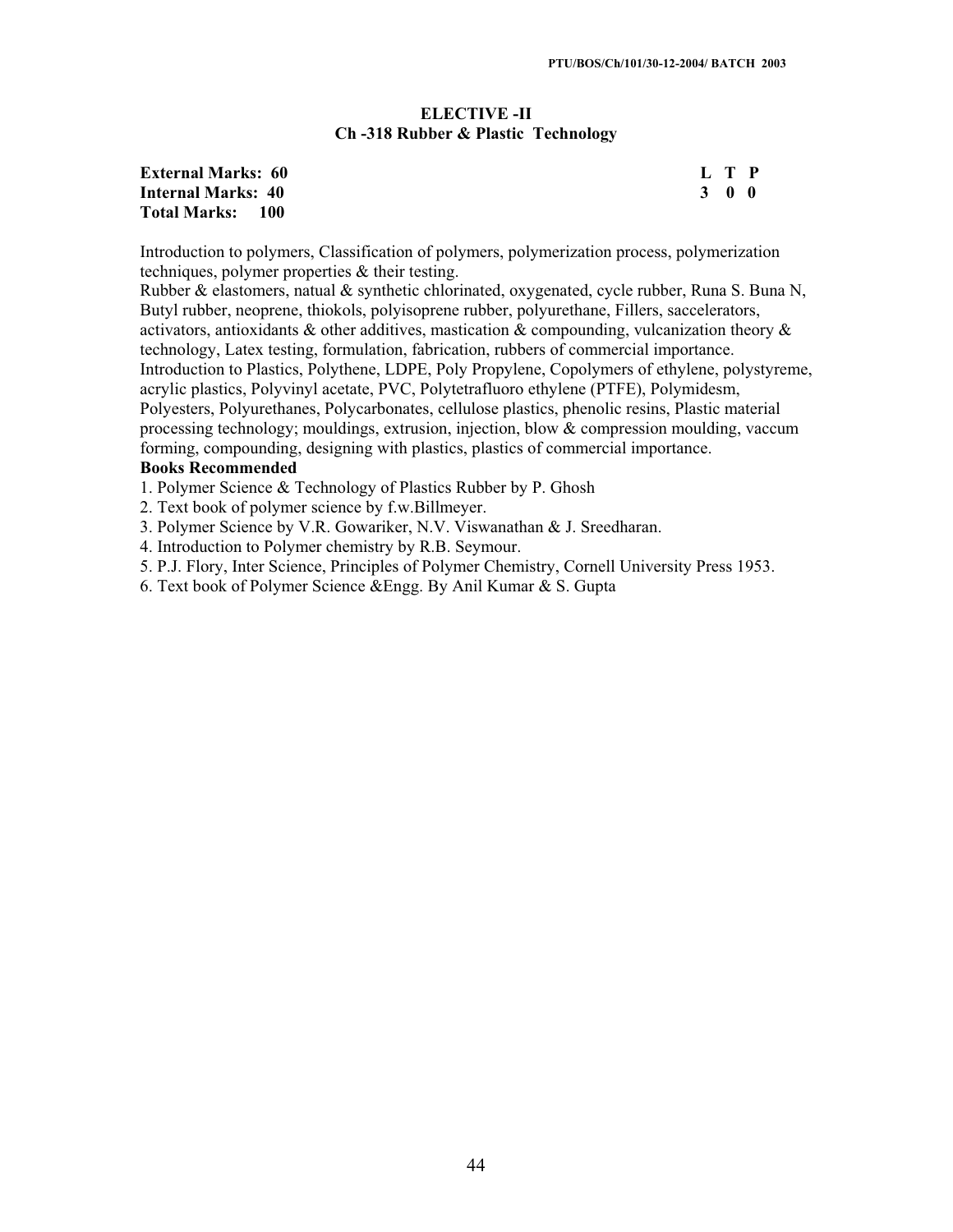## ELECTIVE -II
## Ch -318 Rubber & Plastic Technology

**External Marks: 60** **L T P**
**Internal Marks: 40** **3 0 0**
**Total Marks: 100**

Introduction to polymers, Classification of polymers, polymerization process, polymerization techniques, polymer properties & their testing.
Rubber & elastomers, natual & synthetic chlorinated, oxygenated, cycle rubber, Runa S. Buna N, Butyl rubber, neoprene, thiokols, polyisoprene rubber, polyurethane, Fillers, saccelerators, activators, antioxidants & other additives, mastication & compounding, vulcanization theory & technology, Latex testing, formulation, fabrication, rubbers of commercial importance.
Introduction to Plastics, Polythene, LDPE, Poly Propylene, Copolymers of ethylene, polystyreme, acrylic plastics, Polyvinyl acetate, PVC, Polytetrafluoro ethylene (PTFE), Polymidesm, Polyesters, Polyurethanes, Polycarbonates, cellulose plastics, phenolic resins, Plastic material processing technology; mouldings, extrusion, injection, blow & compression moulding, vaccum forming, compounding, designing with plastics, plastics of commercial importance.

**Books Recommended**

1. Polymer Science & Technology of Plastics Rubber by P. Ghosh
2. Text book of polymer science by f.w.Billmeyer.
3. Polymer Science by V.R. Gowariker, N.V. Viswanathan & J. Sreedharan.
4. Introduction to Polymer chemistry by R.B. Seymour.
5. P.J. Flory, Inter Science, Principles of Polymer Chemistry, Cornell University Press 1953.
6. Text book of Polymer Science &Engg. By Anil Kumar & S. Gupta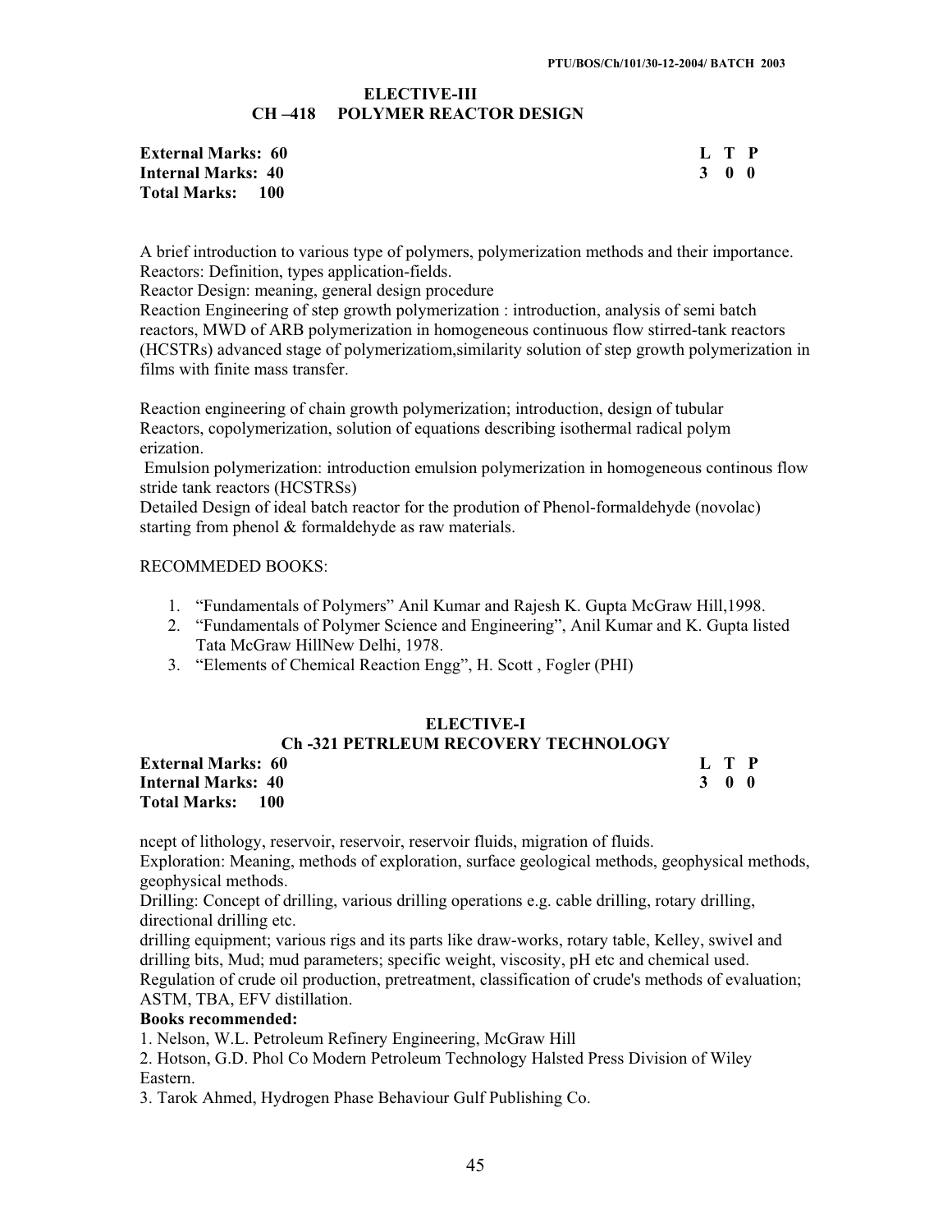## ELECTIVE-III
## CH –418 POLYMER REACTOR DESIGN

**External Marks: 60** **L T P**
**Internal Marks: 40** **3 0 0**
**Total Marks: 100**

A brief introduction to various type of polymers, polymerization methods and their importance.
Reactors: Definition, types application-fields.
Reactor Design: meaning, general design procedure
Reaction Engineering of step growth polymerization : introduction, analysis of semi batch reactors, MWD of ARB polymerization in homogeneous continuous flow stirred-tank reactors (HCSTRs) advanced stage of polymerizatiom,similarity solution of step growth polymerization in films with finite mass transfer.

Reaction engineering of chain growth polymerization; introduction, design of tubular Reactors, copolymerization, solution of equations describing isothermal radical polym erization.
Emulsion polymerization: introduction emulsion polymerization in homogeneous continous flow stride tank reactors (HCSTRSs)
Detailed Design of ideal batch reactor for the prodution of Phenol-formaldehyde (novolac) starting from phenol & formaldehyde as raw materials.

RECOMMEDED BOOKS:

1. "Fundamentals of Polymers" Anil Kumar and Rajesh K. Gupta McGraw Hill,1998.
2. "Fundamentals of Polymer Science and Engineering", Anil Kumar and K. Gupta listed Tata McGraw HillNew Delhi, 1978.
3. "Elements of Chemical Reaction Engg", H. Scott , Fogler (PHI)

## ELECTIVE-I
## Ch -321 PETRLEUM RECOVERY TECHNOLOGY

**External Marks: 60** **L T P**
**Internal Marks: 40** **3 0 0**
**Total Marks: 100**

ncept of lithology, reservoir, reservoir, reservoir fluids, migration of fluids.
Exploration: Meaning, methods of exploration, surface geological methods, geophysical methods, geophysical methods.
Drilling: Concept of drilling, various drilling operations e.g. cable drilling, rotary drilling, directional drilling etc.
drilling equipment; various rigs and its parts like draw-works, rotary table, Kelley, swivel and drilling bits, Mud; mud parameters; specific weight, viscosity, pH etc and chemical used.
Regulation of crude oil production, pretreatment, classification of crude's methods of evaluation; ASTM, TBA, EFV distillation.

**Books recommended:**

1. Nelson, W.L. Petroleum Refinery Engineering, McGraw Hill
2. Hotson, G.D. Phol Co Modern Petroleum Technology Halsted Press Division of Wiley Eastern.
3. Tarok Ahmed, Hydrogen Phase Behaviour Gulf Publishing Co.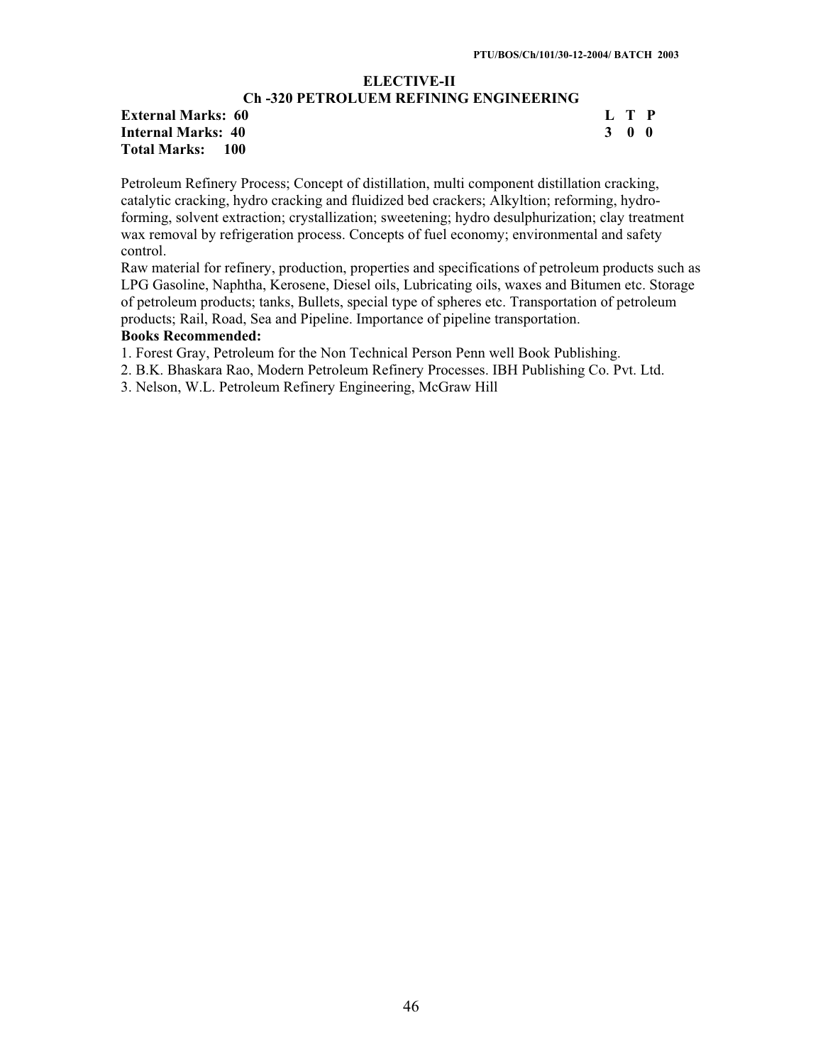## ELECTIVE-II

## Ch -320 PETROLUEM REFINING ENGINEERING

**External Marks: 60** **L T P**
**Internal Marks: 40** **3 0 0**
**Total Marks: 100**

Petroleum Refinery Process; Concept of distillation, multi component distillation cracking, catalytic cracking, hydro cracking and fluidized bed crackers; Alkyltion; reforming, hydro-forming, solvent extraction; crystallization; sweetening; hydro desulphurization; clay treatment wax removal by refrigeration process. Concepts of fuel economy; environmental and safety control.

Raw material for refinery, production, properties and specifications of petroleum products such as LPG Gasoline, Naphtha, Kerosene, Diesel oils, Lubricating oils, waxes and Bitumen etc. Storage of petroleum products; tanks, Bullets, special type of spheres etc. Transportation of petroleum products; Rail, Road, Sea and Pipeline. Importance of pipeline transportation.

**Books Recommended:**

1. Forest Gray, Petroleum for the Non Technical Person Penn well Book Publishing.
2. B.K. Bhaskara Rao, Modern Petroleum Refinery Processes. IBH Publishing Co. Pvt. Ltd.
3. Nelson, W.L. Petroleum Refinery Engineering, McGraw Hill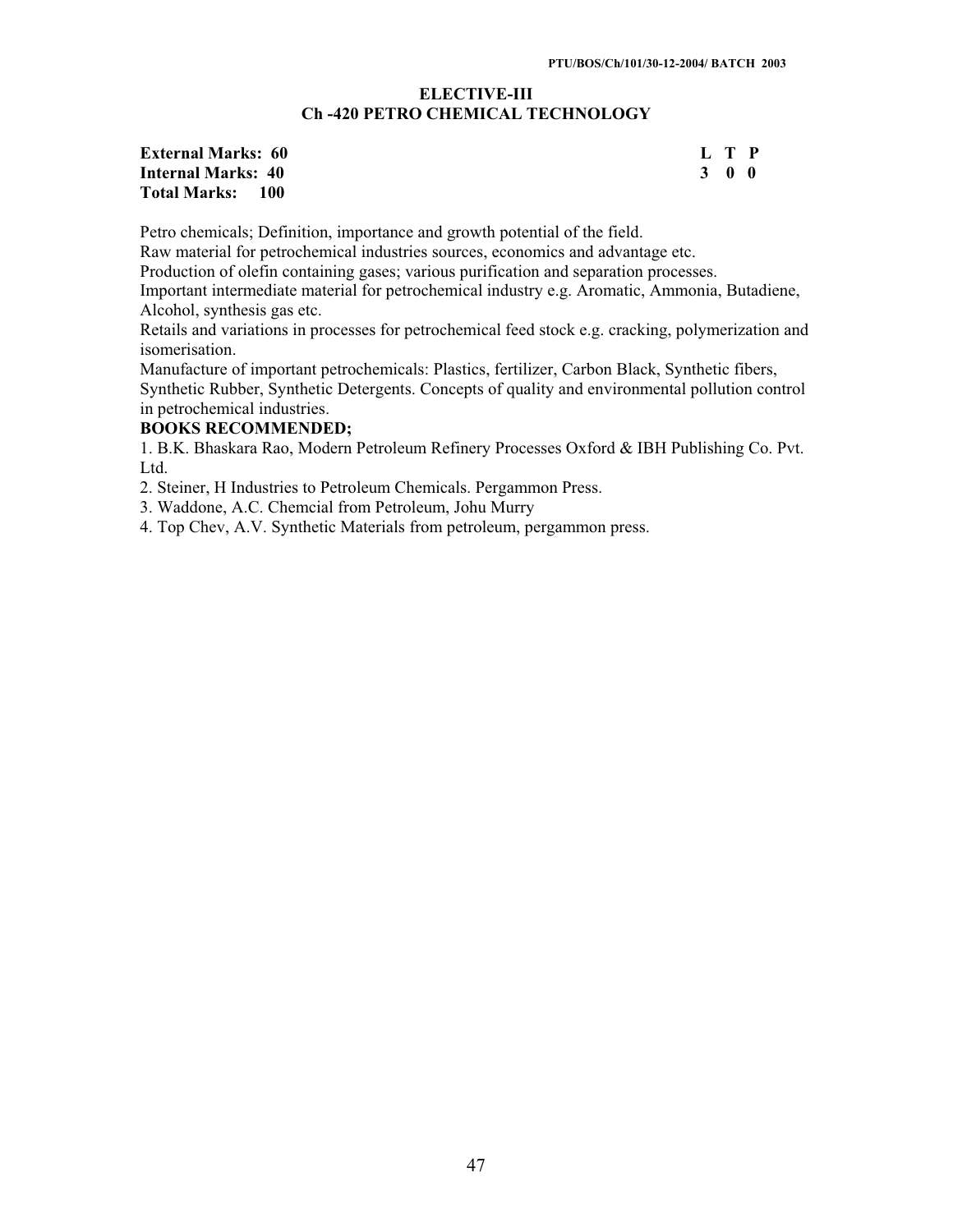## ELECTIVE-III

## Ch -420 PETRO CHEMICAL TECHNOLOGY

| | |
|---|---|
| **External Marks: 60** | **L T P** |
| **Internal Marks: 40** | **3 0 0** |
| **Total Marks: 100** | |

Petro chemicals; Definition, importance and growth potential of the field.

Raw material for petrochemical industries sources, economics and advantage etc.

Production of olefin containing gases; various purification and separation processes.

Important intermediate material for petrochemical industry e.g. Aromatic, Ammonia, Butadiene, Alcohol, synthesis gas etc.

Retails and variations in processes for petrochemical feed stock e.g. cracking, polymerization and isomerisation.

Manufacture of important petrochemicals: Plastics, fertilizer, Carbon Black, Synthetic fibers, Synthetic Rubber, Synthetic Detergents. Concepts of quality and environmental pollution control in petrochemical industries.

**BOOKS RECOMMENDED;**

1. B.K. Bhaskara Rao, Modern Petroleum Refinery Processes Oxford & IBH Publishing Co. Pvt. Ltd.
2. Steiner, H Industries to Petroleum Chemicals. Pergammon Press.
3. Waddone, A.C. Chemcial from Petroleum, Johu Murry
4. Top Chev, A.V. Synthetic Materials from petroleum, pergammon press.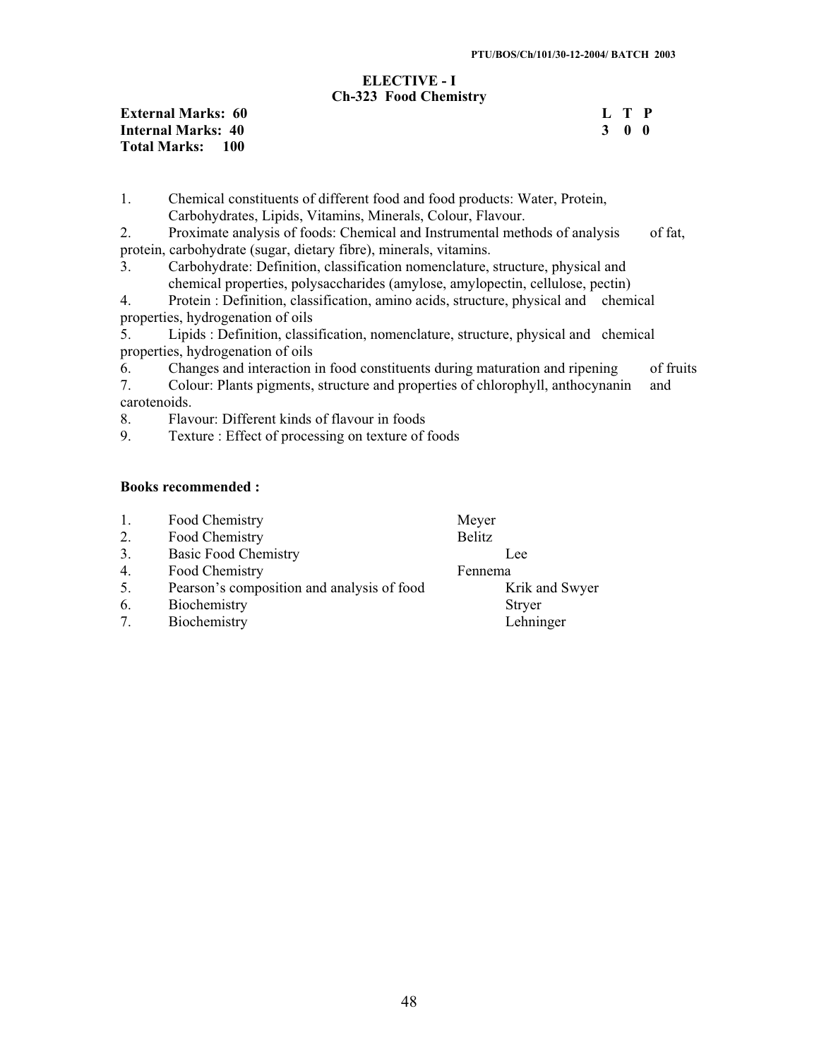## ELECTIVE - I

### Ch-323 Food Chemistry

**External Marks: 60** | **L T P**
**Internal Marks: 40** | **3 0 0**
**Total Marks: 100**

1. Chemical constituents of different food and food products: Water, Protein, Carbohydrates, Lipids, Vitamins, Minerals, Colour, Flavour.
2. Proximate analysis of foods: Chemical and Instrumental methods of analysis of fat, protein, carbohydrate (sugar, dietary fibre), minerals, vitamins.
3. Carbohydrate: Definition, classification nomenclature, structure, physical and chemical properties, polysaccharides (amylose, amylopectin, cellulose, pectin)
4. Protein : Definition, classification, amino acids, structure, physical and chemical properties, hydrogenation of oils
5. Lipids : Definition, classification, nomenclature, structure, physical and chemical properties, hydrogenation of oils
6. Changes and interaction in food constituents during maturation and ripening of fruits
7. Colour: Plants pigments, structure and properties of chlorophyll, anthocynanin and carotenoids.
8. Flavour: Different kinds of flavour in foods
9. Texture : Effect of processing on texture of foods

**Books recommended :**

| | Title | Author |
|---|---|---|
| 1. | Food Chemistry | Meyer |
| 2. | Food Chemistry | Belitz |
| 3. | Basic Food Chemistry | Lee |
| 4. | Food Chemistry | Fennema |
| 5. | Pearson's composition and analysis of food | Krik and Swyer |
| 6. | Biochemistry | Stryer |
| 7. | Biochemistry | Lehninger |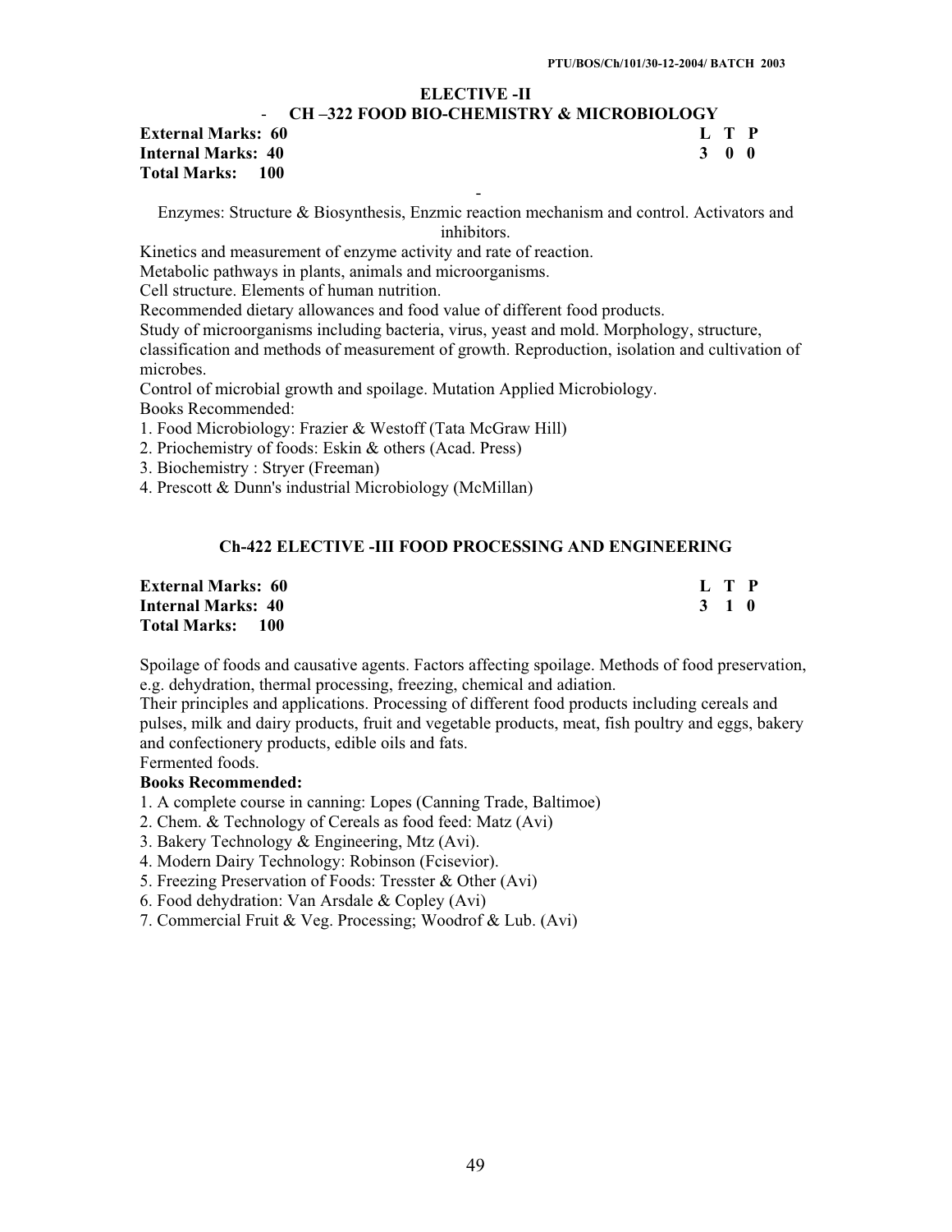## ELECTIVE -II

### CH –322 FOOD BIO-CHEMISTRY & MICROBIOLOGY

| | L | T | P |
|---|---|---|---|
| **External Marks: 60** | 3 | 0 | 0 |
| **Internal Marks: 40** | | | |
| **Total Marks: 100** | | | |

Enzymes: Structure & Biosynthesis, Enzmic reaction mechanism and control. Activators and inhibitors.

Kinetics and measurement of enzyme activity and rate of reaction.

Metabolic pathways in plants, animals and microorganisms.

Cell structure. Elements of human nutrition.

Recommended dietary allowances and food value of different food products.

Study of microorganisms including bacteria, virus, yeast and mold. Morphology, structure, classification and methods of measurement of growth. Reproduction, isolation and cultivation of microbes.

Control of microbial growth and spoilage. Mutation Applied Microbiology.

Books Recommended:

1. Food Microbiology: Frazier & Westoff (Tata McGraw Hill)
2. Priochemistry of foods: Eskin & others (Acad. Press)
3. Biochemistry : Stryer (Freeman)
4. Prescott & Dunn's industrial Microbiology (McMillan)

## Ch-422 ELECTIVE -III FOOD PROCESSING AND ENGINEERING

| | L | T | P |
|---|---|---|---|
| **External Marks: 60** | 3 | 1 | 0 |
| **Internal Marks: 40** | | | |
| **Total Marks: 100** | | | |

Spoilage of foods and causative agents. Factors affecting spoilage. Methods of food preservation, e.g. dehydration, thermal processing, freezing, chemical and adiation.

Their principles and applications. Processing of different food products including cereals and pulses, milk and dairy products, fruit and vegetable products, meat, fish poultry and eggs, bakery and confectionery products, edible oils and fats.

Fermented foods.

**Books Recommended:**

1. A complete course in canning: Lopes (Canning Trade, Baltimoe)
2. Chem. & Technology of Cereals as food feed: Matz (Avi)
3. Bakery Technology & Engineering, Mtz (Avi).
4. Modern Dairy Technology: Robinson (Fcisevior).
5. Freezing Preservation of Foods: Tresster & Other (Avi)
6. Food dehydration: Van Arsdale & Copley (Avi)
7. Commercial Fruit & Veg. Processing; Woodrof & Lub. (Avi)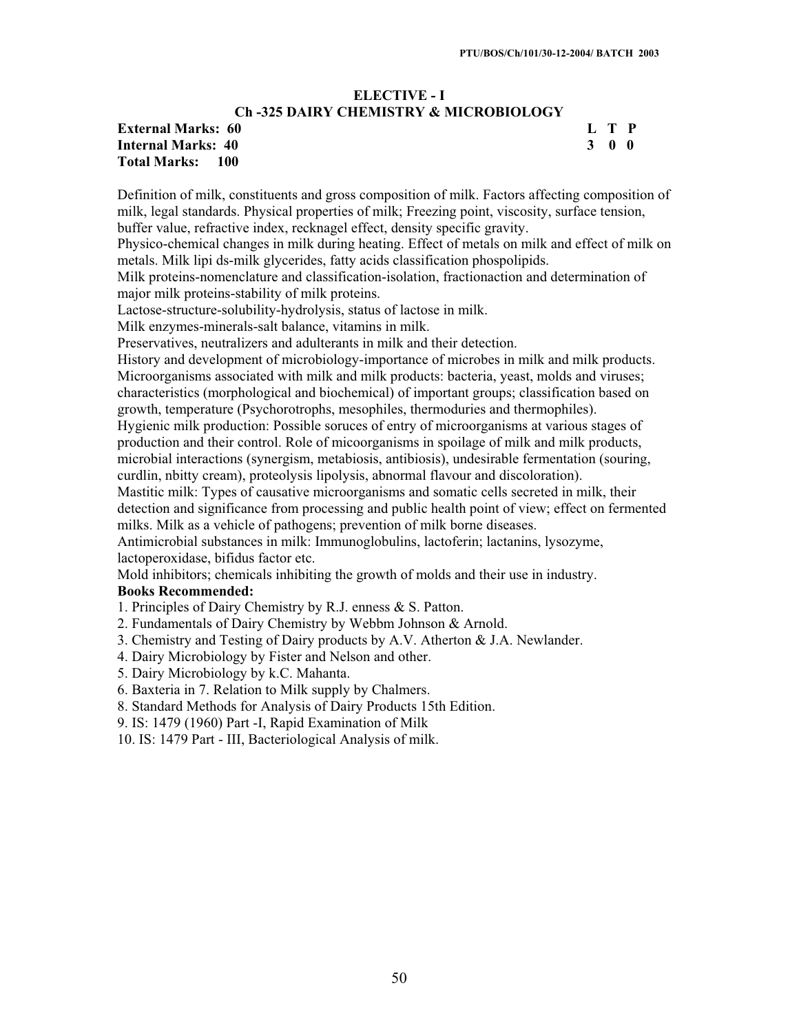## ELECTIVE - I

### Ch -325 DAIRY CHEMISTRY & MICROBIOLOGY

| | L | T | P |
|---|---|---|---|
| **External Marks: 60** | **3** | **0** | **0** |
| **Internal Marks: 40** | | | |
| **Total Marks: 100** | | | |

Definition of milk, constituents and gross composition of milk. Factors affecting composition of milk, legal standards. Physical properties of milk; Freezing point, viscosity, surface tension, buffer value, refractive index, recknagel effect, density specific gravity.

Physico-chemical changes in milk during heating. Effect of metals on milk and effect of milk on metals. Milk lipi ds-milk glycerides, fatty acids classification phospolipids.

Milk proteins-nomenclature and classification-isolation, fractionaction and determination of major milk proteins-stability of milk proteins.

Lactose-structure-solubility-hydrolysis, status of lactose in milk.

Milk enzymes-minerals-salt balance, vitamins in milk.

Preservatives, neutralizers and adulterants in milk and their detection.

History and development of microbiology-importance of microbes in milk and milk products. Microorganisms associated with milk and milk products: bacteria, yeast, molds and viruses; characteristics (morphological and biochemical) of important groups; classification based on growth, temperature (Psychorotrophs, mesophiles, thermoduries and thermophiles).

Hygienic milk production: Possible soruces of entry of microorganisms at various stages of production and their control. Role of micoorganisms in spoilage of milk and milk products, microbial interactions (synergism, metabiosis, antibiosis), undesirable fermentation (souring, curdlin, nbitty cream), proteolysis lipolysis, abnormal flavour and discoloration).

Mastitic milk: Types of causative microorganisms and somatic cells secreted in milk, their detection and significance from processing and public health point of view; effect on fermented milks. Milk as a vehicle of pathogens; prevention of milk borne diseases.

Antimicrobial substances in milk: Immunoglobulins, lactoferin; lactanins, lysozyme, lactoperoxidase, bifidus factor etc.

Mold inhibitors; chemicals inhibiting the growth of molds and their use in industry.

**Books Recommended:**

1. Principles of Dairy Chemistry by R.J. enness & S. Patton.
2. Fundamentals of Dairy Chemistry by Webbm Johnson & Arnold.
3. Chemistry and Testing of Dairy products by A.V. Atherton & J.A. Newlander.
4. Dairy Microbiology by Fister and Nelson and other.
5. Dairy Microbiology by k.C. Mahanta.
6. Baxteria in 7. Relation to Milk supply by Chalmers.
8. Standard Methods for Analysis of Dairy Products 15th Edition.
9. IS: 1479 (1960) Part -I, Rapid Examination of Milk
10. IS: 1479 Part - III, Bacteriological Analysis of milk.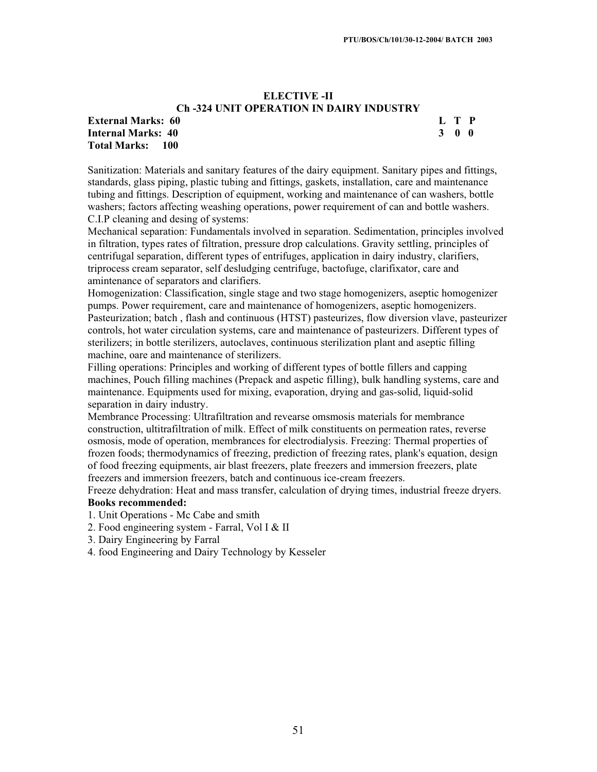## ELECTIVE -II

## Ch -324 UNIT OPERATION IN DAIRY INDUSTRY

**External Marks: 60** **L T P**
**Internal Marks: 40** **3 0 0**
**Total Marks: 100**

Sanitization: Materials and sanitary features of the dairy equipment. Sanitary pipes and fittings, standards, glass piping, plastic tubing and fittings, gaskets, installation, care and maintenance tubing and fittings. Description of equipment, working and maintenance of can washers, bottle washers; factors affecting weashing operations, power requirement of can and bottle washers. C.I.P cleaning and desing of systems:

Mechanical separation: Fundamentals involved in separation. Sedimentation, principles involved in filtration, types rates of filtration, pressure drop calculations. Gravity settling, principles of centrifugal separation, different types of entrifuges, application in dairy industry, clarifiers, triprocess cream separator, self desludging centrifuge, bactofuge, clarifixator, care and amintenance of separators and clarifiers.

Homogenization: Classification, single stage and two stage homogenizers, aseptic homogenizer pumps. Power requirement, care and maintenance of homogenizers, aseptic homogenizers. Pasteurization; batch , flash and continuous (HTST) pasteurizes, flow diversion vlave, pasteurizer controls, hot water circulation systems, care and maintenance of pasteurizers. Different types of sterilizers; in bottle sterilizers, autoclaves, continuous sterilization plant and aseptic filling machine, oare and maintenance of sterilizers.

Filling operations: Principles and working of different types of bottle fillers and capping machines, Pouch filling machines (Prepack and aspetic filling), bulk handling systems, care and maintenance. Equipments used for mixing, evaporation, drying and gas-solid, liquid-solid separation in dairy industry.

Membrance Processing: Ultrafiltration and revearse omsmosis materials for membrance construction, ultitrafiltration of milk. Effect of milk constituents on permeation rates, reverse osmosis, mode of operation, membrances for electrodialysis. Freezing: Thermal properties of frozen foods; thermodynamics of freezing, prediction of freezing rates, plank's equation, design of food freezing equipments, air blast freezers, plate freezers and immersion freezers, plate freezers and immersion freezers, batch and continuous ice-cream freezers.

Freeze dehydration: Heat and mass transfer, calculation of drying times, industrial freeze dryers.

**Books recommended:**

1. Unit Operations - Mc Cabe and smith
2. Food engineering system - Farral, Vol I & II
3. Dairy Engineering by Farral
4. food Engineering and Dairy Technology by Kesseler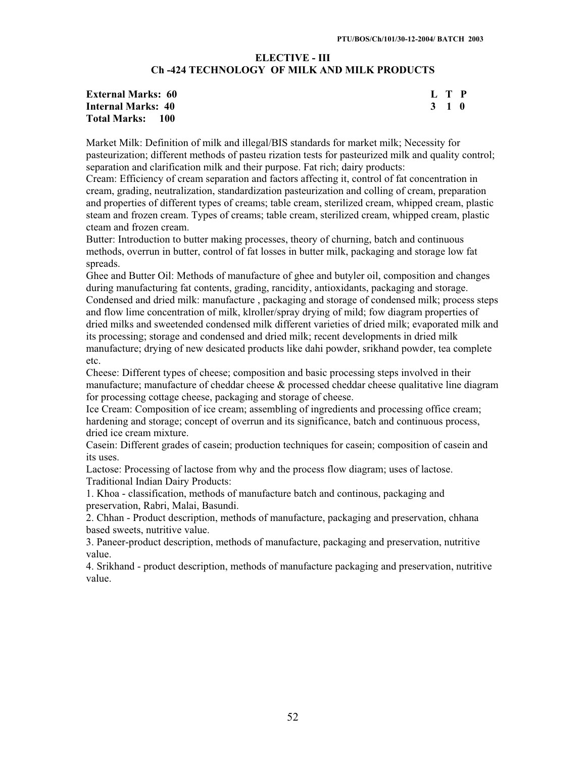## ELECTIVE - III
## Ch -424 TECHNOLOGY OF MILK AND MILK PRODUCTS

**External Marks: 60** **L T P**
**Internal Marks: 40** **3 1 0**
**Total Marks: 100**

Market Milk: Definition of milk and illegal/BIS standards for market milk; Necessity for pasteurization; different methods of pasteu rization tests for pasteurized milk and quality control; separation and clarification milk and their purpose. Fat rich; dairy products:

Cream: Efficiency of cream separation and factors affecting it, control of fat concentration in cream, grading, neutralization, standardization pasteurization and colling of cream, preparation and properties of different types of creams; table cream, sterilized cream, whipped cream, plastic steam and frozen cream. Types of creams; table cream, sterilized cream, whipped cream, plastic cteam and frozen cream.

Butter: Introduction to butter making processes, theory of churning, batch and continuous methods, overrun in butter, control of fat losses in butter milk, packaging and storage low fat spreads.

Ghee and Butter Oil: Methods of manufacture of ghee and butyler oil, composition and changes during manufacturing fat contents, grading, rancidity, antioxidants, packaging and storage.

Condensed and dried milk: manufacture , packaging and storage of condensed milk; process steps and flow lime concentration of milk, klroller/spray drying of mild; fow diagram properties of dried milks and sweetended condensed milk different varieties of dried milk; evaporated milk and its processing; storage and condensed and dried milk; recent developments in dried milk manufacture; drying of new desicated products like dahi powder, srikhand powder, tea complete etc.

Cheese: Different types of cheese; composition and basic processing steps involved in their manufacture; manufacture of cheddar cheese & processed cheddar cheese qualitative line diagram for processing cottage cheese, packaging and storage of cheese.

Ice Cream: Composition of ice cream; assembling of ingredients and processing office cream; hardening and storage; concept of overrun and its significance, batch and continuous process, dried ice cream mixture.

Casein: Different grades of casein; production techniques for casein; composition of casein and its uses.

Lactose: Processing of lactose from why and the process flow diagram; uses of lactose.

Traditional Indian Dairy Products:

1. Khoa - classification, methods of manufacture batch and continous, packaging and preservation, Rabri, Malai, Basundi.
2. Chhan - Product description, methods of manufacture, packaging and preservation, chhana based sweets, nutritive value.
3. Paneer-product description, methods of manufacture, packaging and preservation, nutritive value.
4. Srikhand - product description, methods of manufacture packaging and preservation, nutritive value.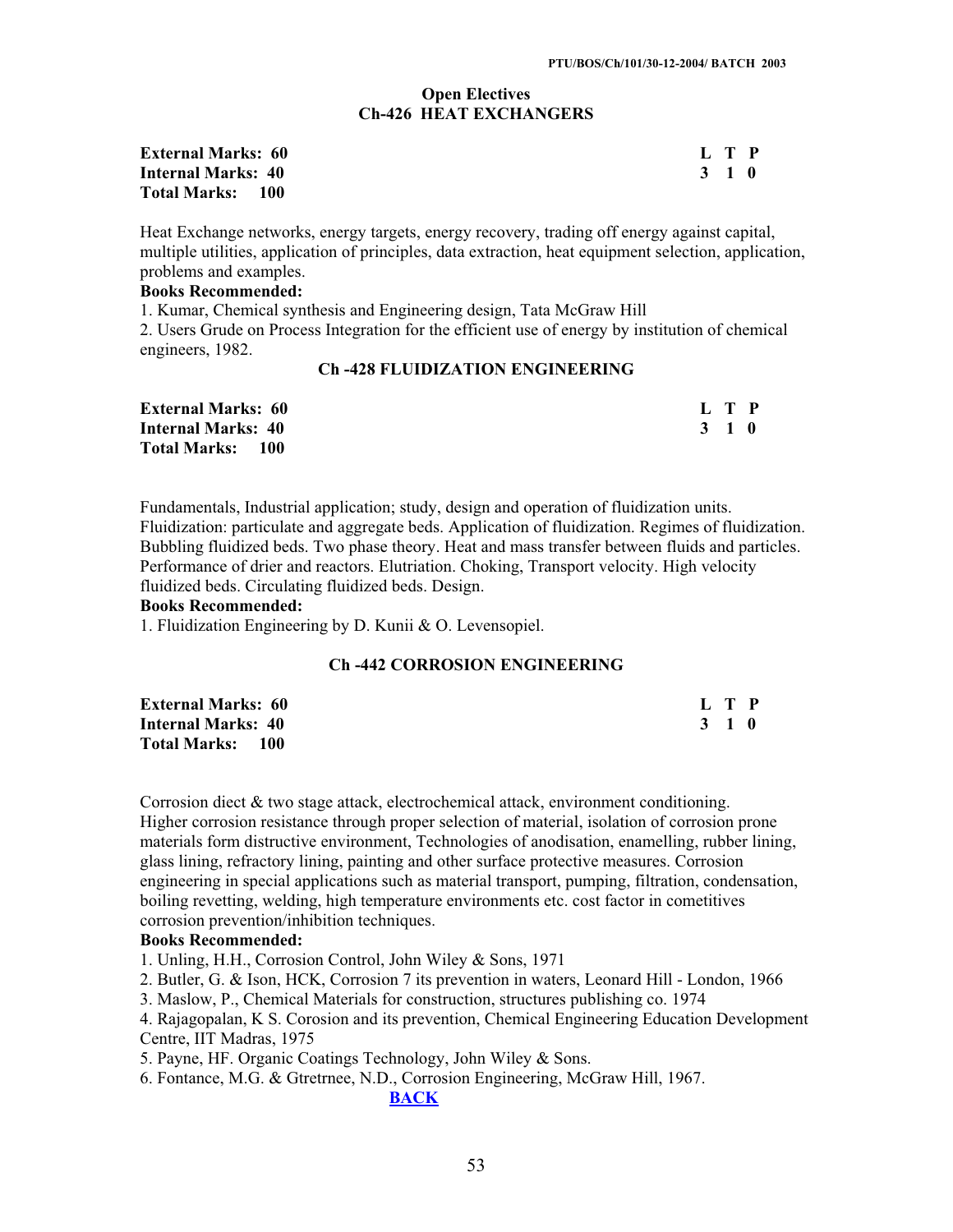PTU/BOS/Ch/101/30-12-2004/ BATCH 2003

## Open Electives

## Ch-426 HEAT EXCHANGERS

| | | |
|---|---|---|
| **External Marks: 60** | | **L T P** |
| **Internal Marks: 40** | | **3 1 0** |
| **Total Marks: 100** | | |

Heat Exchange networks, energy targets, energy recovery, trading off energy against capital, multiple utilities, application of principles, data extraction, heat equipment selection, application, problems and examples.

**Books Recommended:**

1. Kumar, Chemical synthesis and Engineering design, Tata McGraw Hill
2. Users Grude on Process Integration for the efficient use of energy by institution of chemical engineers, 1982.

## Ch -428 FLUIDIZATION ENGINEERING

| | | |
|---|---|---|
| **External Marks: 60** | | **L T P** |
| **Internal Marks: 40** | | **3 1 0** |
| **Total Marks: 100** | | |

Fundamentals, Industrial application; study, design and operation of fluidization units. Fluidization: particulate and aggregate beds. Application of fluidization. Regimes of fluidization. Bubbling fluidized beds. Two phase theory. Heat and mass transfer between fluids and particles. Performance of drier and reactors. Elutriation. Choking, Transport velocity. High velocity fluidized beds. Circulating fluidized beds. Design.

**Books Recommended:**

1. Fluidization Engineering by D. Kunii & O. Levensopiel.

## Ch -442 CORROSION ENGINEERING

| | | |
|---|---|---|
| **External Marks: 60** | | **L T P** |
| **Internal Marks: 40** | | **3 1 0** |
| **Total Marks: 100** | | |

Corrosion diect & two stage attack, electrochemical attack, environment conditioning. Higher corrosion resistance through proper selection of material, isolation of corrosion prone materials form distructive environment, Technologies of anodisation, enamelling, rubber lining, glass lining, refractory lining, painting and other surface protective measures. Corrosion engineering in special applications such as material transport, pumping, filtration, condensation, boiling revetting, welding, high temperature environments etc. cost factor in cometitives corrosion prevention/inhibition techniques.

**Books Recommended:**

1. Unling, H.H., Corrosion Control, John Wiley & Sons, 1971
2. Butler, G. & Ison, HCK, Corrosion 7 its prevention in waters, Leonard Hill - London, 1966
3. Maslow, P., Chemical Materials for construction, structures publishing co. 1974
4. Rajagopalan, K S. Corosion and its prevention, Chemical Engineering Education Development Centre, IIT Madras, 1975
5. Payne, HF. Organic Coatings Technology, John Wiley & Sons.
6. Fontance, M.G. & Gtretrnee, N.D., Corrosion Engineering, McGraw Hill, 1967.

**BACK**